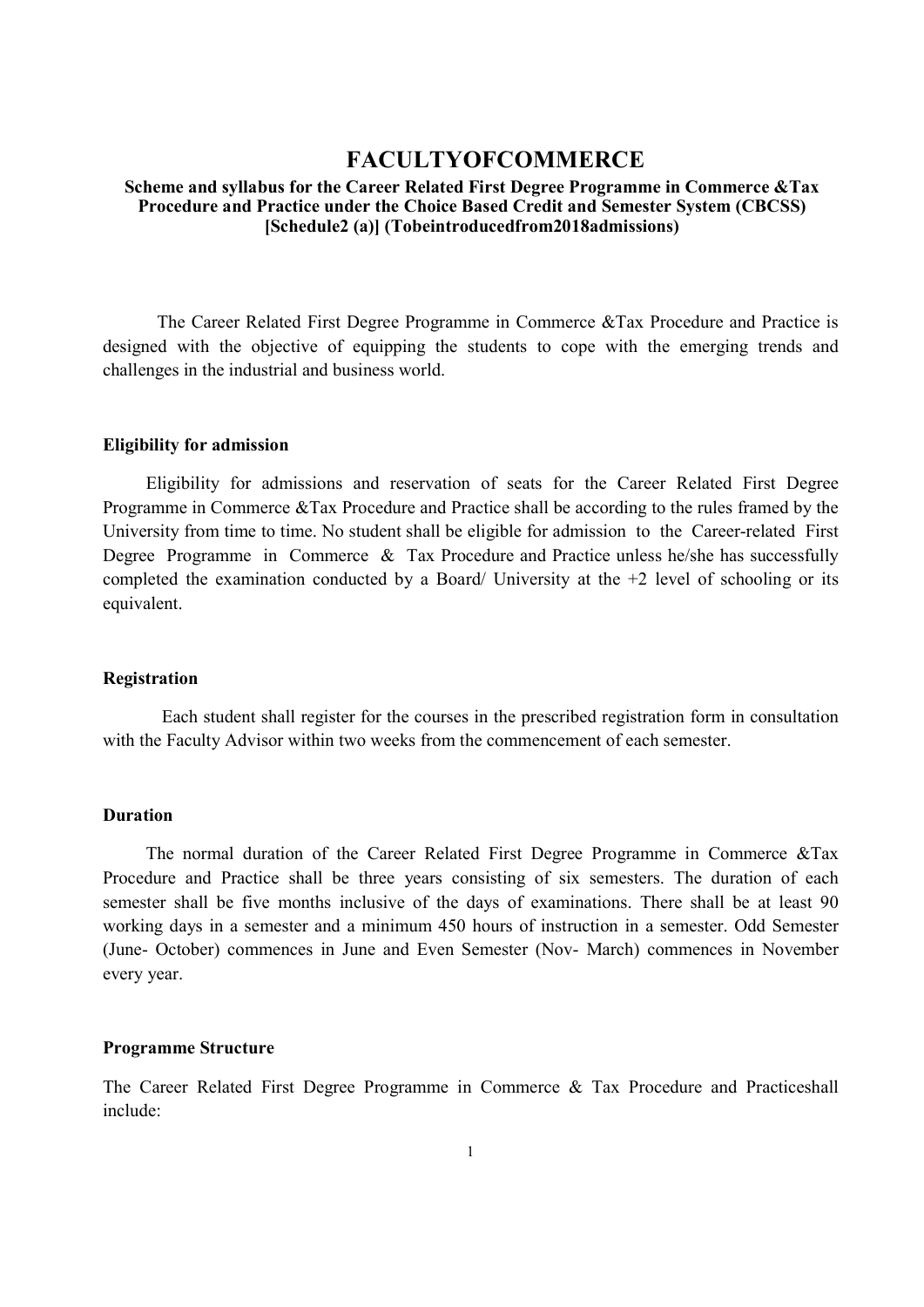# FACULTYOFCOMMERCE

**Scheme and syllabus for the Career Related First Degree Programme in Commerce &Tax Procedure and Practice under the Choice Based Credit and Semester System (CBCSS) [Schedule2 (a)] (Tobeintroducedfrom2018admissions)**

The Career Related First Degree Programme in Commerce &Tax Procedure and Practice is designed with the objective of equipping the students to cope with the emerging trends and challenges in the industrial and business world.

### Eligibility for admission

Eligibility for admissions and reservation of seats for the Career Related First Degree Programme in Commerce &Tax Procedure and Practice shall be according to the rules framed by the University from time to time. No student shall be eligible for admission to the Career-related First Degree Programme in Commerce & Tax Procedure and Practice unless he/she has successfully completed the examination conducted by a Board/ University at the +2 level of schooling or its equivalent.

### Registration

Each student shall register for the courses in the prescribed registration form in consultation with the Faculty Advisor within two weeks from the commencement of each semester.

### Duration

The normal duration of the Career Related First Degree Programme in Commerce &Tax Procedure and Practice shall be three years consisting of six semesters. The duration of each semester shall be five months inclusive of the days of examinations. There shall be at least 90 working days in a semester and a minimum 450 hours of instruction in a semester. Odd Semester (June- October) commences in June and Even Semester (Nov- March) commences in November every year.

### Programme Structure

The Career Related First Degree Programme in Commerce & Tax Procedure and Practiceshall include: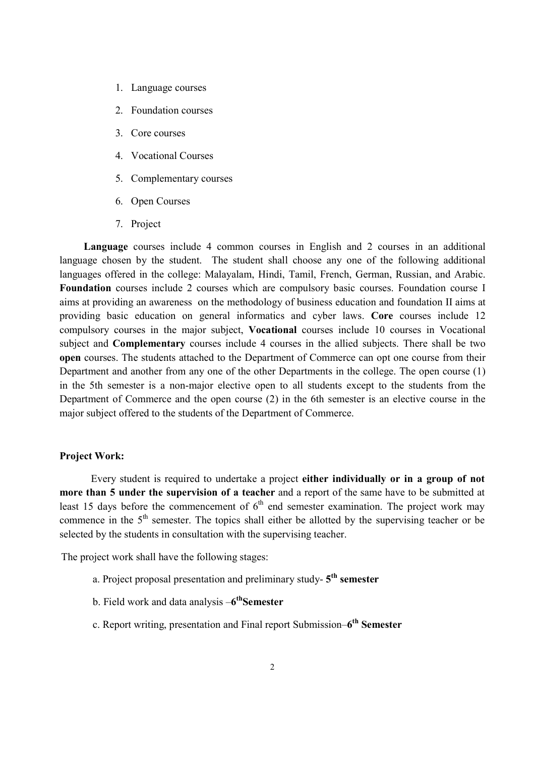1. Language courses
2. Foundation courses
3. Core courses
4. Vocational Courses
5. Complementary courses
6. Open Courses
7. Project

**Language** courses include 4 common courses in English and 2 courses in an additional language chosen by the student. The student shall choose any one of the following additional languages offered in the college: Malayalam, Hindi, Tamil, French, German, Russian, and Arabic. **Foundation** courses include 2 courses which are compulsory basic courses. Foundation course I aims at providing an awareness on the methodology of business education and foundation II aims at providing basic education on general informatics and cyber laws. **Core** courses include 12 compulsory courses in the major subject, **Vocational** courses include 10 courses in Vocational subject and **Complementary** courses include 4 courses in the allied subjects. There shall be two **open** courses. The students attached to the Department of Commerce can opt one course from their Department and another from any one of the other Departments in the college. The open course (1) in the 5th semester is a non-major elective open to all students except to the students from the Department of Commerce and the open course (2) in the 6th semester is an elective course in the major subject offered to the students of the Department of Commerce.

**Project Work:**

Every student is required to undertake a project **either individually or in a group of not more than 5 under the supervision of a teacher** and a report of the same have to be submitted at least 15 days before the commencement of 6th end semester examination. The project work may commence in the 5th semester. The topics shall either be allotted by the supervising teacher or be selected by the students in consultation with the supervising teacher.

The project work shall have the following stages:

a. Project proposal presentation and preliminary study- **5th semester**

b. Field work and data analysis –**6th Semester**

c. Report writing, presentation and Final report Submission–**6th Semester**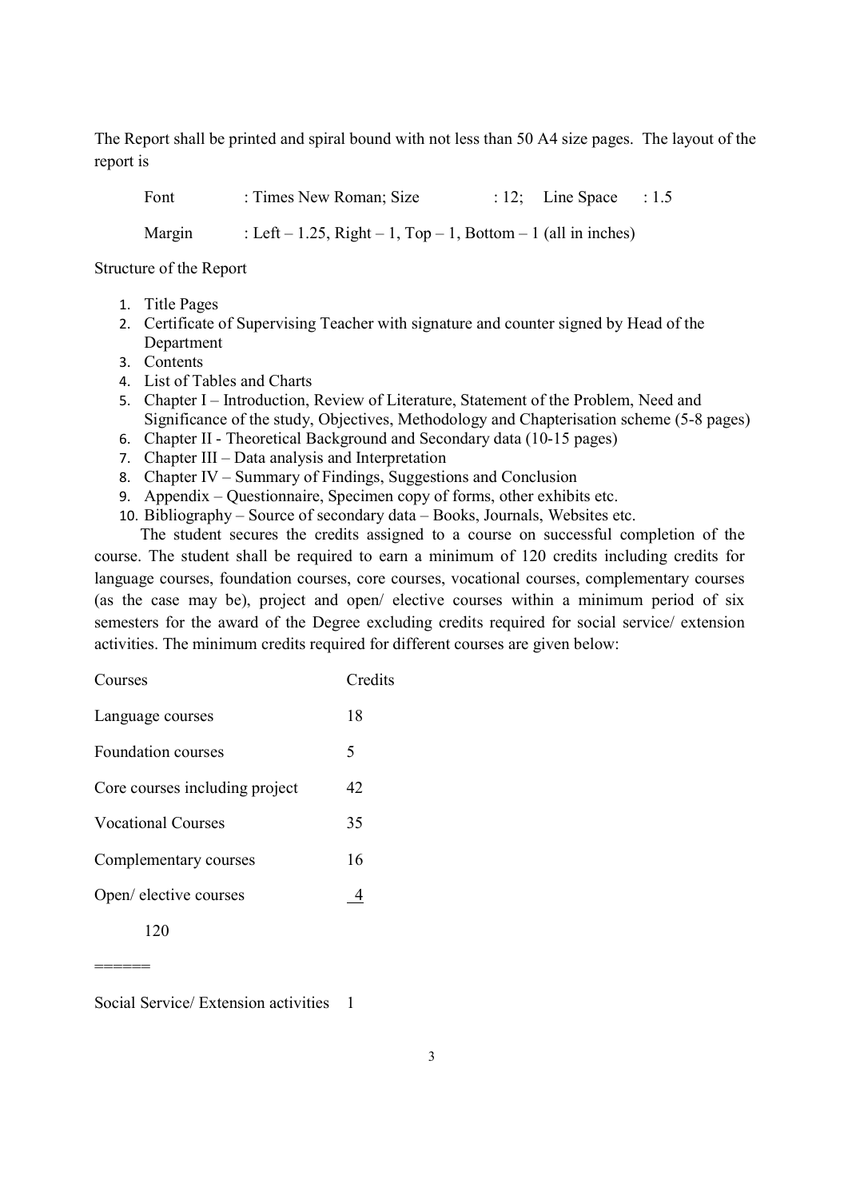The Report shall be printed and spiral bound with not less than 50 A4 size pages. The layout of the report is

Font : Times New Roman; Size : 12; Line Space : 1.5

Margin : Left – 1.25, Right – 1, Top – 1, Bottom – 1 (all in inches)

Structure of the Report

1. Title Pages
2. Certificate of Supervising Teacher with signature and counter signed by Head of the Department
3. Contents
4. List of Tables and Charts
5. Chapter I – Introduction, Review of Literature, Statement of the Problem, Need and Significance of the study, Objectives, Methodology and Chapterisation scheme (5-8 pages)
6. Chapter II - Theoretical Background and Secondary data (10-15 pages)
7. Chapter III – Data analysis and Interpretation
8. Chapter IV – Summary of Findings, Suggestions and Conclusion
9. Appendix – Questionnaire, Specimen copy of forms, other exhibits etc.
10. Bibliography – Source of secondary data – Books, Journals, Websites etc.

The student secures the credits assigned to a course on successful completion of the course. The student shall be required to earn a minimum of 120 credits including credits for language courses, foundation courses, core courses, vocational courses, complementary courses (as the case may be), project and open/ elective courses within a minimum period of six semesters for the award of the Degree excluding credits required for social service/ extension activities. The minimum credits required for different courses are given below:

| Courses | Credits |
|---|---|
| Language courses | 18 |
| Foundation courses | 5 |
| Core courses including project | 42 |
| Vocational Courses | 35 |
| Complementary courses | 16 |
| Open/ elective courses | 4 |
| | 120 |

======

Social Service/ Extension activities 1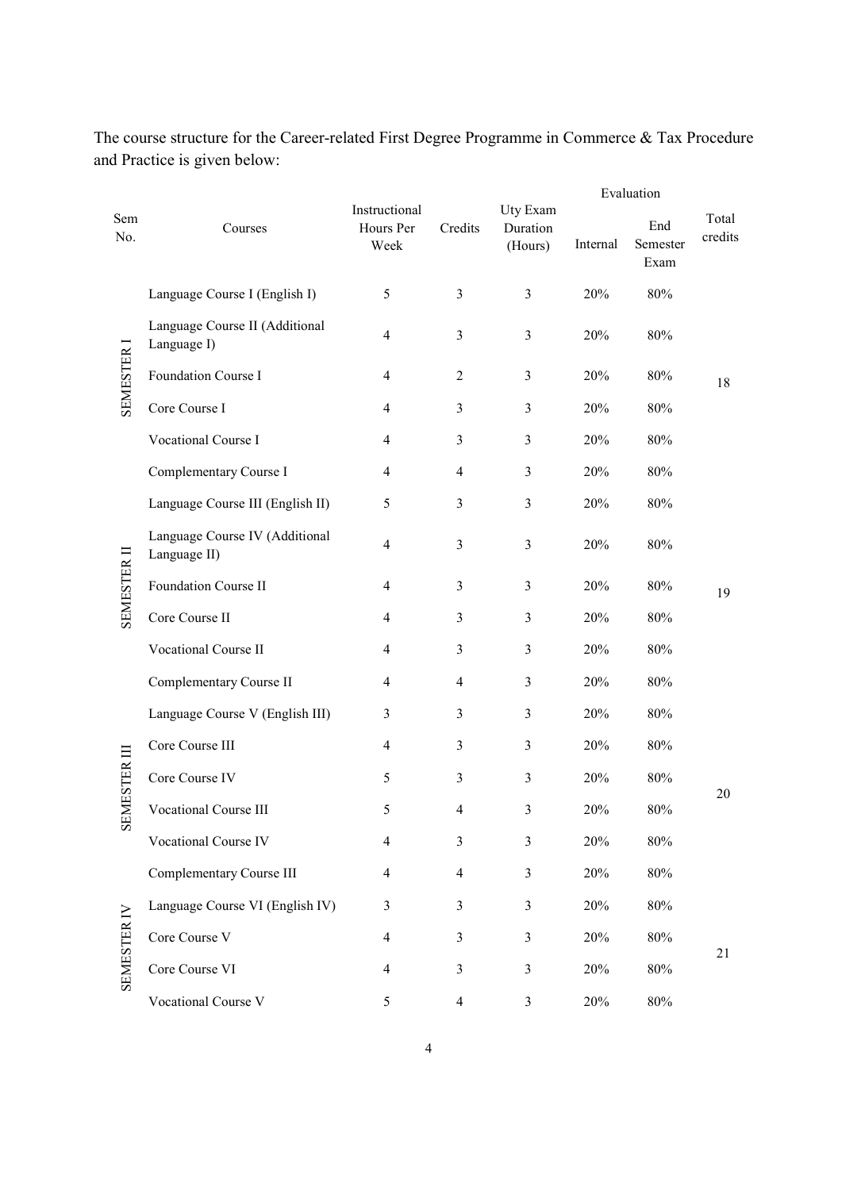The course structure for the Career-related First Degree Programme in Commerce & Tax Procedure and Practice is given below:

| Sem No. | Courses | Instructional Hours Per Week | Credits | Uty Exam Duration (Hours) | Evaluation | | Total credits |
|---|---|---|---|---|---|---|---|
| | | | | | Internal | End Semester Exam | |
| SEMESTER I | Language Course I (English I) | 5 | 3 | 3 | 20% | 80% | 18 |
| | Language Course II (Additional Language I) | 4 | 3 | 3 | 20% | 80% | |
| | Foundation Course I | 4 | 2 | 3 | 20% | 80% | |
| | Core Course I | 4 | 3 | 3 | 20% | 80% | |
| | Vocational Course I | 4 | 3 | 3 | 20% | 80% | |
| | Complementary Course I | 4 | 4 | 3 | 20% | 80% | |
| SEMESTER II | Language Course III (English II) | 5 | 3 | 3 | 20% | 80% | 19 |
| | Language Course IV (Additional Language II) | 4 | 3 | 3 | 20% | 80% | |
| | Foundation Course II | 4 | 3 | 3 | 20% | 80% | |
| | Core Course II | 4 | 3 | 3 | 20% | 80% | |
| | Vocational Course II | 4 | 3 | 3 | 20% | 80% | |
| | Complementary Course II | 4 | 4 | 3 | 20% | 80% | |
| SEMESTER III | Language Course V (English III) | 3 | 3 | 3 | 20% | 80% | 20 |
| | Core Course III | 4 | 3 | 3 | 20% | 80% | |
| | Core Course IV | 5 | 3 | 3 | 20% | 80% | |
| | Vocational Course III | 5 | 4 | 3 | 20% | 80% | |
| | Vocational Course IV | 4 | 3 | 3 | 20% | 80% | |
| | Complementary Course III | 4 | 4 | 3 | 20% | 80% | |
| SEMESTER IV | Language Course VI (English IV) | 3 | 3 | 3 | 20% | 80% | 21 |
| | Core Course V | 4 | 3 | 3 | 20% | 80% | |
| | Core Course VI | 4 | 3 | 3 | 20% | 80% | |
| | Vocational Course V | 5 | 4 | 3 | 20% | 80% | |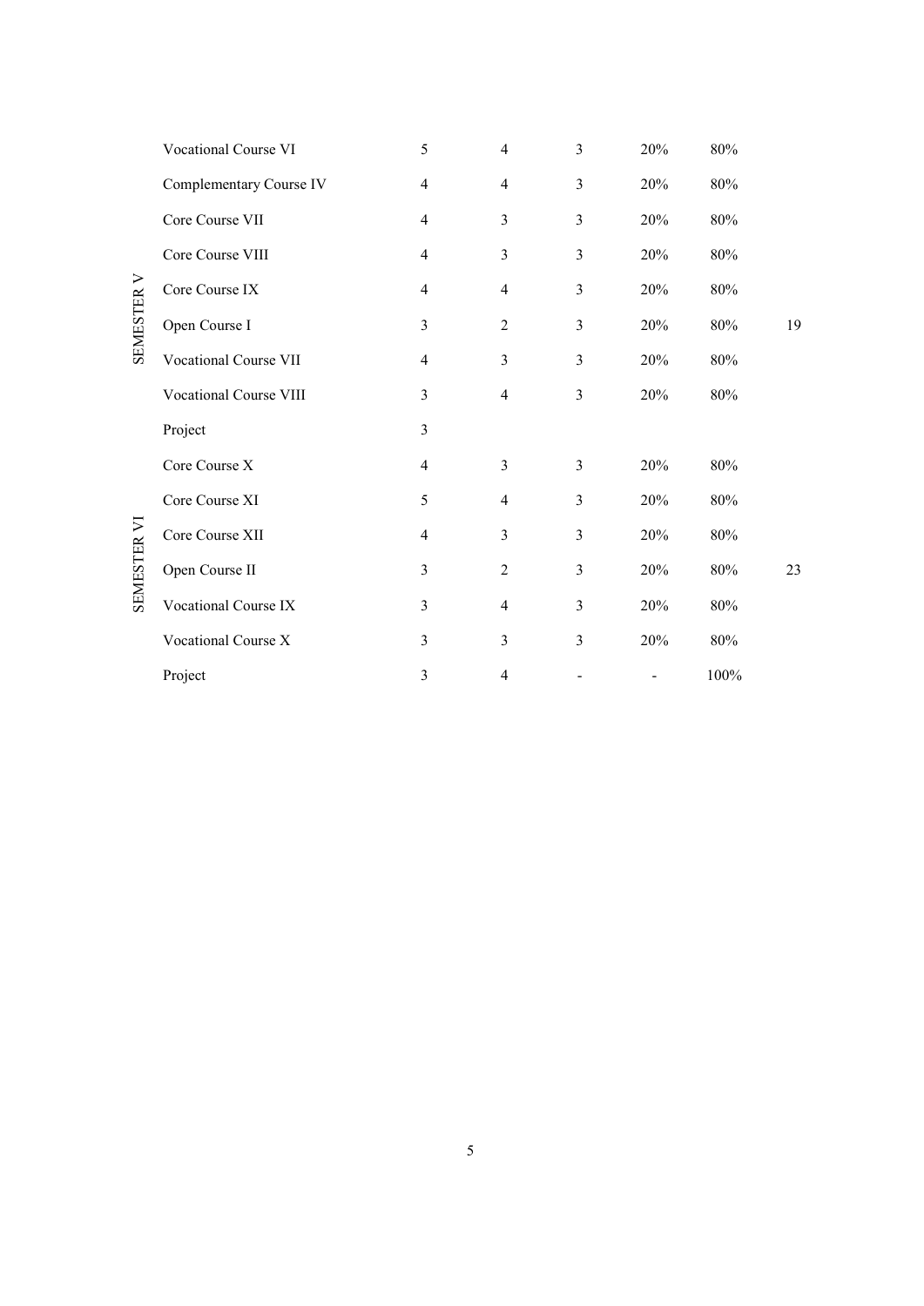| | | | | | | | |
|---|---|---|---|---|---|---|---|
| SEMESTER V | Vocational Course VI | 5 | 4 | 3 | 20% | 80% | |
| | Complementary Course IV | 4 | 4 | 3 | 20% | 80% | |
| | Core Course VII | 4 | 3 | 3 | 20% | 80% | |
| | Core Course VIII | 4 | 3 | 3 | 20% | 80% | |
| | Core Course IX | 4 | 4 | 3 | 20% | 80% | |
| | Open Course I | 3 | 2 | 3 | 20% | 80% | 19 |
| | Vocational Course VII | 4 | 3 | 3 | 20% | 80% | |
| | Vocational Course VIII | 3 | 4 | 3 | 20% | 80% | |
| | Project | 3 | | | | | |
| SEMESTER VI | Core Course X | 4 | 3 | 3 | 20% | 80% | |
| | Core Course XI | 5 | 4 | 3 | 20% | 80% | |
| | Core Course XII | 4 | 3 | 3 | 20% | 80% | |
| | Open Course II | 3 | 2 | 3 | 20% | 80% | 23 |
| | Vocational Course IX | 3 | 4 | 3 | 20% | 80% | |
| | Vocational Course X | 3 | 3 | 3 | 20% | 80% | |
| | Project | 3 | 4 | - | - | 100% | |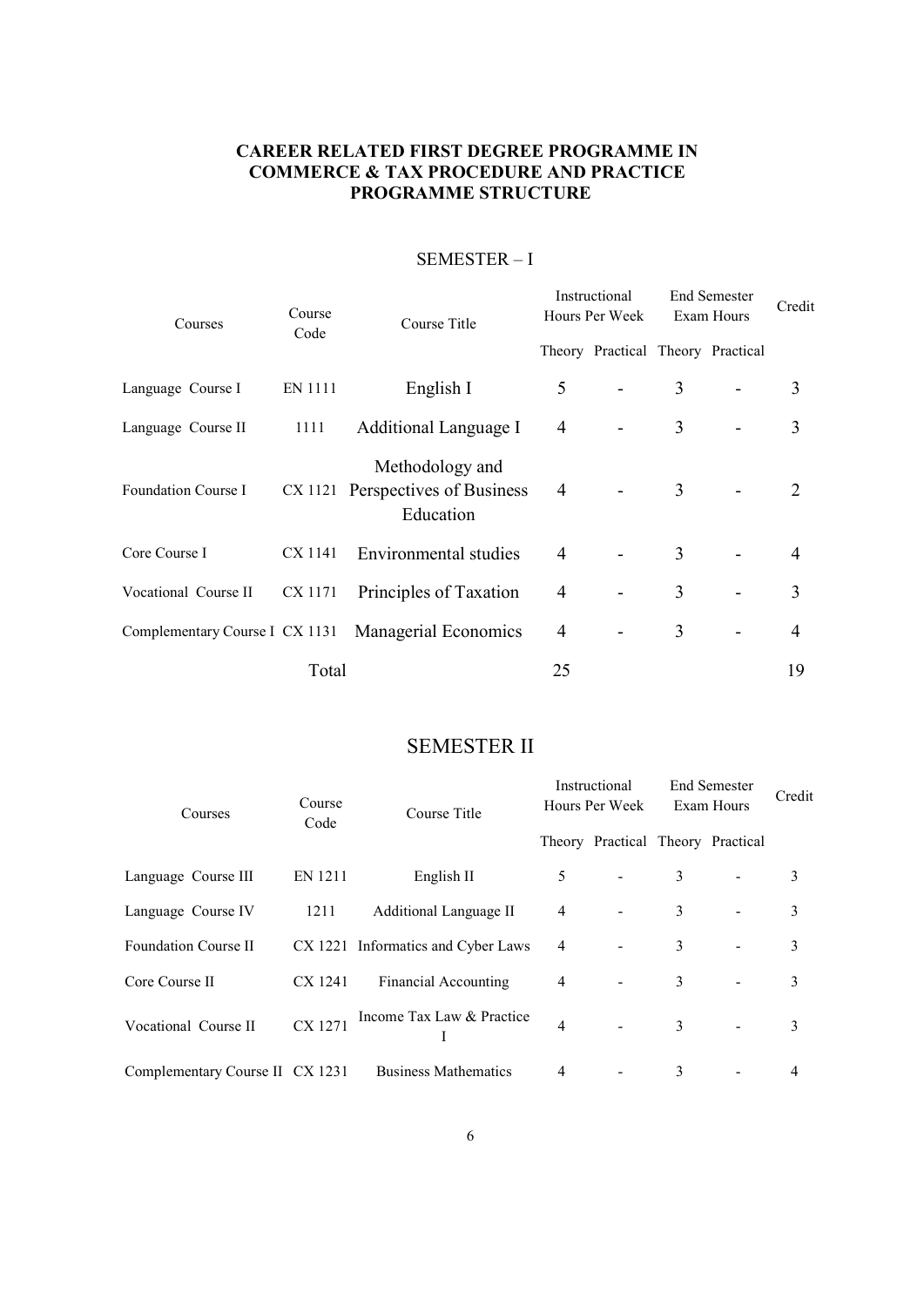# CAREER RELATED FIRST DEGREE PROGRAMME IN COMMERCE & TAX PROCEDURE AND PRACTICE PROGRAMME STRUCTURE

## SEMESTER – I

| Courses | Course Code | Course Title | Instructional Hours Per Week | | End Semester Exam Hours | | Credit |
|---|---|---|---|---|---|---|---|
| | | | Theory | Practical | Theory | Practical | |
| Language Course I | EN 1111 | English I | 5 | - | 3 | - | 3 |
| Language Course II | 1111 | Additional Language I | 4 | - | 3 | - | 3 |
| Foundation Course I | CX 1121 | Methodology and Perspectives of Business Education | 4 | - | 3 | - | 2 |
| Core Course I | CX 1141 | Environmental studies | 4 | - | 3 | - | 4 |
| Vocational Course II | CX 1171 | Principles of Taxation | 4 | - | 3 | - | 3 |
| Complementary Course I | CX 1131 | Managerial Economics | 4 | - | 3 | - | 4 |
| | Total | | 25 | | | | 19 |

## SEMESTER II

| Courses | Course Code | Course Title | Instructional Hours Per Week | | End Semester Exam Hours | | Credit |
|---|---|---|---|---|---|---|---|
| | | | Theory | Practical | Theory | Practical | |
| Language Course III | EN 1211 | English II | 5 | - | 3 | - | 3 |
| Language Course IV | 1211 | Additional Language II | 4 | - | 3 | - | 3 |
| Foundation Course II | CX 1221 | Informatics and Cyber Laws | 4 | - | 3 | - | 3 |
| Core Course II | CX 1241 | Financial Accounting | 4 | - | 3 | - | 3 |
| Vocational Course II | CX 1271 | Income Tax Law & Practice I | 4 | - | 3 | - | 3 |
| Complementary Course II | CX 1231 | Business Mathematics | 4 | - | 3 | - | 4 |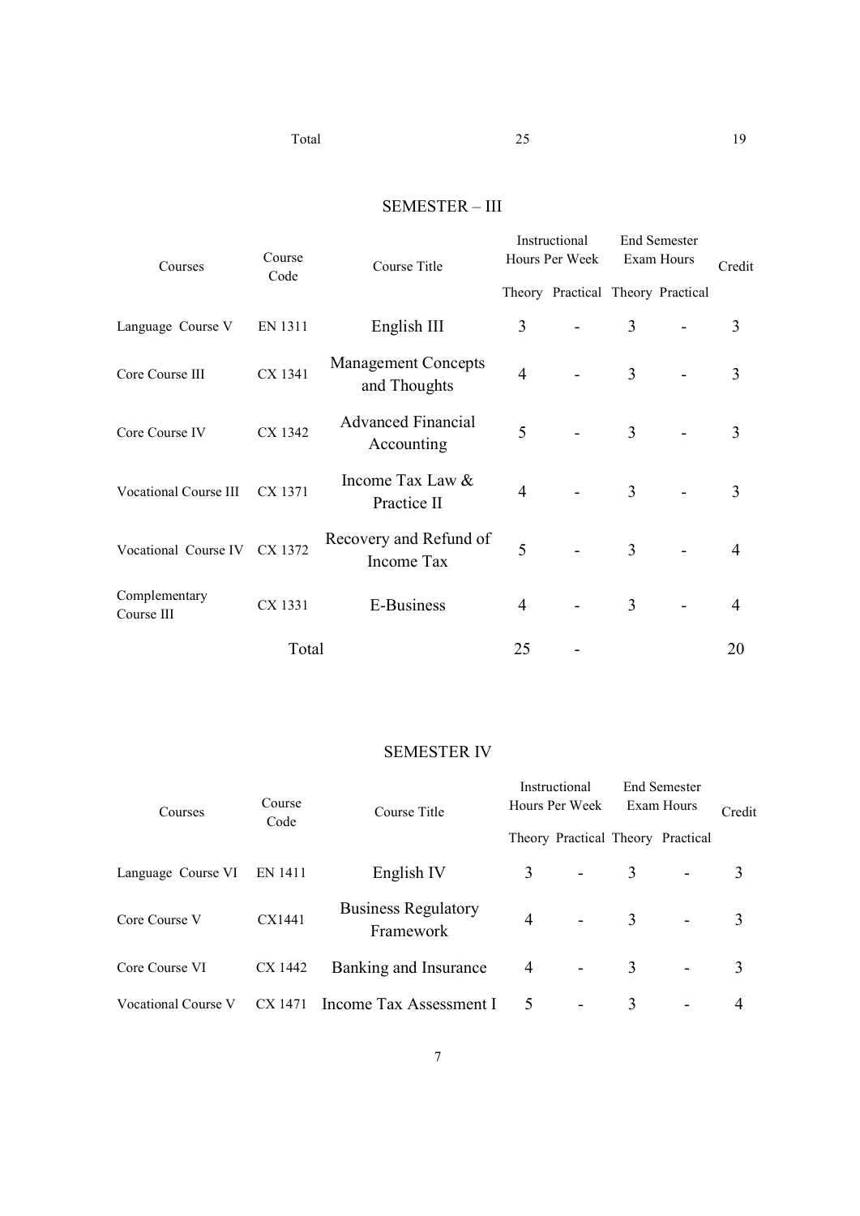| | | Total | 25 | | | | 19 |
|---|---|---|---|---|---|---|---|

## SEMESTER – III

| Courses | Course Code | Course Title | Instructional Hours Per Week | | End Semester Exam Hours | | Credit |
|---|---|---|---|---|---|---|---|
| | | | Theory | Practical | Theory | Practical | |
| Language Course V | EN 1311 | English III | 3 | - | 3 | - | 3 |
| Core Course III | CX 1341 | Management Concepts and Thoughts | 4 | - | 3 | - | 3 |
| Core Course IV | CX 1342 | Advanced Financial Accounting | 5 | - | 3 | - | 3 |
| Vocational Course III | CX 1371 | Income Tax Law & Practice II | 4 | - | 3 | - | 3 |
| Vocational Course IV | CX 1372 | Recovery and Refund of Income Tax | 5 | - | 3 | - | 4 |
| Complementary Course III | CX 1331 | E-Business | 4 | - | 3 | - | 4 |
| | | Total | 25 | - | | | 20 |

## SEMESTER IV

| Courses | Course Code | Course Title | Instructional Hours Per Week | | End Semester Exam Hours | | Credit |
|---|---|---|---|---|---|---|---|
| | | | Theory | Practical | Theory | Practical | |
| Language Course VI | EN 1411 | English IV | 3 | - | 3 | - | 3 |
| Core Course V | CX1441 | Business Regulatory Framework | 4 | - | 3 | - | 3 |
| Core Course VI | CX 1442 | Banking and Insurance | 4 | - | 3 | - | 3 |
| Vocational Course V | CX 1471 | Income Tax Assessment I | 5 | - | 3 | - | 4 |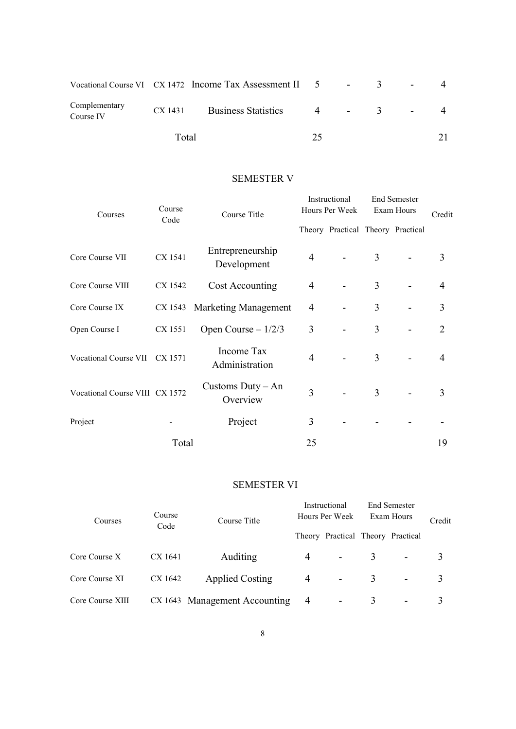| | | | | | | | |
|---|---|---|---|---|---|---|---|
| Vocational Course VI | CX 1472 | Income Tax Assessment II | 5 | - | 3 | - | 4 |
| Complementary Course IV | CX 1431 | Business Statistics | 4 | - | 3 | - | 4 |
| | Total | | 25 | | | | 21 |

## SEMESTER V

| Courses | Course Code | Course Title | Instructional Hours Per Week | | End Semester Exam Hours | | Credit |
|---|---|---|---|---|---|---|---|
| | | | Theory | Practical | Theory | Practical | |
| Core Course VII | CX 1541 | Entrepreneurship Development | 4 | - | 3 | - | 3 |
| Core Course VIII | CX 1542 | Cost Accounting | 4 | - | 3 | - | 4 |
| Core Course IX | CX 1543 | Marketing Management | 4 | - | 3 | - | 3 |
| Open Course I | CX 1551 | Open Course – 1/2/3 | 3 | - | 3 | - | 2 |
| Vocational Course VII | CX 1571 | Income Tax Administration | 4 | - | 3 | - | 4 |
| Vocational Course VIII | CX 1572 | Customs Duty – An Overview | 3 | - | 3 | - | 3 |
| Project | - | Project | 3 | - | - | - | - |
| | Total | | 25 | | | | 19 |

## SEMESTER VI

| Courses | Course Code | Course Title | Instructional Hours Per Week | | End Semester Exam Hours | | Credit |
|---|---|---|---|---|---|---|---|
| | | | Theory | Practical | Theory | Practical | |
| Core Course X | CX 1641 | Auditing | 4 | - | 3 | - | 3 |
| Core Course XI | CX 1642 | Applied Costing | 4 | - | 3 | - | 3 |
| Core Course XIII | CX 1643 | Management Accounting | 4 | - | 3 | - | 3 |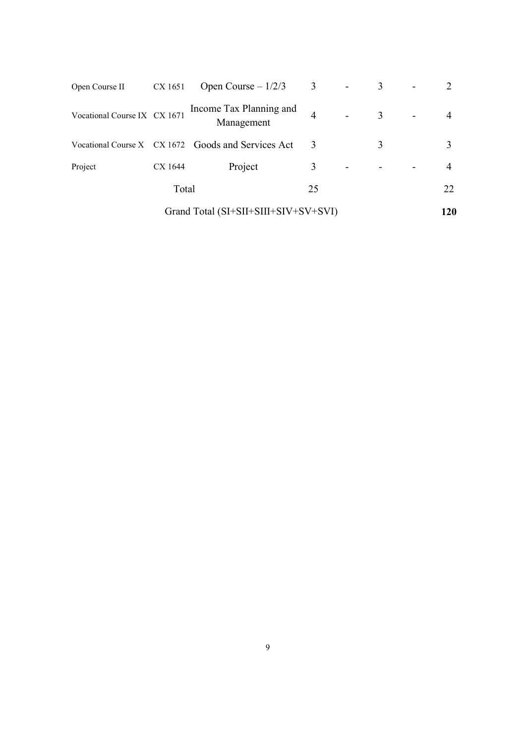| | | | | | | | |
|---|---|---|---|---|---|---|---|
| Open Course II | CX 1651 | Open Course – 1/2/3 | 3 | - | 3 | - | 2 |
| Vocational Course IX | CX 1671 | Income Tax Planning and Management | 4 | - | 3 | - | 4 |
| Vocational Course X | CX 1672 | Goods and Services Act | 3 | | 3 | | 3 |
| Project | CX 1644 | Project | 3 | - | - | - | 4 |
| | Total | | 25 | | | | 22 |
| | | Grand Total (SI+SII+SIII+SIV+SV+SVI) | | | | | **120** |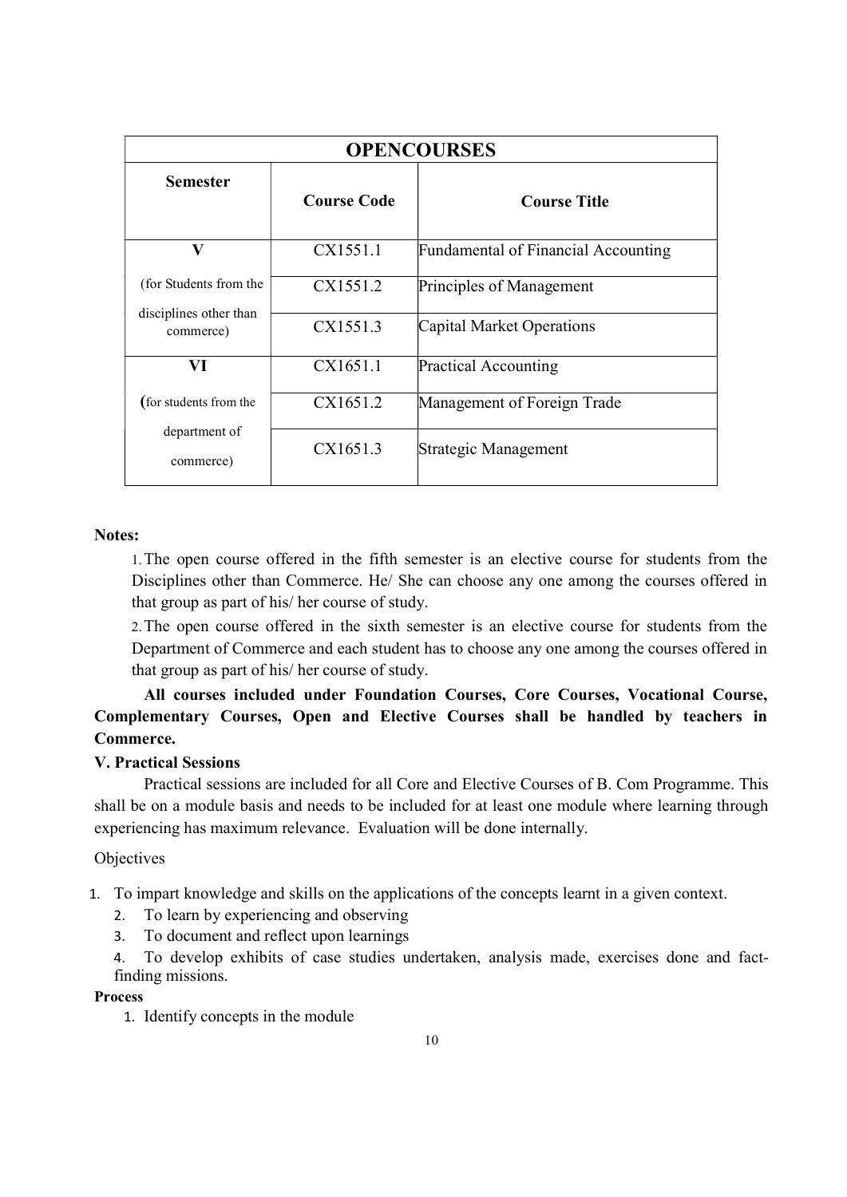| OPENCOURSES | | |
|---|---|---|
| **Semester** | **Course Code** | **Course Title** |
| **V** | CX1551.1 | Fundamental of Financial Accounting |
| (for Students from the | CX1551.2 | Principles of Management |
| disciplines other than commerce) | CX1551.3 | Capital Market Operations |
| **VI** | CX1651.1 | Practical Accounting |
| (for students from the | CX1651.2 | Management of Foreign Trade |
| department of commerce) | CX1651.3 | Strategic Management |

**Notes:**

1. The open course offered in the fifth semester is an elective course for students from the Disciplines other than Commerce. He/ She can choose any one among the courses offered in that group as part of his/ her course of study.
2. The open course offered in the sixth semester is an elective course for students from the Department of Commerce and each student has to choose any one among the courses offered in that group as part of his/ her course of study.

**All courses included under Foundation Courses, Core Courses, Vocational Course, Complementary Courses, Open and Elective Courses shall be handled by teachers in Commerce.**

### V. Practical Sessions

Practical sessions are included for all Core and Elective Courses of B. Com Programme. This shall be on a module basis and needs to be included for at least one module where learning through experiencing has maximum relevance. Evaluation will be done internally.

Objectives

1. To impart knowledge and skills on the applications of the concepts learnt in a given context.
2. To learn by experiencing and observing
3. To document and reflect upon learnings
4. To develop exhibits of case studies undertaken, analysis made, exercises done and fact-finding missions.

**Process**

1. Identify concepts in the module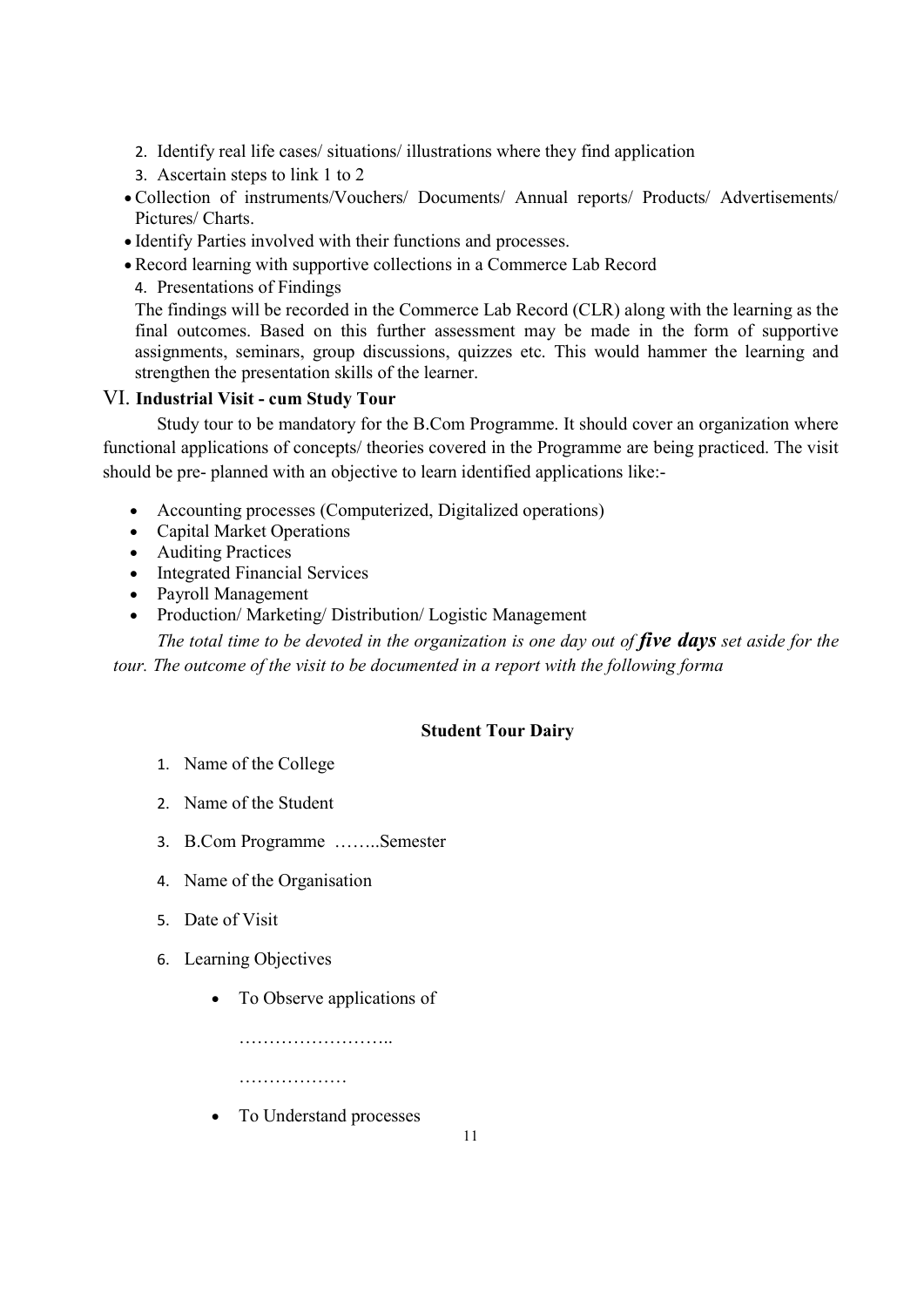2. Identify real life cases/ situations/ illustrations where they find application
3. Ascertain steps to link 1 to 2

- Collection of instruments/Vouchers/ Documents/ Annual reports/ Products/ Advertisements/ Pictures/ Charts.
- Identify Parties involved with their functions and processes.
- Record learning with supportive collections in a Commerce Lab Record

4. Presentations of Findings

The findings will be recorded in the Commerce Lab Record (CLR) along with the learning as the final outcomes. Based on this further assessment may be made in the form of supportive assignments, seminars, group discussions, quizzes etc. This would hammer the learning and strengthen the presentation skills of the learner.

## VI. Industrial Visit - cum Study Tour

Study tour to be mandatory for the B.Com Programme. It should cover an organization where functional applications of concepts/ theories covered in the Programme are being practiced. The visit should be pre- planned with an objective to learn identified applications like:-

- Accounting processes (Computerized, Digitalized operations)
- Capital Market Operations
- Auditing Practices
- Integrated Financial Services
- Payroll Management
- Production/ Marketing/ Distribution/ Logistic Management

*The total time to be devoted in the organization is one day out of **five days** set aside for the tour. The outcome of the visit to be documented in a report with the following forma*

### Student Tour Dairy

1. Name of the College
2. Name of the Student
3. B.Com Programme ……..Semester
4. Name of the Organisation
5. Date of Visit
6. Learning Objectives
   - To Observe applications of

     ……………………..

     ………………
   - To Understand processes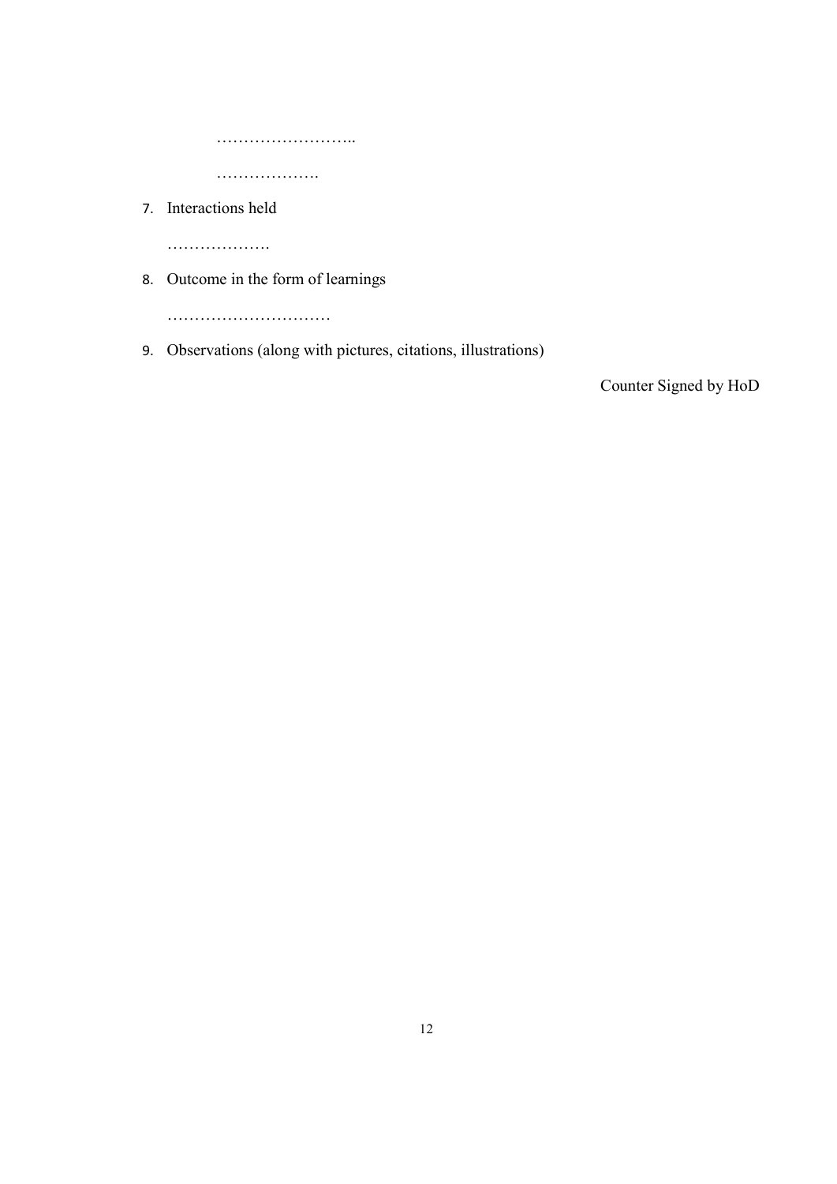……………………..

……………….

7. Interactions held

   ……………….

8. Outcome in the form of learnings

   …………………………

9. Observations (along with pictures, citations, illustrations)

Counter Signed by HoD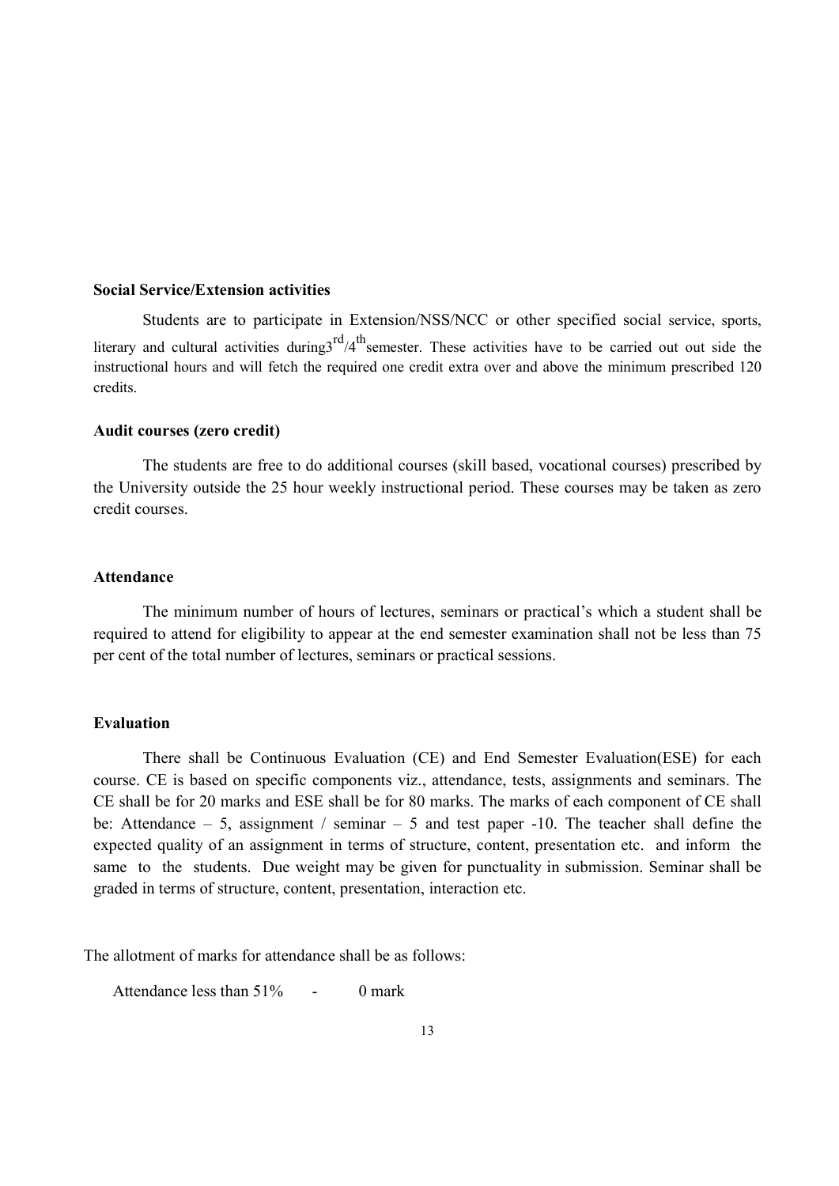**Social Service/Extension activities**

Students are to participate in Extension/NSS/NCC or other specified social service, sports, literary and cultural activities during$3^{rd}/4^{th}$semester. These activities have to be carried out out side the instructional hours and will fetch the required one credit extra over and above the minimum prescribed 120 credits.

**Audit courses (zero credit)**

The students are free to do additional courses (skill based, vocational courses) prescribed by the University outside the 25 hour weekly instructional period. These courses may be taken as zero credit courses.

**Attendance**

The minimum number of hours of lectures, seminars or practical's which a student shall be required to attend for eligibility to appear at the end semester examination shall not be less than 75 per cent of the total number of lectures, seminars or practical sessions.

**Evaluation**

There shall be Continuous Evaluation (CE) and End Semester Evaluation(ESE) for each course. CE is based on specific components viz., attendance, tests, assignments and seminars. The CE shall be for 20 marks and ESE shall be for 80 marks. The marks of each component of CE shall be: Attendance – 5, assignment / seminar – 5 and test paper -10. The teacher shall define the expected quality of an assignment in terms of structure, content, presentation etc. and inform the same to the students. Due weight may be given for punctuality in submission. Seminar shall be graded in terms of structure, content, presentation, interaction etc.

The allotment of marks for attendance shall be as follows:

Attendance less than 51% - 0 mark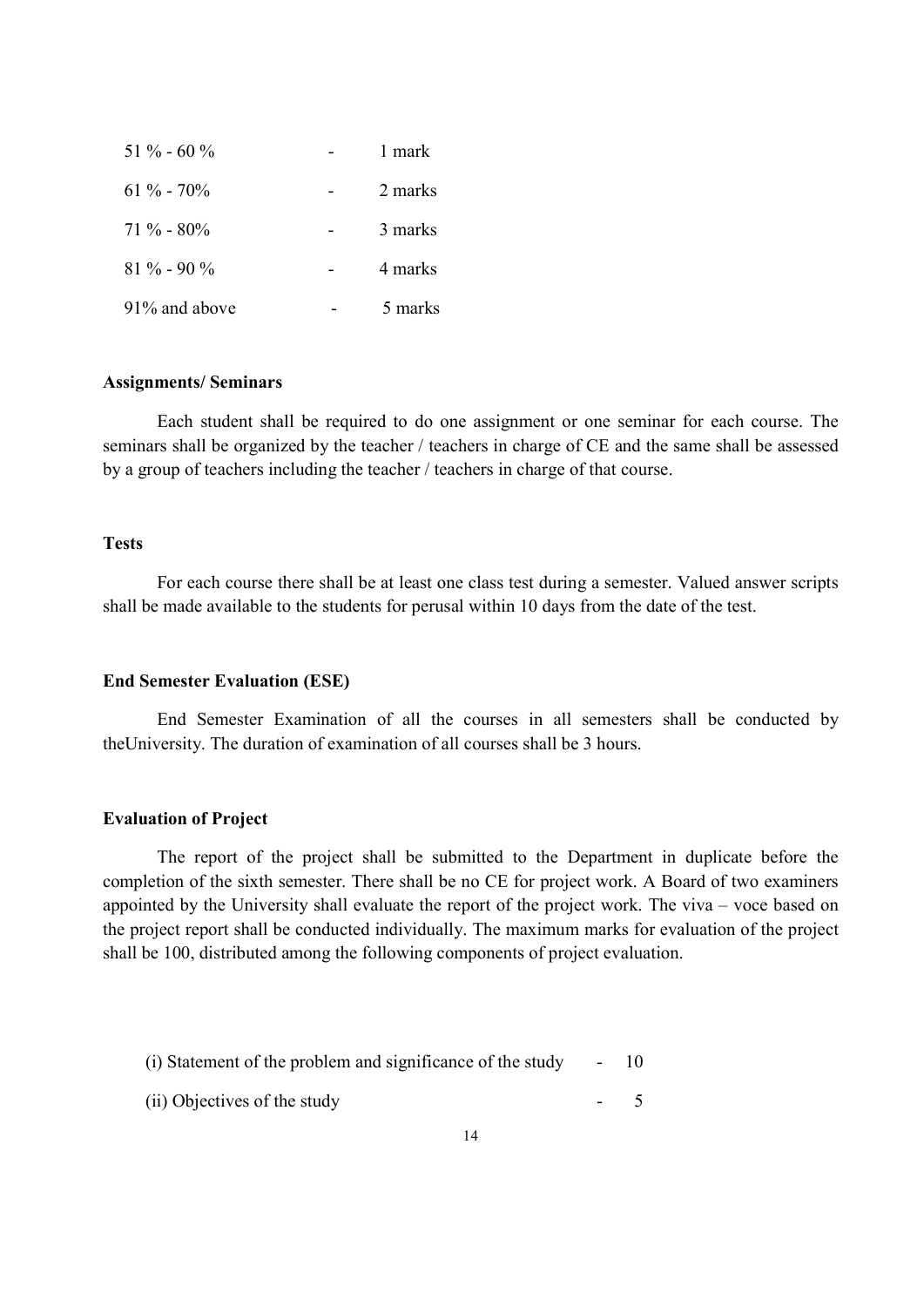| | | |
|---|---|---|
| 51 % - 60 % | - | 1 mark |
| 61 % - 70% | - | 2 marks |
| 71 % - 80% | - | 3 marks |
| 81 % - 90 % | - | 4 marks |
| 91% and above | - | 5 marks |

**Assignments/ Seminars**

Each student shall be required to do one assignment or one seminar for each course. The seminars shall be organized by the teacher / teachers in charge of CE and the same shall be assessed by a group of teachers including the teacher / teachers in charge of that course.

**Tests**

For each course there shall be at least one class test during a semester. Valued answer scripts shall be made available to the students for perusal within 10 days from the date of the test.

**End Semester Evaluation (ESE)**

End Semester Examination of all the courses in all semesters shall be conducted by theUniversity. The duration of examination of all courses shall be 3 hours.

**Evaluation of Project**

The report of the project shall be submitted to the Department in duplicate before the completion of the sixth semester. There shall be no CE for project work. A Board of two examiners appointed by the University shall evaluate the report of the project work. The viva – voce based on the project report shall be conducted individually. The maximum marks for evaluation of the project shall be 100, distributed among the following components of project evaluation.

| | | |
|---|---|---|
| (i) Statement of the problem and significance of the study | - | 10 |
| (ii) Objectives of the study | - | 5 |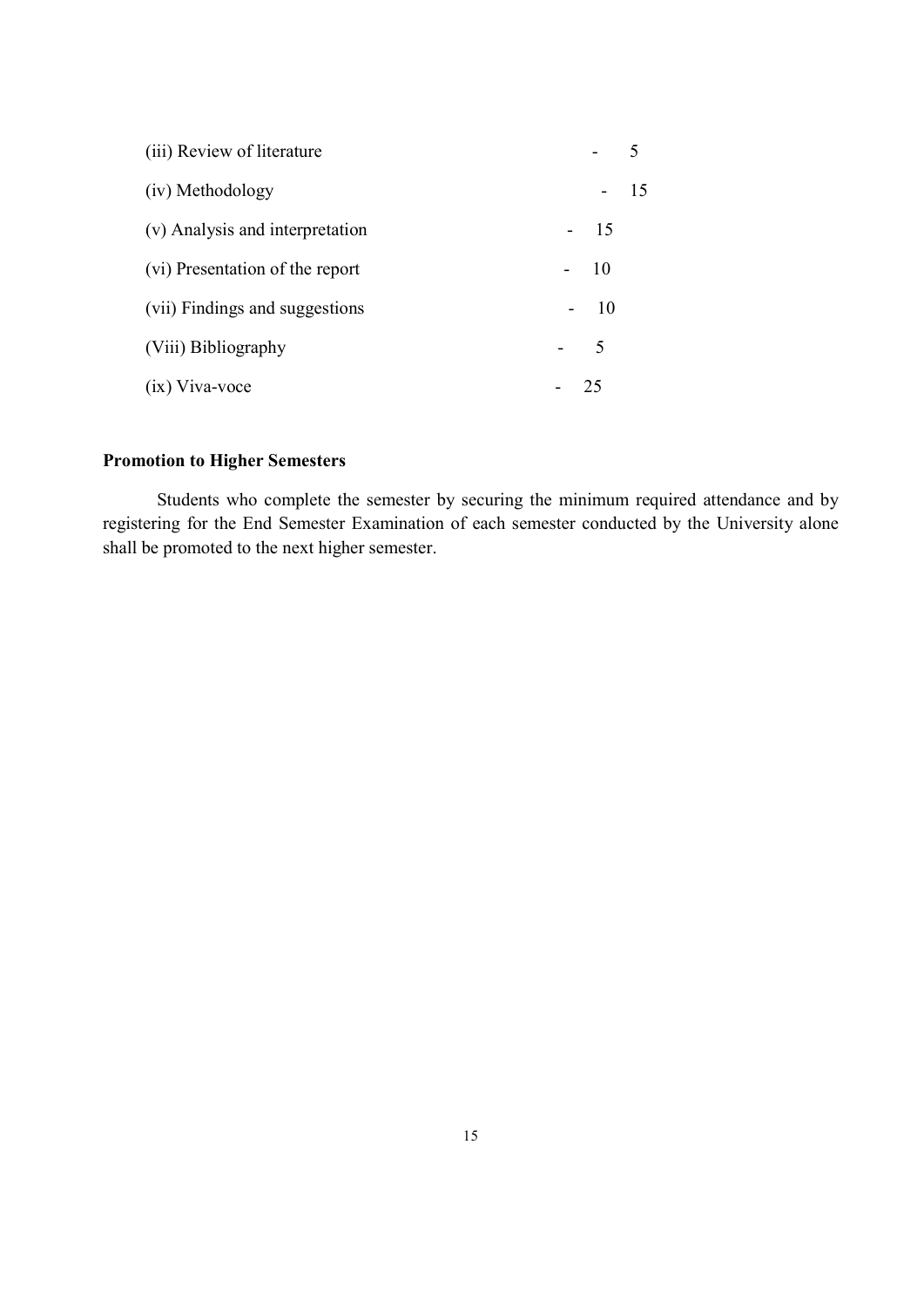(iii) Review of literature - 5

(iv) Methodology - 15

(v) Analysis and interpretation - 15

(vi) Presentation of the report - 10

(vii) Findings and suggestions - 10

(Viii) Bibliography - 5

(ix) Viva-voce - 25

**Promotion to Higher Semesters**

Students who complete the semester by securing the minimum required attendance and by registering for the End Semester Examination of each semester conducted by the University alone shall be promoted to the next higher semester.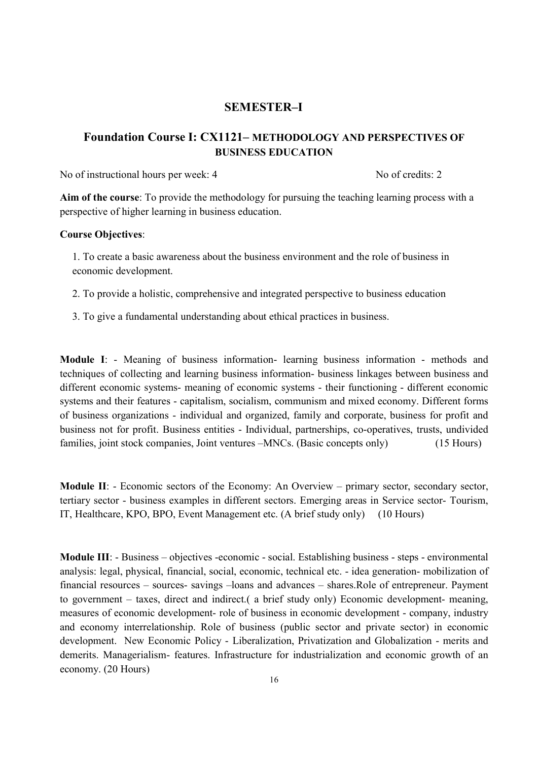## SEMESTER–I

### Foundation Course I: CX1121– METHODOLOGY AND PERSPECTIVES OF BUSINESS EDUCATION

No of instructional hours per week: 4 No of credits: 2

**Aim of the course**: To provide the methodology for pursuing the teaching learning process with a perspective of higher learning in business education.

**Course Objectives**:

1. To create a basic awareness about the business environment and the role of business in economic development.
2. To provide a holistic, comprehensive and integrated perspective to business education
3. To give a fundamental understanding about ethical practices in business.

**Module I**: - Meaning of business information- learning business information - methods and techniques of collecting and learning business information- business linkages between business and different economic systems- meaning of economic systems - their functioning - different economic systems and their features - capitalism, socialism, communism and mixed economy. Different forms of business organizations - individual and organized, family and corporate, business for profit and business not for profit. Business entities - Individual, partnerships, co-operatives, trusts, undivided families, joint stock companies, Joint ventures –MNCs. (Basic concepts only) (15 Hours)

**Module II**: - Economic sectors of the Economy: An Overview – primary sector, secondary sector, tertiary sector - business examples in different sectors. Emerging areas in Service sector- Tourism, IT, Healthcare, KPO, BPO, Event Management etc. (A brief study only) (10 Hours)

**Module III**: - Business – objectives -economic - social. Establishing business - steps - environmental analysis: legal, physical, financial, social, economic, technical etc. - idea generation- mobilization of financial resources – sources- savings –loans and advances – shares.Role of entrepreneur. Payment to government – taxes, direct and indirect.( a brief study only) Economic development- meaning, measures of economic development- role of business in economic development - company, industry and economy interrelationship. Role of business (public sector and private sector) in economic development. New Economic Policy - Liberalization, Privatization and Globalization - merits and demerits. Managerialism- features. Infrastructure for industrialization and economic growth of an economy. (20 Hours)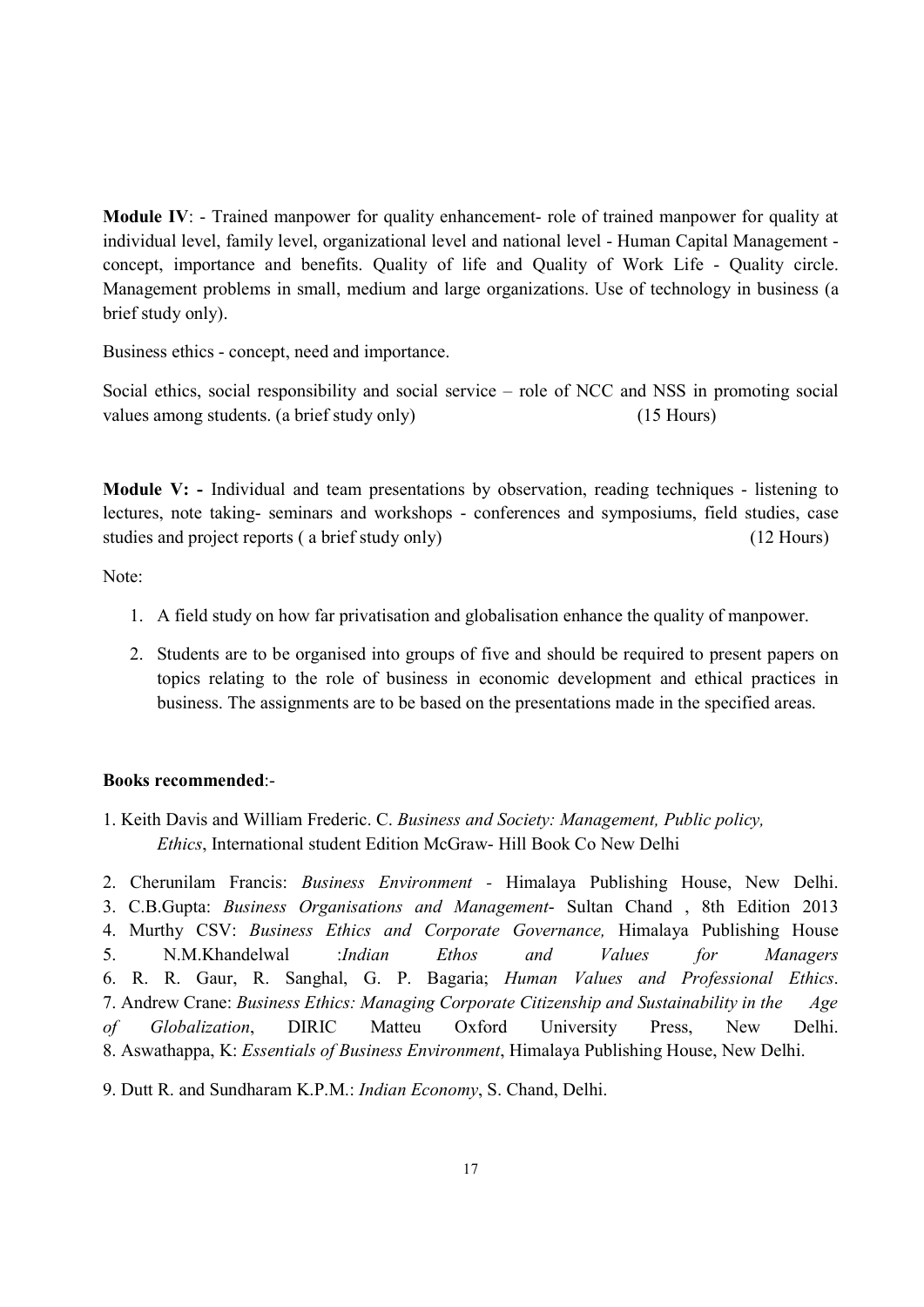**Module IV**: - Trained manpower for quality enhancement- role of trained manpower for quality at individual level, family level, organizational level and national level - Human Capital Management - concept, importance and benefits. Quality of life and Quality of Work Life - Quality circle. Management problems in small, medium and large organizations. Use of technology in business (a brief study only).

Business ethics - concept, need and importance.

Social ethics, social responsibility and social service – role of NCC and NSS in promoting social values among students. (a brief study only) (15 Hours)

**Module V: -** Individual and team presentations by observation, reading techniques - listening to lectures, note taking- seminars and workshops - conferences and symposiums, field studies, case studies and project reports ( a brief study only) (12 Hours)

Note:

1. A field study on how far privatisation and globalisation enhance the quality of manpower.
2. Students are to be organised into groups of five and should be required to present papers on topics relating to the role of business in economic development and ethical practices in business. The assignments are to be based on the presentations made in the specified areas.

**Books recommended**:-

1. Keith Davis and William Frederic. C. *Business and Society: Management, Public policy, Ethics*, International student Edition McGraw- Hill Book Co New Delhi
2. Cherunilam Francis: *Business Environment* - Himalaya Publishing House, New Delhi.
3. C.B.Gupta: *Business Organisations and Management*- Sultan Chand , 8th Edition 2013
4. Murthy CSV: *Business Ethics and Corporate Governance,* Himalaya Publishing House
5. N.M.Khandelwal :*Indian Ethos and Values for Managers*
6. R. R. Gaur, R. Sanghal, G. P. Bagaria; *Human Values and Professional Ethics*.
7. Andrew Crane: *Business Ethics: Managing Corporate Citizenship and Sustainability in the Age of Globalization*, DIRIC Matteu Oxford University Press, New Delhi.
8. Aswathappa, K: *Essentials of Business Environment*, Himalaya Publishing House, New Delhi.
9. Dutt R. and Sundharam K.P.M.: *Indian Economy*, S. Chand, Delhi.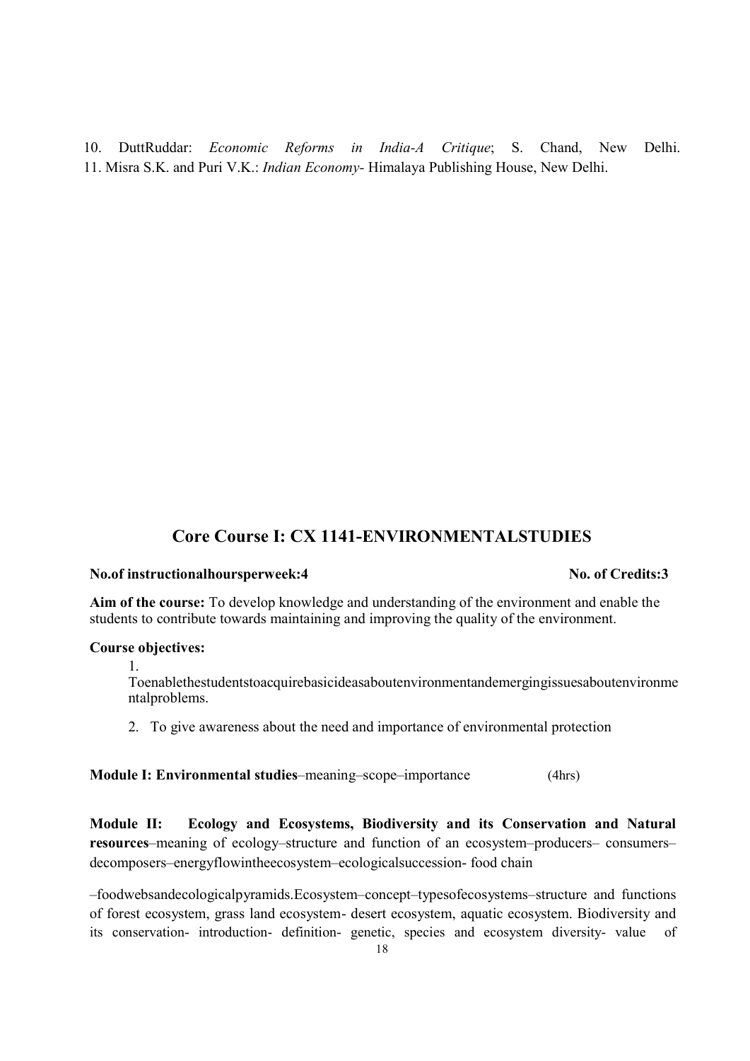10. DuttRuddar: *Economic Reforms in India-A Critique*; S. Chand, New Delhi.
11. Misra S.K. and Puri V.K.: *Indian Economy*- Himalaya Publishing House, New Delhi.

## Core Course I: CX 1141-ENVIRONMENTALSTUDIES

**No.of instructionalhoursperweek:4** **No. of Credits:3**

**Aim of the course:** To develop knowledge and understanding of the environment and enable the students to contribute towards maintaining and improving the quality of the environment.

**Course objectives:**

1. Toenablethestudentstoacquirebasicideasaboutenvironmentandemergingissuesaboutenvironmentalproblems.
2. To give awareness about the need and importance of environmental protection

**Module I: Environmental studies**–meaning–scope–importance (4hrs)

**Module II: Ecology and Ecosystems, Biodiversity and its Conservation and Natural resources**–meaning of ecology–structure and function of an ecosystem–producers– consumers–decomposers–energyflowintheecosystem–ecologicalsuccession- food chain

–foodwebsandecologicalpyramids.Ecosystem–concept–typesofecosystems–structure and functions of forest ecosystem, grass land ecosystem- desert ecosystem, aquatic ecosystem. Biodiversity and its conservation- introduction- definition- genetic, species and ecosystem diversity- value of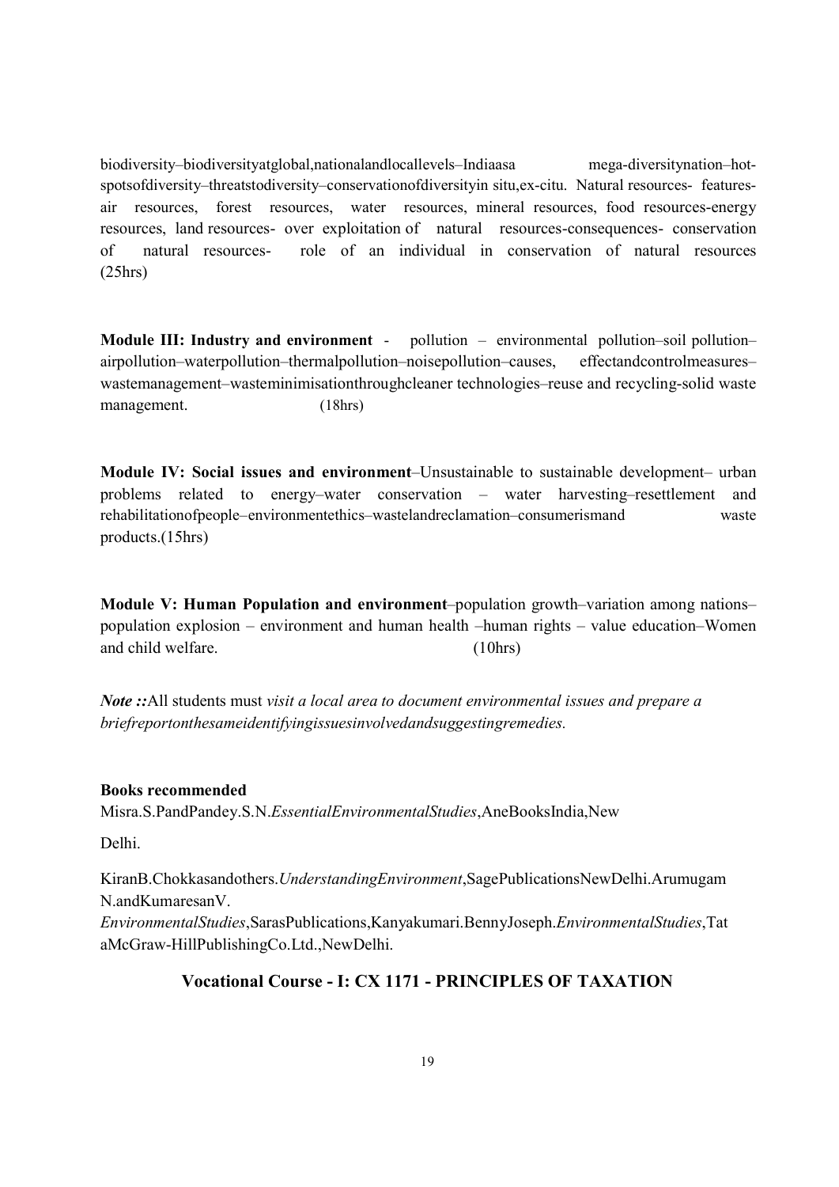biodiversity–biodiversityatglobal,nationalandlocallevels–Indiaasa mega-diversitynation–hot-spotsofdiversity–threatstodiversity–conservationofdiversityin situ,ex-citu. Natural resources- features- air resources, forest resources, water resources, mineral resources, food resources-energy resources, land resources- over exploitation of natural resources-consequences- conservation of natural resources- role of an individual in conservation of natural resources (25hrs)

**Module III: Industry and environment** - pollution – environmental pollution–soil pollution–airpollution–waterpollution–thermalpollution–noisepollution–causes, effectandcontrolmeasures–wastemanagement–wasteminimisationthroughcleaner technologies–reuse and recycling-solid waste management. (18hrs)

**Module IV: Social issues and environment**–Unsustainable to sustainable development– urban problems related to energy–water conservation – water harvesting–resettlement and rehabilitationofpeople–environmentethics–wastelandreclamation–consumerismand waste products.(15hrs)

**Module V: Human Population and environment**–population growth–variation among nations–population explosion – environment and human health –human rights – value education–Women and child welfare. (10hrs)

***Note ::***All students must *visit a local area to document environmental issues and prepare a briefreportonthesameidentifyingissuesinvolvedandsuggestingremedies.*

**Books recommended**

Misra.S.PandPandey.S.N.*EssentialEnvironmentalStudies*,AneBooksIndia,New Delhi.

KiranB.Chokkasandothers.*UnderstandingEnvironment*,SagePublicationsNewDelhi.Arumugam N.andKumaresanV. *EnvironmentalStudies*,SarasPublications,Kanyakumari.BennyJoseph.*EnvironmentalStudies*,TataMcGraw-HillPublishingCo.Ltd.,NewDelhi.

## Vocational Course - I: CX 1171 - PRINCIPLES OF TAXATION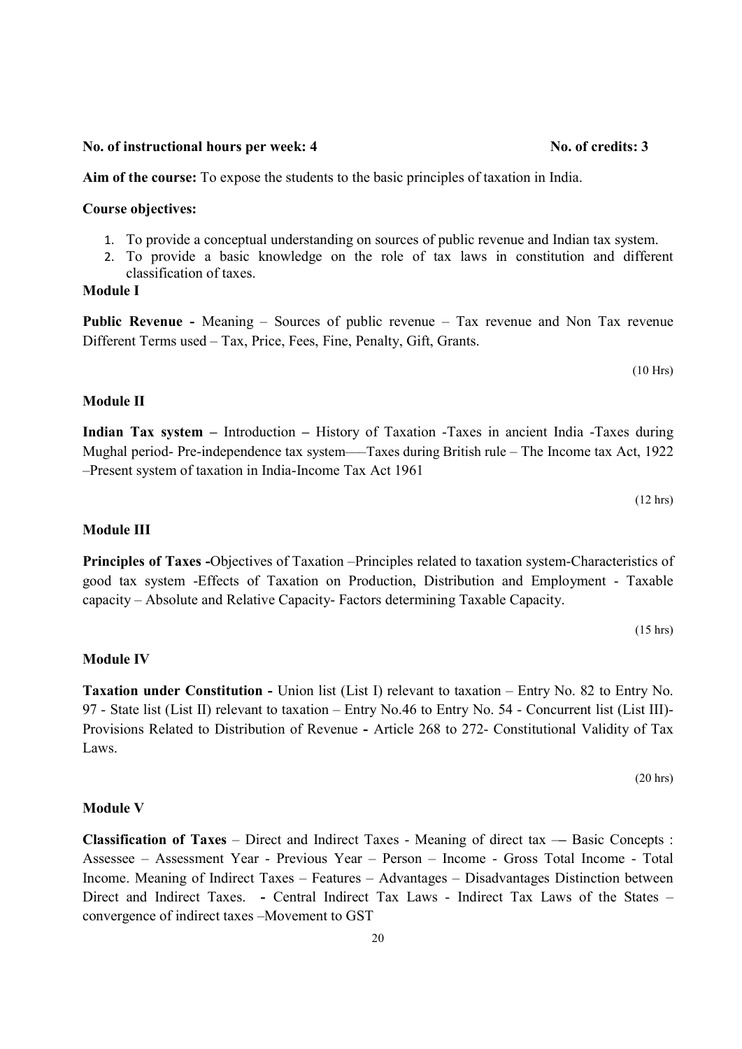**No. of instructional hours per week: 4** **No. of credits: 3**

**Aim of the course:** To expose the students to the basic principles of taxation in India.

**Course objectives:**

1. To provide a conceptual understanding on sources of public revenue and Indian tax system.
2. To provide a basic knowledge on the role of tax laws in constitution and different classification of taxes.

**Module I**

**Public Revenue -** Meaning – Sources of public revenue – Tax revenue and Non Tax revenue Different Terms used – Tax, Price, Fees, Fine, Penalty, Gift, Grants.

(10 Hrs)

**Module II**

**Indian Tax system –** Introduction **–** History of Taxation -Taxes in ancient India -Taxes during Mughal period- Pre-independence tax system——Taxes during British rule – The Income tax Act, 1922 –Present system of taxation in India-Income Tax Act 1961

(12 hrs)

**Module III**

**Principles of Taxes -**Objectives of Taxation –Principles related to taxation system-Characteristics of good tax system -Effects of Taxation on Production, Distribution and Employment - Taxable capacity – Absolute and Relative Capacity- Factors determining Taxable Capacity.

(15 hrs)

**Module IV**

**Taxation under Constitution -** Union list (List I) relevant to taxation – Entry No. 82 to Entry No. 97 - State list (List II) relevant to taxation – Entry No.46 to Entry No. 54 - Concurrent list (List III)- Provisions Related to Distribution of Revenue **-** Article 268 to 272- Constitutional Validity of Tax Laws.

(20 hrs)

**Module V**

**Classification of Taxes** – Direct and Indirect Taxes - Meaning of direct tax –– Basic Concepts : Assessee – Assessment Year - Previous Year – Person – Income - Gross Total Income - Total Income. Meaning of Indirect Taxes – Features – Advantages – Disadvantages Distinction between Direct and Indirect Taxes. **-** Central Indirect Tax Laws - Indirect Tax Laws of the States – convergence of indirect taxes –Movement to GST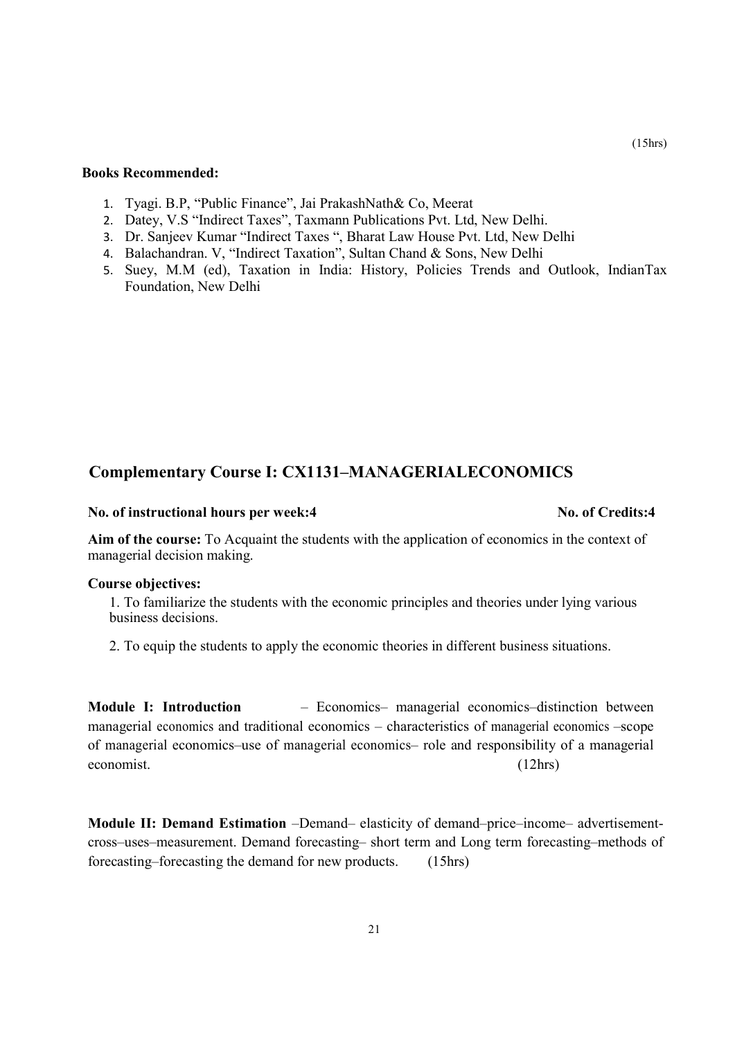(15hrs)

**Books Recommended:**

1. Tyagi. B.P, "Public Finance", Jai PrakashNath& Co, Meerat
2. Datey, V.S "Indirect Taxes", Taxmann Publications Pvt. Ltd, New Delhi.
3. Dr. Sanjeev Kumar "Indirect Taxes ", Bharat Law House Pvt. Ltd, New Delhi
4. Balachandran. V, "Indirect Taxation", Sultan Chand & Sons, New Delhi
5. Suey, M.M (ed), Taxation in India: History, Policies Trends and Outlook, IndianTax Foundation, New Delhi

## Complementary Course I: CX1131–MANAGERIALECONOMICS

**No. of instructional hours per week:4** **No. of Credits:4**

**Aim of the course:** To Acquaint the students with the application of economics in the context of managerial decision making.

**Course objectives:**

1. To familiarize the students with the economic principles and theories under lying various business decisions.

2. To equip the students to apply the economic theories in different business situations.

**Module I: Introduction** – Economics– managerial economics–distinction between managerial economics and traditional economics – characteristics of managerial economics –scope of managerial economics–use of managerial economics– role and responsibility of a managerial economist. (12hrs)

**Module II: Demand Estimation** –Demand– elasticity of demand–price–income– advertisement-cross–uses–measurement. Demand forecasting– short term and Long term forecasting–methods of forecasting–forecasting the demand for new products. (15hrs)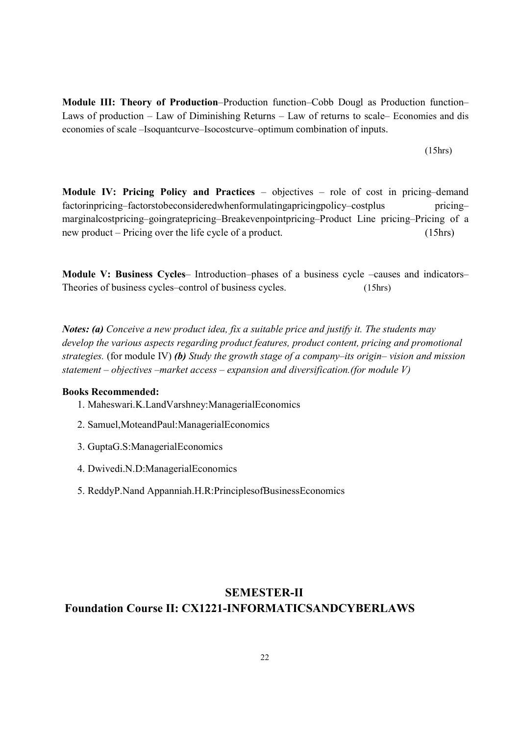**Module III: Theory of Production**–Production function–Cobb Dougl as Production function–Laws of production – Law of Diminishing Returns – Law of returns to scale– Economies and dis economies of scale –Isoquantcurve–Isocostcurve–optimum combination of inputs.

(15hrs)

**Module IV: Pricing Policy and Practices** – objectives – role of cost in pricing–demand factorinpricing–factorstobeconsideredwhenformulatingapricingpolicy–costplus pricing–marginalcostpricing–goingratepricing–Breakevenpointpricing–Product Line pricing–Pricing of a new product – Pricing over the life cycle of a product. (15hrs)

**Module V: Business Cycles**– Introduction–phases of a business cycle –causes and indicators–Theories of business cycles–control of business cycles. (15hrs)

***Notes: (a)*** *Conceive a new product idea, fix a suitable price and justify it. The students may develop the various aspects regarding product features, product content, pricing and promotional strategies.* (for module IV) ***(b)*** *Study the growth stage of a company–its origin– vision and mission statement – objectives –market access – expansion and diversification.(for module V)*

**Books Recommended:**

1. Maheswari.K.LandVarshney:ManagerialEconomics
2. Samuel,MoteandPaul:ManagerialEconomics
3. GuptaG.S:ManagerialEconomics
4. Dwivedi.N.D:ManagerialEconomics
5. ReddyP.Nand Appanniah.H.R:PrinciplesofBusinessEconomics

## SEMESTER-II

## Foundation Course II: CX1221-INFORMATICSANDCYBERLAWS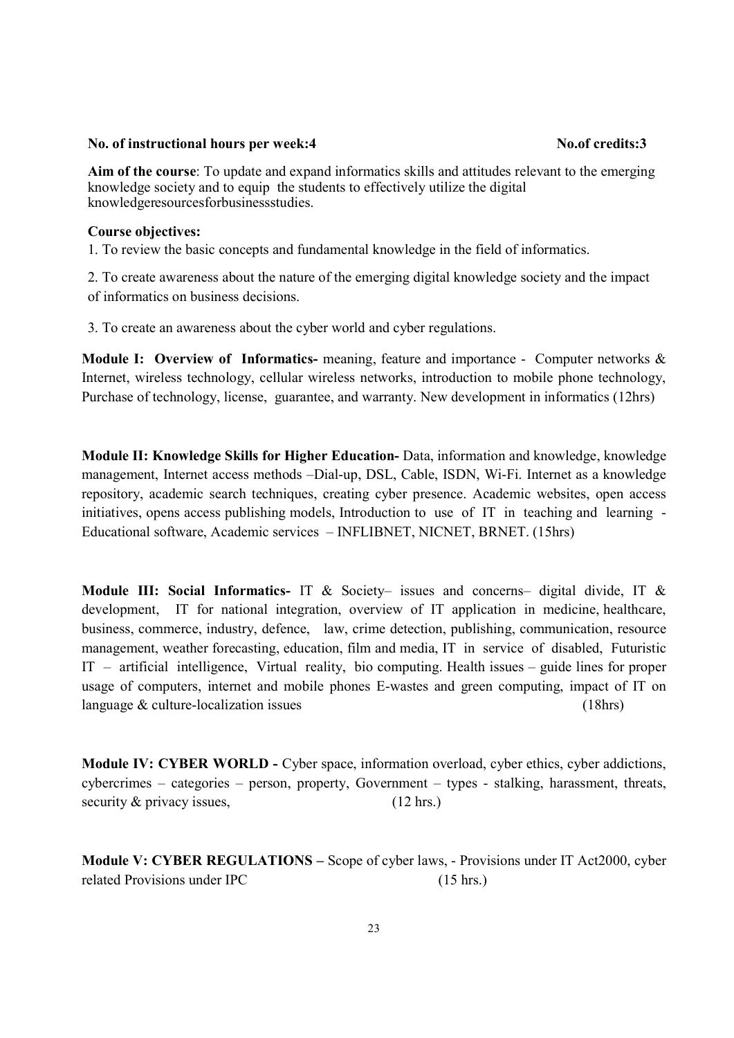**No. of instructional hours per week:4** **No.of credits:3**

**Aim of the course**: To update and expand informatics skills and attitudes relevant to the emerging knowledge society and to equip the students to effectively utilize the digital knowledgeresourcesforbusinessstudies.

**Course objectives:**

1. To review the basic concepts and fundamental knowledge in the field of informatics.

2. To create awareness about the nature of the emerging digital knowledge society and the impact of informatics on business decisions.

3. To create an awareness about the cyber world and cyber regulations.

**Module I: Overview of Informatics-** meaning, feature and importance - Computer networks & Internet, wireless technology, cellular wireless networks, introduction to mobile phone technology, Purchase of technology, license, guarantee, and warranty. New development in informatics (12hrs)

**Module II: Knowledge Skills for Higher Education-** Data, information and knowledge, knowledge management, Internet access methods –Dial-up, DSL, Cable, ISDN, Wi-Fi. Internet as a knowledge repository, academic search techniques, creating cyber presence. Academic websites, open access initiatives, opens access publishing models, Introduction to use of IT in teaching and learning - Educational software, Academic services – INFLIBNET, NICNET, BRNET. (15hrs)

**Module III: Social Informatics-** IT & Society– issues and concerns– digital divide, IT & development, IT for national integration, overview of IT application in medicine, healthcare, business, commerce, industry, defence, law, crime detection, publishing, communication, resource management, weather forecasting, education, film and media, IT in service of disabled, Futuristic IT – artificial intelligence, Virtual reality, bio computing. Health issues – guide lines for proper usage of computers, internet and mobile phones E-wastes and green computing, impact of IT on language & culture-localization issues (18hrs)

**Module IV: CYBER WORLD -** Cyber space, information overload, cyber ethics, cyber addictions, cybercrimes – categories – person, property, Government – types - stalking, harassment, threats, security & privacy issues, (12 hrs.)

**Module V: CYBER REGULATIONS –** Scope of cyber laws, - Provisions under IT Act2000, cyber related Provisions under IPC (15 hrs.)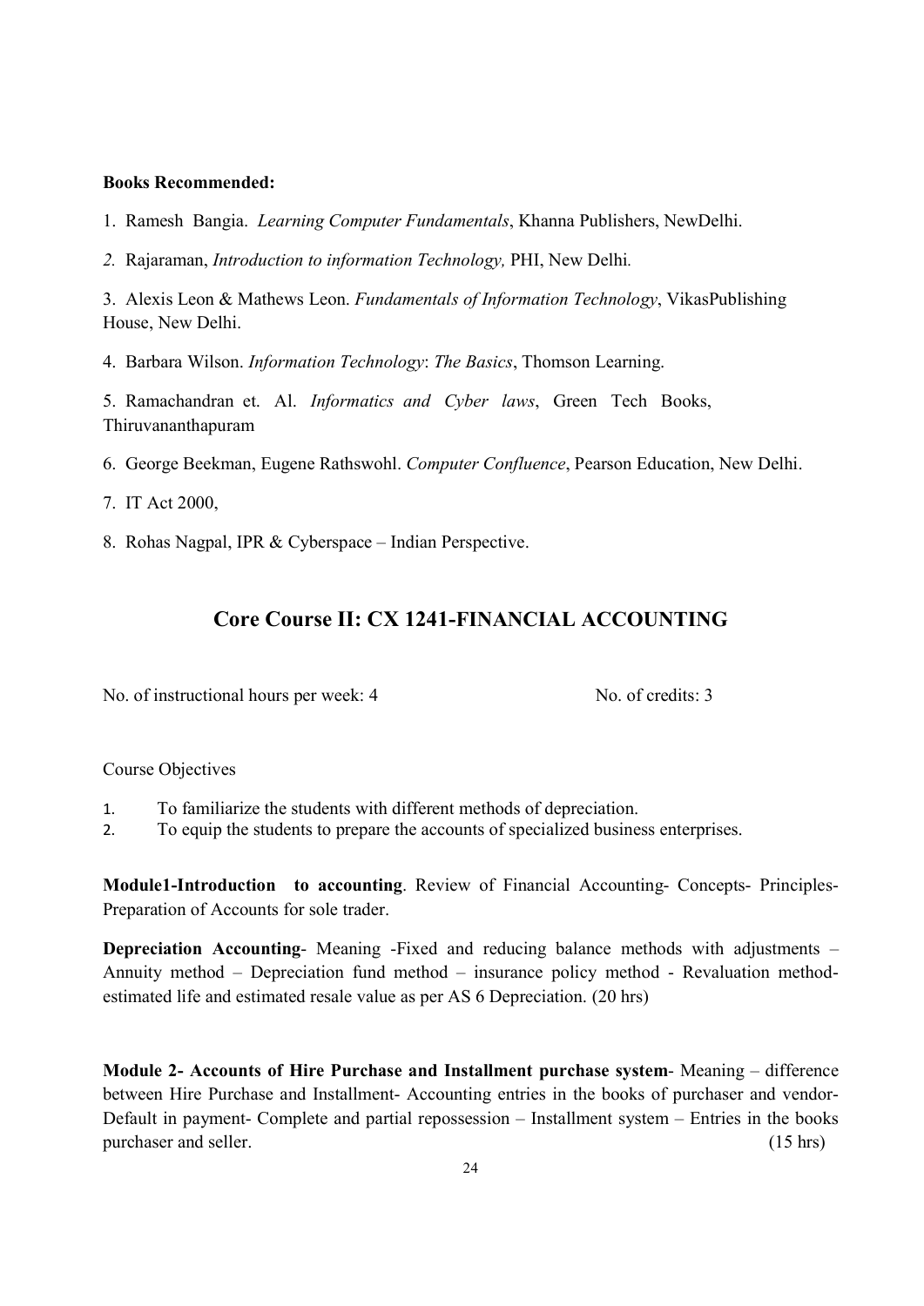**Books Recommended:**

1. Ramesh Bangia. *Learning Computer Fundamentals*, Khanna Publishers, NewDelhi.

2. Rajaraman, *Introduction to information Technology,* PHI, New Delhi.

3. Alexis Leon & Mathews Leon. *Fundamentals of Information Technology*, VikasPublishing House, New Delhi.

4. Barbara Wilson. *Information Technology*: *The Basics*, Thomson Learning.

5. Ramachandran et. Al. *Informatics and Cyber laws*, Green Tech Books, Thiruvananthapuram

6. George Beekman, Eugene Rathswohl. *Computer Confluence*, Pearson Education, New Delhi.

7. IT Act 2000,

8. Rohas Nagpal, IPR & Cyberspace – Indian Perspective.

## Core Course II: CX 1241-FINANCIAL ACCOUNTING

No. of instructional hours per week: 4 No. of credits: 3

Course Objectives

1. To familiarize the students with different methods of depreciation.
2. To equip the students to prepare the accounts of specialized business enterprises.

**Module1-Introduction to accounting**. Review of Financial Accounting- Concepts- Principles- Preparation of Accounts for sole trader.

**Depreciation Accounting**- Meaning -Fixed and reducing balance methods with adjustments – Annuity method – Depreciation fund method – insurance policy method - Revaluation method- estimated life and estimated resale value as per AS 6 Depreciation. (20 hrs)

**Module 2- Accounts of Hire Purchase and Installment purchase system**- Meaning – difference between Hire Purchase and Installment- Accounting entries in the books of purchaser and vendor- Default in payment- Complete and partial repossession – Installment system – Entries in the books purchaser and seller. (15 hrs)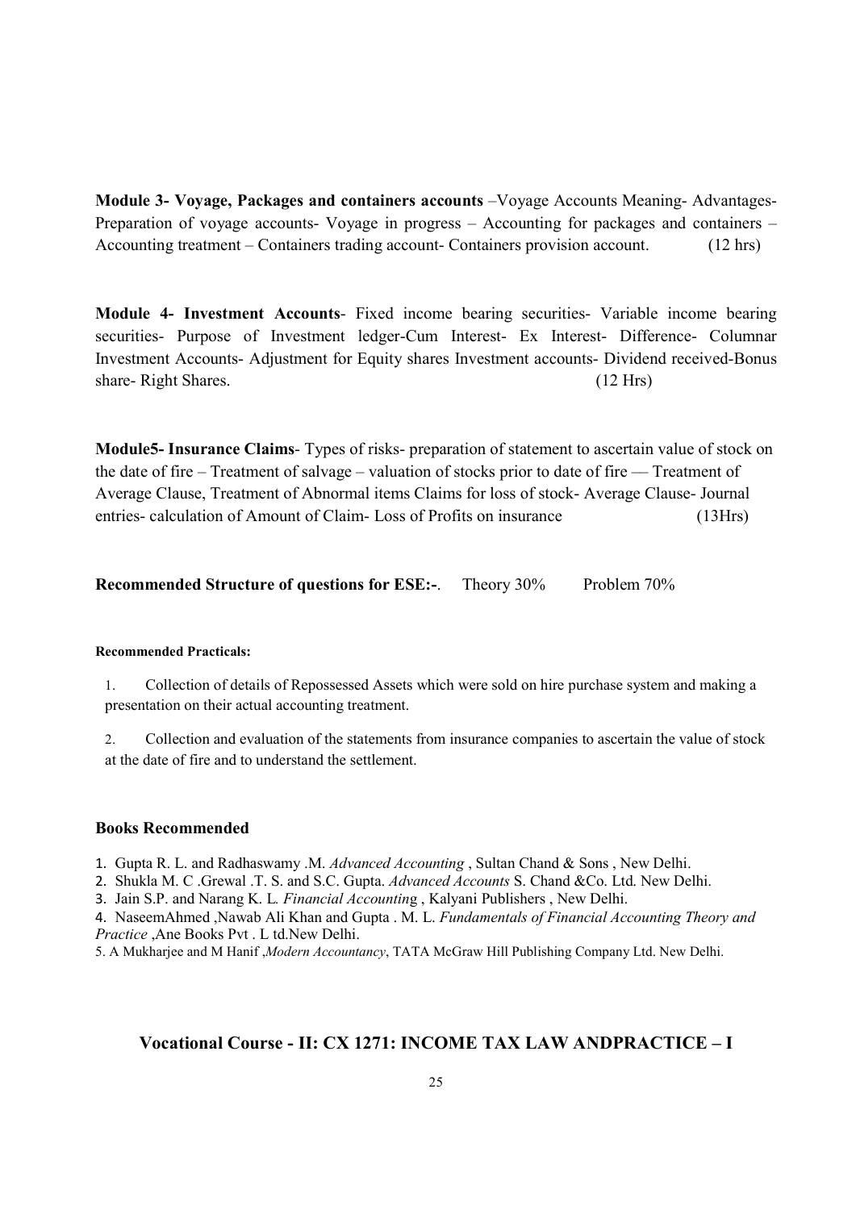**Module 3- Voyage, Packages and containers accounts** –Voyage Accounts Meaning- Advantages- Preparation of voyage accounts- Voyage in progress – Accounting for packages and containers – Accounting treatment – Containers trading account- Containers provision account. (12 hrs)

**Module 4- Investment Accounts**- Fixed income bearing securities- Variable income bearing securities- Purpose of Investment ledger-Cum Interest- Ex Interest- Difference- Columnar Investment Accounts- Adjustment for Equity shares Investment accounts- Dividend received-Bonus share- Right Shares. (12 Hrs)

**Module5- Insurance Claims**- Types of risks- preparation of statement to ascertain value of stock on the date of fire – Treatment of salvage – valuation of stocks prior to date of fire –– Treatment of Average Clause, Treatment of Abnormal items Claims for loss of stock- Average Clause- Journal entries- calculation of Amount of Claim- Loss of Profits on insurance (13Hrs)

**Recommended Structure of questions for ESE:-**. Theory 30% Problem 70%

**Recommended Practicals:**

1. Collection of details of Repossessed Assets which were sold on hire purchase system and making a presentation on their actual accounting treatment.
2. Collection and evaluation of the statements from insurance companies to ascertain the value of stock at the date of fire and to understand the settlement.

### Books Recommended

1. Gupta R. L. and Radhaswamy .M. *Advanced Accounting* , Sultan Chand & Sons , New Delhi.
2. Shukla M. C .Grewal .T. S. and S.C. Gupta. *Advanced Accounts* S. Chand &Co. Ltd. New Delhi.
3. Jain S.P. and Narang K. L. *Financial Accounting* , Kalyani Publishers , New Delhi.
4. NaseemAhmed ,Nawab Ali Khan and Gupta . M. L. *Fundamentals of Financial Accounting Theory and Practice* ,Ane Books Pvt . L td.New Delhi.
5. A Mukharjee and M Hanif ,*Modern Accountancy*, TATA McGraw Hill Publishing Company Ltd. New Delhi.

## Vocational Course - II: CX 1271: INCOME TAX LAW ANDPRACTICE – I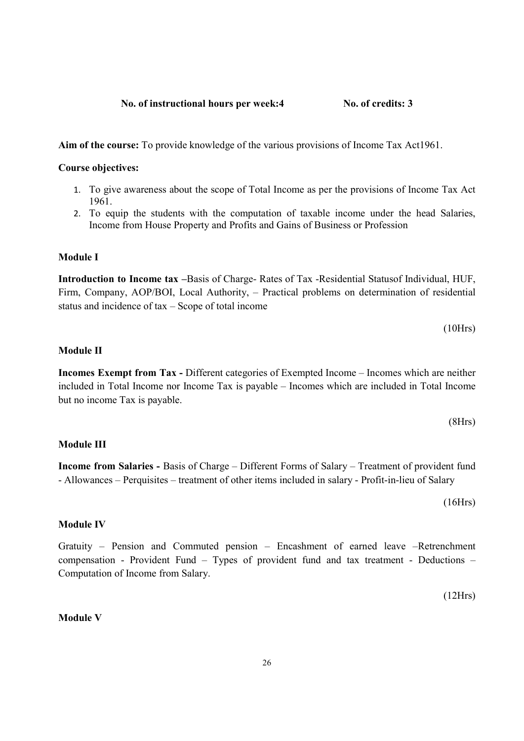**No. of instructional hours per week:4** **No. of credits: 3**

**Aim of the course:** To provide knowledge of the various provisions of Income Tax Act1961.

**Course objectives:**

1. To give awareness about the scope of Total Income as per the provisions of Income Tax Act 1961.
2. To equip the students with the computation of taxable income under the head Salaries, Income from House Property and Profits and Gains of Business or Profession

**Module I**

**Introduction to Income tax –**Basis of Charge- Rates of Tax -Residential Statusof Individual, HUF, Firm, Company, AOP/BOI, Local Authority, – Practical problems on determination of residential status and incidence of tax – Scope of total income

(10Hrs)

**Module II**

**Incomes Exempt from Tax -** Different categories of Exempted Income – Incomes which are neither included in Total Income nor Income Tax is payable – Incomes which are included in Total Income but no income Tax is payable.

(8Hrs)

**Module III**

**Income from Salaries -** Basis of Charge – Different Forms of Salary – Treatment of provident fund - Allowances – Perquisites – treatment of other items included in salary - Profit-in-lieu of Salary

(16Hrs)

**Module IV**

Gratuity – Pension and Commuted pension – Encashment of earned leave –Retrenchment compensation - Provident Fund – Types of provident fund and tax treatment - Deductions – Computation of Income from Salary.

(12Hrs)

**Module V**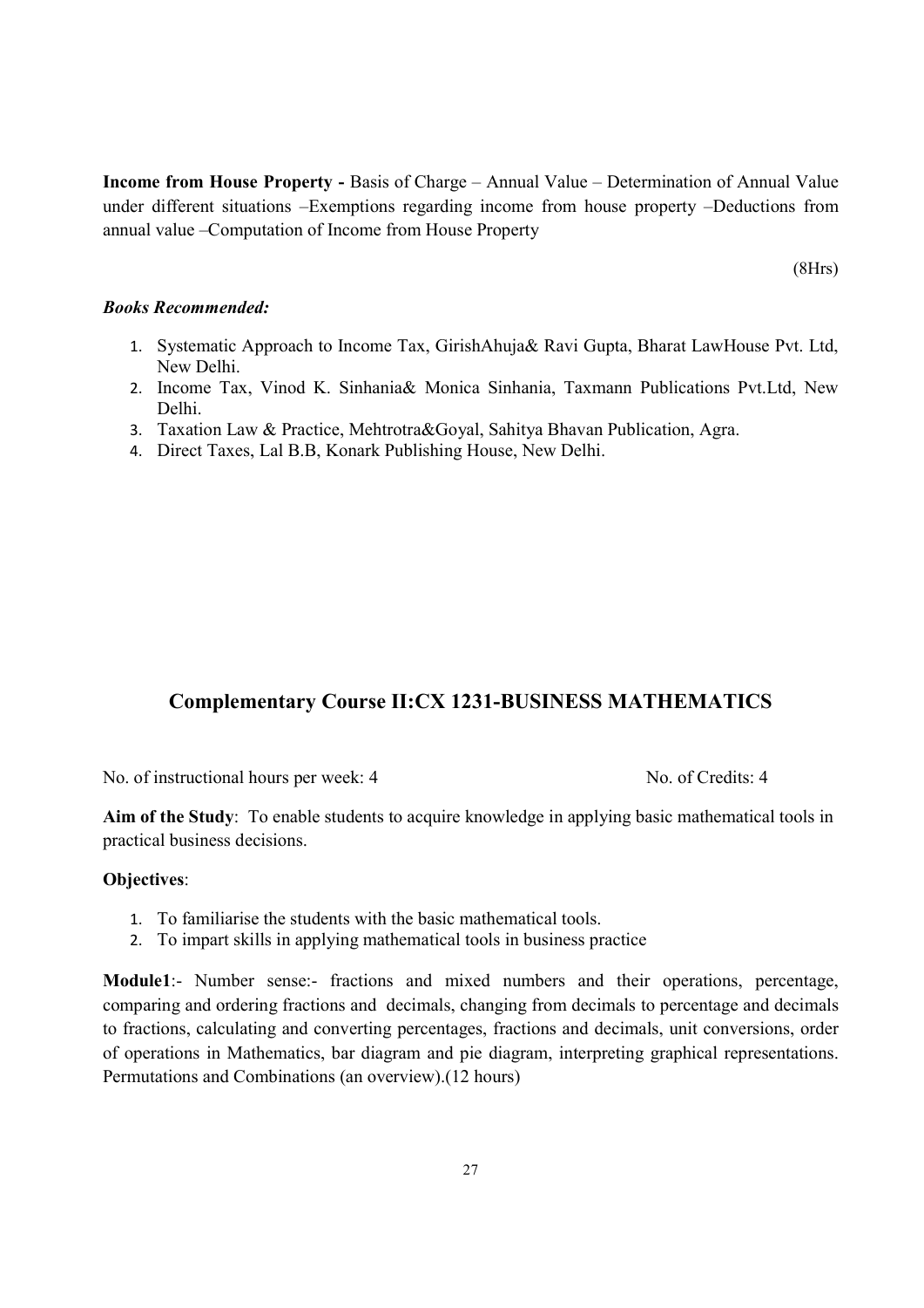**Income from House Property -** Basis of Charge – Annual Value – Determination of Annual Value under different situations –Exemptions regarding income from house property –Deductions from annual value –Computation of Income from House Property

(8Hrs)

***Books Recommended:***

1. Systematic Approach to Income Tax, GirishAhuja& Ravi Gupta, Bharat LawHouse Pvt. Ltd, New Delhi.
2. Income Tax, Vinod K. Sinhania& Monica Sinhania, Taxmann Publications Pvt.Ltd, New Delhi.
3. Taxation Law & Practice, Mehtrotra&Goyal, Sahitya Bhavan Publication, Agra.
4. Direct Taxes, Lal B.B, Konark Publishing House, New Delhi.

## Complementary Course II:CX 1231-BUSINESS MATHEMATICS

No. of instructional hours per week: 4 No. of Credits: 4

**Aim of the Study**: To enable students to acquire knowledge in applying basic mathematical tools in practical business decisions.

**Objectives**:

1. To familiarise the students with the basic mathematical tools.
2. To impart skills in applying mathematical tools in business practice

**Module1**:- Number sense:- fractions and mixed numbers and their operations, percentage, comparing and ordering fractions and decimals, changing from decimals to percentage and decimals to fractions, calculating and converting percentages, fractions and decimals, unit conversions, order of operations in Mathematics, bar diagram and pie diagram, interpreting graphical representations. Permutations and Combinations (an overview).(12 hours)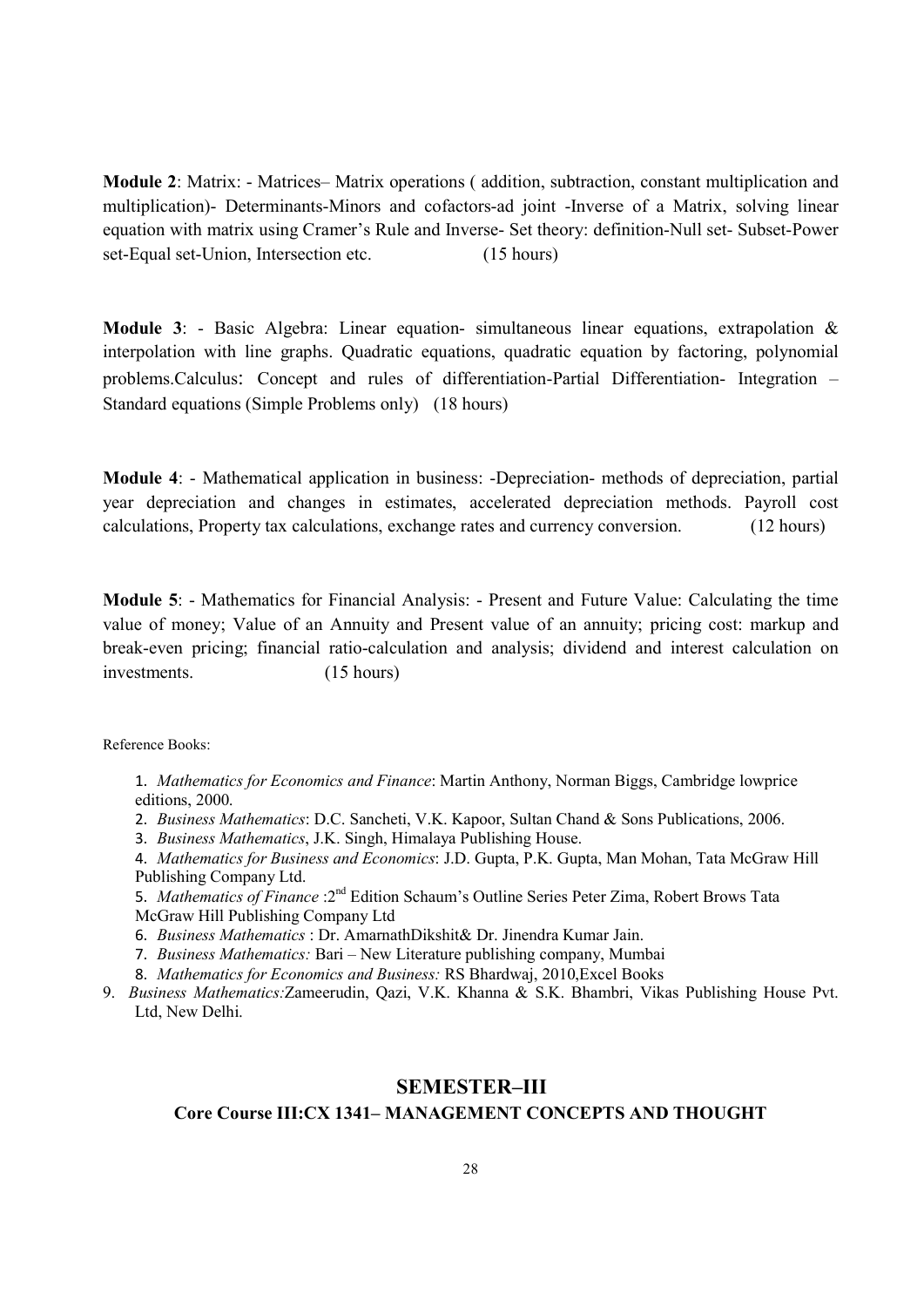**Module 2**: Matrix: - Matrices– Matrix operations ( addition, subtraction, constant multiplication and multiplication)- Determinants-Minors and cofactors-ad joint -Inverse of a Matrix, solving linear equation with matrix using Cramer's Rule and Inverse- Set theory: definition-Null set- Subset-Power set-Equal set-Union, Intersection etc. (15 hours)

**Module 3**: - Basic Algebra: Linear equation- simultaneous linear equations, extrapolation & interpolation with line graphs. Quadratic equations, quadratic equation by factoring, polynomial problems.Calculus: Concept and rules of differentiation-Partial Differentiation- Integration – Standard equations (Simple Problems only) (18 hours)

**Module 4**: - Mathematical application in business: -Depreciation- methods of depreciation, partial year depreciation and changes in estimates, accelerated depreciation methods. Payroll cost calculations, Property tax calculations, exchange rates and currency conversion. (12 hours)

**Module 5**: - Mathematics for Financial Analysis: - Present and Future Value: Calculating the time value of money; Value of an Annuity and Present value of an annuity; pricing cost: markup and break-even pricing; financial ratio-calculation and analysis; dividend and interest calculation on investments. (15 hours)

Reference Books:

1. *Mathematics for Economics and Finance*: Martin Anthony, Norman Biggs, Cambridge lowprice editions, 2000.
2. *Business Mathematics*: D.C. Sancheti, V.K. Kapoor, Sultan Chand & Sons Publications, 2006.
3. *Business Mathematics*, J.K. Singh, Himalaya Publishing House.
4. *Mathematics for Business and Economics*: J.D. Gupta, P.K. Gupta, Man Mohan, Tata McGraw Hill Publishing Company Ltd.
5. *Mathematics of Finance* :2nd Edition Schaum's Outline Series Peter Zima, Robert Brows Tata McGraw Hill Publishing Company Ltd
6. *Business Mathematics* : Dr. AmarnathDikshit& Dr. Jinendra Kumar Jain.
7. *Business Mathematics:* Bari – New Literature publishing company, Mumbai
8. *Mathematics for Economics and Business:* RS Bhardwaj, 2010,Excel Books
9. *Business Mathematics:*Zameerudin, Qazi, V.K. Khanna & S.K. Bhambri, Vikas Publishing House Pvt. Ltd, New Delhi.

## SEMESTER–III

### Core Course III:CX 1341– MANAGEMENT CONCEPTS AND THOUGHT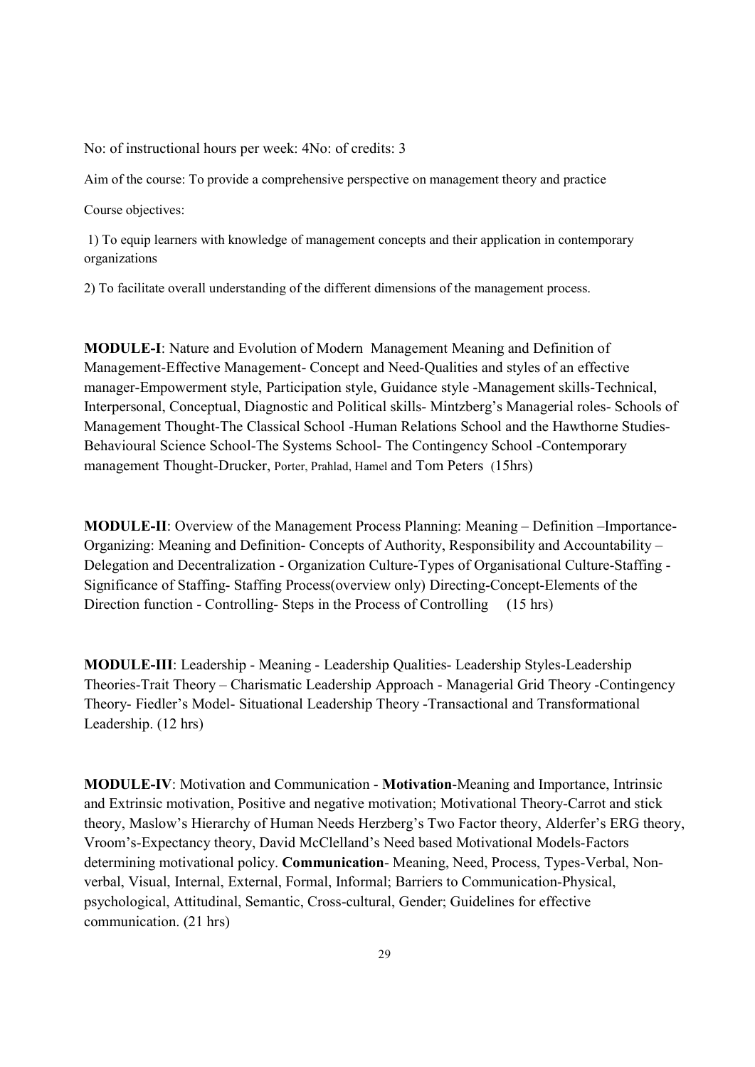No: of instructional hours per week: 4No: of credits: 3

Aim of the course: To provide a comprehensive perspective on management theory and practice

Course objectives:

1) To equip learners with knowledge of management concepts and their application in contemporary organizations

2) To facilitate overall understanding of the different dimensions of the management process.

**MODULE-I**: Nature and Evolution of Modern Management Meaning and Definition of Management-Effective Management- Concept and Need-Qualities and styles of an effective manager-Empowerment style, Participation style, Guidance style -Management skills-Technical, Interpersonal, Conceptual, Diagnostic and Political skills- Mintzberg's Managerial roles- Schools of Management Thought-The Classical School -Human Relations School and the Hawthorne Studies-Behavioural Science School-The Systems School- The Contingency School -Contemporary management Thought-Drucker, Porter, Prahlad, Hamel and Tom Peters (15hrs)

**MODULE-II**: Overview of the Management Process Planning: Meaning – Definition –Importance-Organizing: Meaning and Definition- Concepts of Authority, Responsibility and Accountability – Delegation and Decentralization - Organization Culture-Types of Organisational Culture-Staffing - Significance of Staffing- Staffing Process(overview only) Directing-Concept-Elements of the Direction function - Controlling- Steps in the Process of Controlling (15 hrs)

**MODULE-III**: Leadership - Meaning - Leadership Qualities- Leadership Styles-Leadership Theories-Trait Theory – Charismatic Leadership Approach - Managerial Grid Theory -Contingency Theory- Fiedler's Model- Situational Leadership Theory -Transactional and Transformational Leadership. (12 hrs)

**MODULE-IV**: Motivation and Communication - **Motivation**-Meaning and Importance, Intrinsic and Extrinsic motivation, Positive and negative motivation; Motivational Theory-Carrot and stick theory, Maslow's Hierarchy of Human Needs Herzberg's Two Factor theory, Alderfer's ERG theory, Vroom's-Expectancy theory, David McClelland's Need based Motivational Models-Factors determining motivational policy. **Communication**- Meaning, Need, Process, Types-Verbal, Non-verbal, Visual, Internal, External, Formal, Informal; Barriers to Communication-Physical, psychological, Attitudinal, Semantic, Cross-cultural, Gender; Guidelines for effective communication. (21 hrs)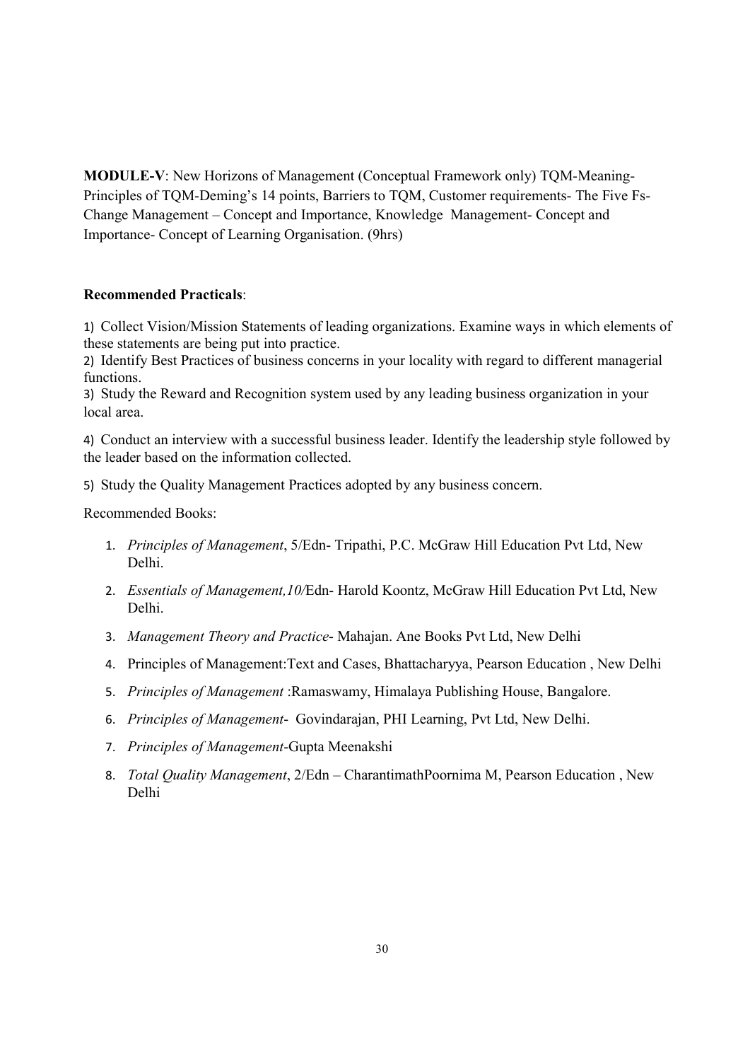**MODULE-V**: New Horizons of Management (Conceptual Framework only) TQM-Meaning-Principles of TQM-Deming's 14 points, Barriers to TQM, Customer requirements- The Five Fs-Change Management – Concept and Importance, Knowledge Management- Concept and Importance- Concept of Learning Organisation. (9hrs)

**Recommended Practicals**:

1) Collect Vision/Mission Statements of leading organizations. Examine ways in which elements of these statements are being put into practice.
2) Identify Best Practices of business concerns in your locality with regard to different managerial functions.
3) Study the Reward and Recognition system used by any leading business organization in your local area.
4) Conduct an interview with a successful business leader. Identify the leadership style followed by the leader based on the information collected.
5) Study the Quality Management Practices adopted by any business concern.

Recommended Books:

1. *Principles of Management*, 5/Edn- Tripathi, P.C. McGraw Hill Education Pvt Ltd, New Delhi.
2. *Essentials of Management,10/*Edn- Harold Koontz, McGraw Hill Education Pvt Ltd, New Delhi.
3. *Management Theory and Practice*- Mahajan. Ane Books Pvt Ltd, New Delhi
4. Principles of Management:Text and Cases, Bhattacharyya, Pearson Education , New Delhi
5. *Principles of Management* :Ramaswamy, Himalaya Publishing House, Bangalore.
6. *Principles of Management*- Govindarajan, PHI Learning, Pvt Ltd, New Delhi.
7. *Principles of Management*-Gupta Meenakshi
8. *Total Quality Management*, 2/Edn – CharantimathPoornima M, Pearson Education , New Delhi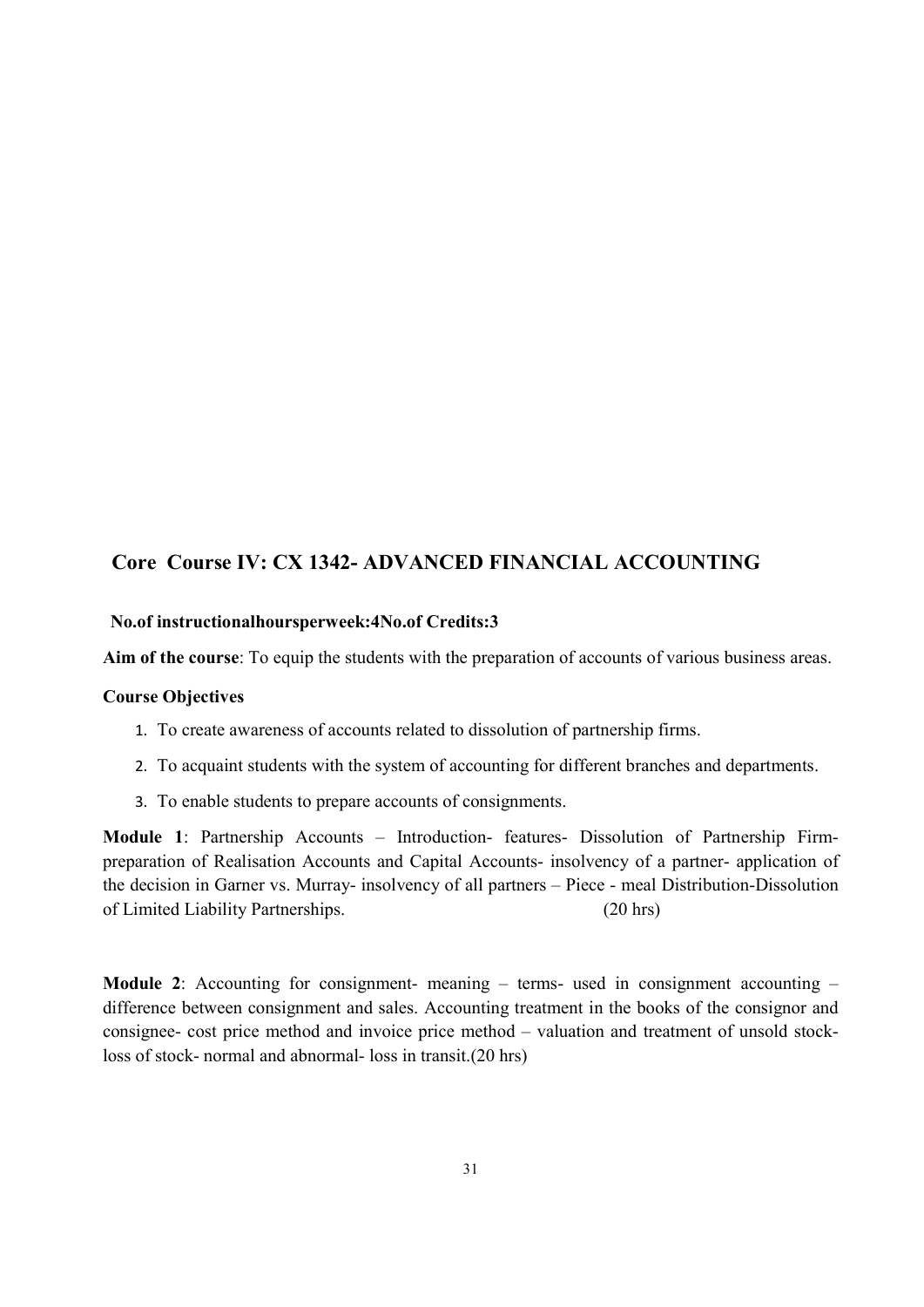## Core Course IV: CX 1342- ADVANCED FINANCIAL ACCOUNTING

**No.of instructionalhoursperweek:4No.of Credits:3**

**Aim of the course**: To equip the students with the preparation of accounts of various business areas.

**Course Objectives**

1. To create awareness of accounts related to dissolution of partnership firms.
2. To acquaint students with the system of accounting for different branches and departments.
3. To enable students to prepare accounts of consignments.

**Module 1**: Partnership Accounts – Introduction- features- Dissolution of Partnership Firm- preparation of Realisation Accounts and Capital Accounts- insolvency of a partner- application of the decision in Garner vs. Murray- insolvency of all partners – Piece - meal Distribution-Dissolution of Limited Liability Partnerships. (20 hrs)

**Module 2**: Accounting for consignment- meaning – terms- used in consignment accounting – difference between consignment and sales. Accounting treatment in the books of the consignor and consignee- cost price method and invoice price method – valuation and treatment of unsold stock- loss of stock- normal and abnormal- loss in transit.(20 hrs)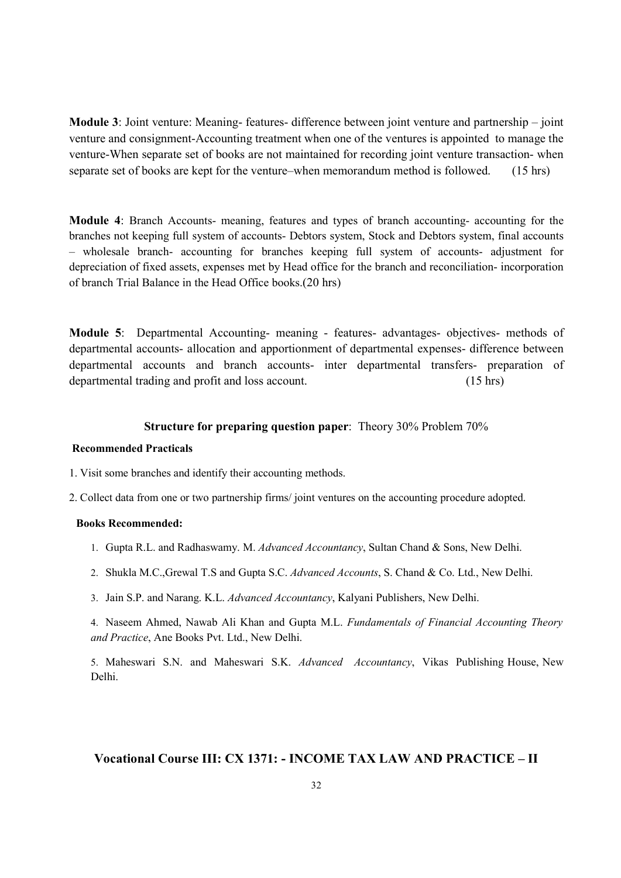**Module 3**: Joint venture: Meaning- features- difference between joint venture and partnership – joint venture and consignment-Accounting treatment when one of the ventures is appointed to manage the venture-When separate set of books are not maintained for recording joint venture transaction- when separate set of books are kept for the venture–when memorandum method is followed. (15 hrs)

**Module 4**: Branch Accounts- meaning, features and types of branch accounting- accounting for the branches not keeping full system of accounts- Debtors system, Stock and Debtors system, final accounts – wholesale branch- accounting for branches keeping full system of accounts- adjustment for depreciation of fixed assets, expenses met by Head office for the branch and reconciliation- incorporation of branch Trial Balance in the Head Office books.(20 hrs)

**Module 5**: Departmental Accounting- meaning - features- advantages- objectives- methods of departmental accounts- allocation and apportionment of departmental expenses- difference between departmental accounts and branch accounts- inter departmental transfers- preparation of departmental trading and profit and loss account. (15 hrs)

**Structure for preparing question paper**: Theory 30% Problem 70%

**Recommended Practicals**

1. Visit some branches and identify their accounting methods.
2. Collect data from one or two partnership firms/ joint ventures on the accounting procedure adopted.

**Books Recommended:**

1. Gupta R.L. and Radhaswamy. M. *Advanced Accountancy*, Sultan Chand & Sons, New Delhi.
2. Shukla M.C.,Grewal T.S and Gupta S.C. *Advanced Accounts*, S. Chand & Co. Ltd., New Delhi.
3. Jain S.P. and Narang. K.L. *Advanced Accountancy*, Kalyani Publishers, New Delhi.
4. Naseem Ahmed, Nawab Ali Khan and Gupta M.L. *Fundamentals of Financial Accounting Theory and Practice*, Ane Books Pvt. Ltd., New Delhi.
5. Maheswari S.N. and Maheswari S.K. *Advanced Accountancy*, Vikas Publishing House, New Delhi.

## Vocational Course III: CX 1371: - INCOME TAX LAW AND PRACTICE – II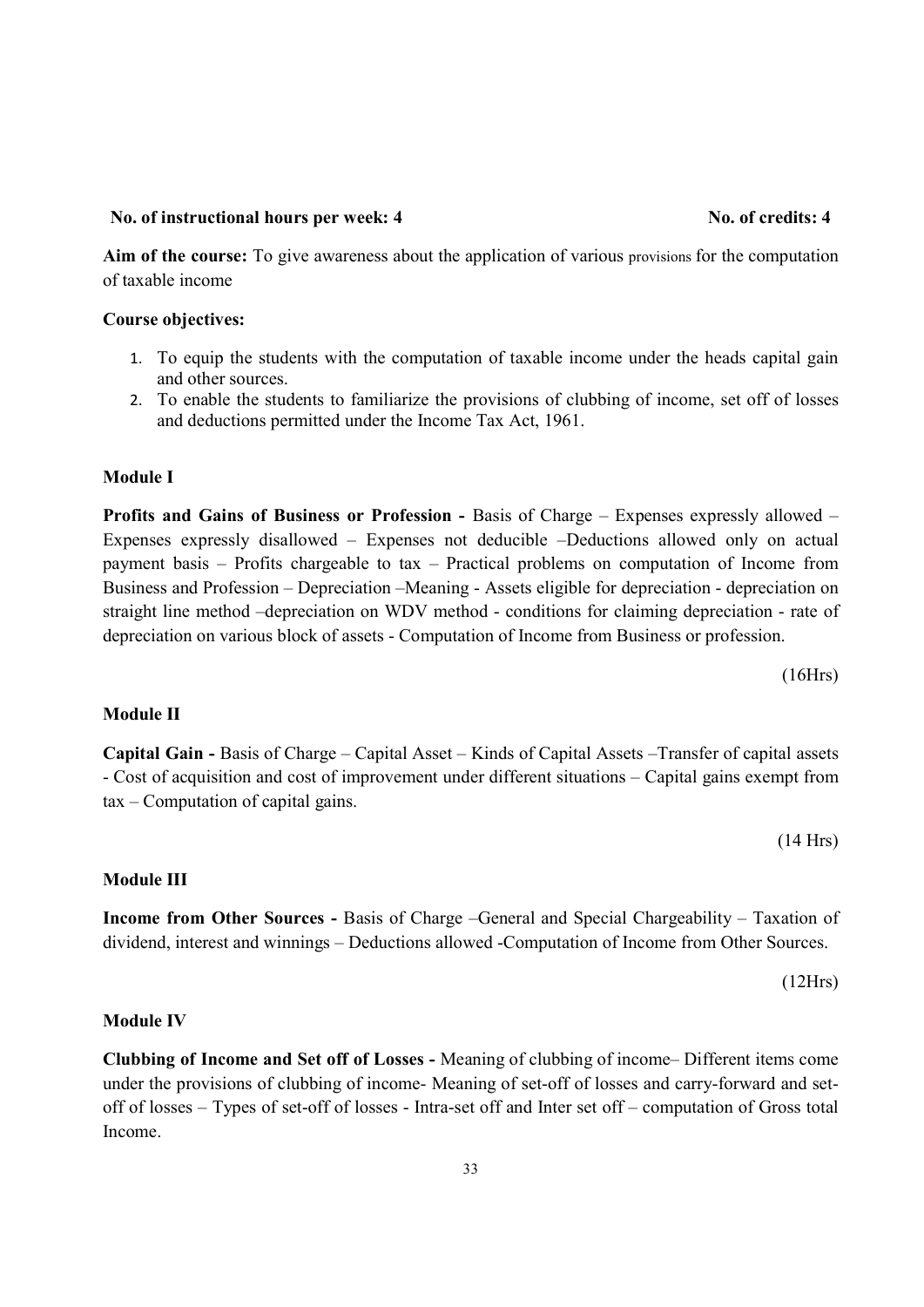**No. of instructional hours per week: 4** **No. of credits: 4**

**Aim of the course:** To give awareness about the application of various provisions for the computation of taxable income

**Course objectives:**

1. To equip the students with the computation of taxable income under the heads capital gain and other sources.
2. To enable the students to familiarize the provisions of clubbing of income, set off of losses and deductions permitted under the Income Tax Act, 1961.

**Module I**

**Profits and Gains of Business or Profession -** Basis of Charge – Expenses expressly allowed – Expenses expressly disallowed – Expenses not deducible –Deductions allowed only on actual payment basis – Profits chargeable to tax – Practical problems on computation of Income from Business and Profession – Depreciation –Meaning - Assets eligible for depreciation - depreciation on straight line method –depreciation on WDV method - conditions for claiming depreciation - rate of depreciation on various block of assets - Computation of Income from Business or profession.

(16Hrs)

**Module II**

**Capital Gain -** Basis of Charge – Capital Asset – Kinds of Capital Assets –Transfer of capital assets - Cost of acquisition and cost of improvement under different situations – Capital gains exempt from tax – Computation of capital gains.

(14 Hrs)

**Module III**

**Income from Other Sources -** Basis of Charge –General and Special Chargeability – Taxation of dividend, interest and winnings – Deductions allowed -Computation of Income from Other Sources.

(12Hrs)

**Module IV**

**Clubbing of Income and Set off of Losses -** Meaning of clubbing of income– Different items come under the provisions of clubbing of income- Meaning of set-off of losses and carry-forward and set-off of losses – Types of set-off of losses - Intra-set off and Inter set off – computation of Gross total Income.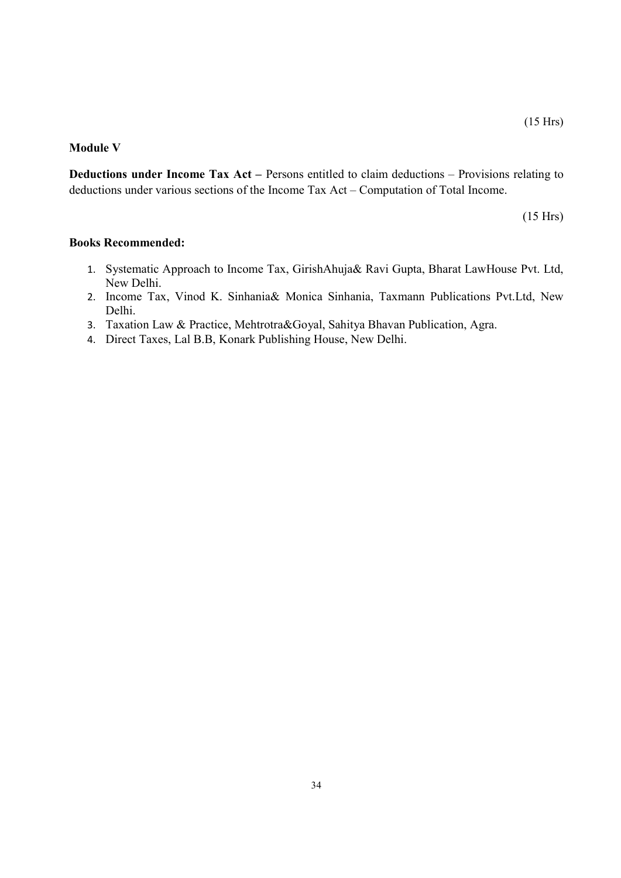(15 Hrs)

**Module V**

**Deductions under Income Tax Act –** Persons entitled to claim deductions – Provisions relating to deductions under various sections of the Income Tax Act – Computation of Total Income.

(15 Hrs)

**Books Recommended:**

1. Systematic Approach to Income Tax, GirishAhuja& Ravi Gupta, Bharat LawHouse Pvt. Ltd, New Delhi.
2. Income Tax, Vinod K. Sinhania& Monica Sinhania, Taxmann Publications Pvt.Ltd, New Delhi.
3. Taxation Law & Practice, Mehtrotra&Goyal, Sahitya Bhavan Publication, Agra.
4. Direct Taxes, Lal B.B, Konark Publishing House, New Delhi.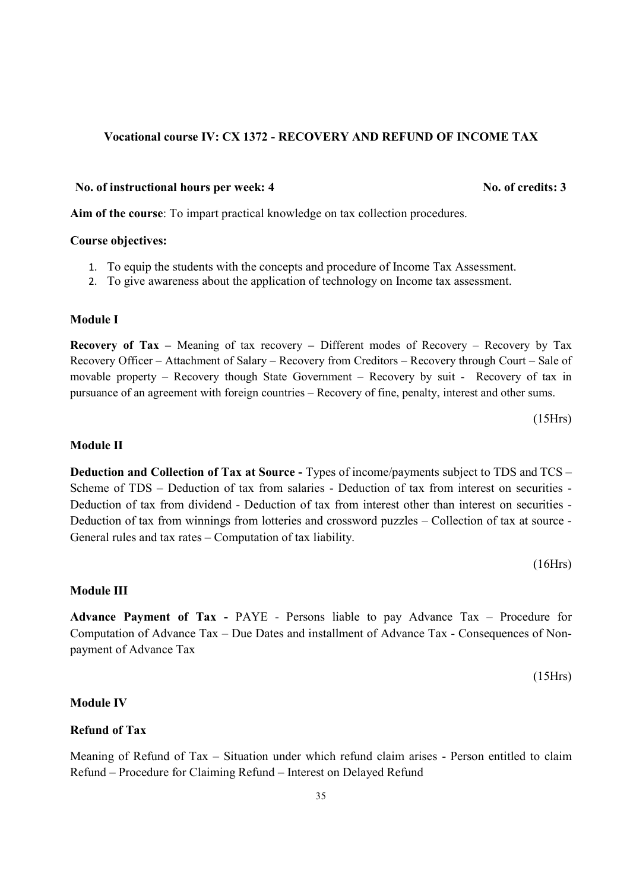### Vocational course IV: CX 1372 - RECOVERY AND REFUND OF INCOME TAX

**No. of instructional hours per week: 4** **No. of credits: 3**

**Aim of the course**: To impart practical knowledge on tax collection procedures.

**Course objectives:**

1. To equip the students with the concepts and procedure of Income Tax Assessment.
2. To give awareness about the application of technology on Income tax assessment.

**Module I**

**Recovery of Tax –** Meaning of tax recovery **–** Different modes of Recovery – Recovery by Tax Recovery Officer – Attachment of Salary – Recovery from Creditors – Recovery through Court – Sale of movable property – Recovery though State Government – Recovery by suit - Recovery of tax in pursuance of an agreement with foreign countries – Recovery of fine, penalty, interest and other sums.

(15Hrs)

**Module II**

**Deduction and Collection of Tax at Source -** Types of income/payments subject to TDS and TCS – Scheme of TDS – Deduction of tax from salaries - Deduction of tax from interest on securities - Deduction of tax from dividend - Deduction of tax from interest other than interest on securities - Deduction of tax from winnings from lotteries and crossword puzzles – Collection of tax at source - General rules and tax rates – Computation of tax liability.

(16Hrs)

**Module III**

**Advance Payment of Tax -** PAYE - Persons liable to pay Advance Tax – Procedure for Computation of Advance Tax – Due Dates and installment of Advance Tax - Consequences of Non-payment of Advance Tax

(15Hrs)

**Module IV**

**Refund of Tax**

Meaning of Refund of Tax – Situation under which refund claim arises - Person entitled to claim Refund – Procedure for Claiming Refund – Interest on Delayed Refund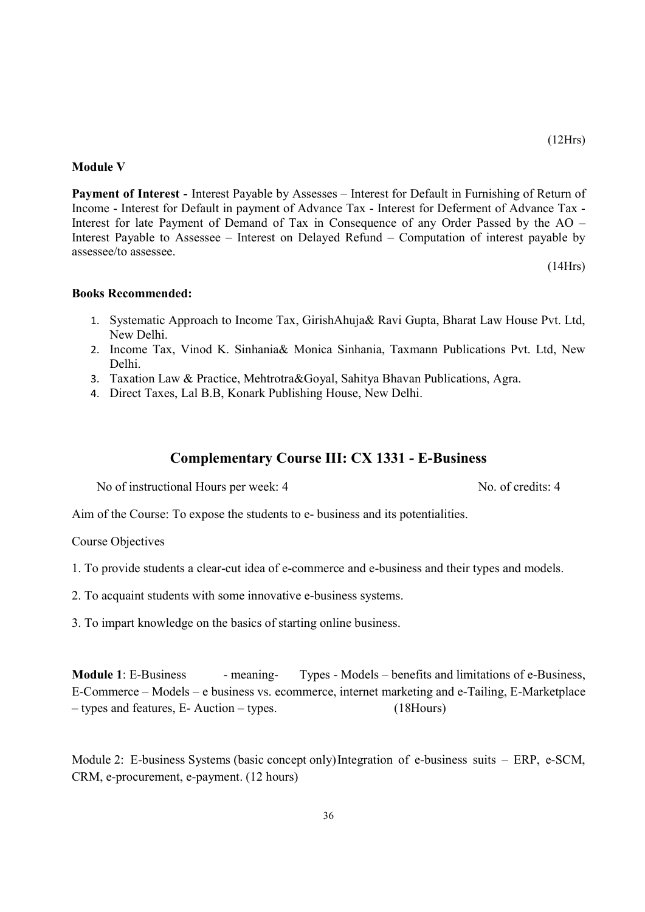(12Hrs)

**Module V**

**Payment of Interest -** Interest Payable by Assesses – Interest for Default in Furnishing of Return of Income - Interest for Default in payment of Advance Tax - Interest for Deferment of Advance Tax - Interest for late Payment of Demand of Tax in Consequence of any Order Passed by the AO – Interest Payable to Assessee – Interest on Delayed Refund – Computation of interest payable by assessee/to assessee.

(14Hrs)

**Books Recommended:**

1. Systematic Approach to Income Tax, GirishAhuja& Ravi Gupta, Bharat Law House Pvt. Ltd, New Delhi.
2. Income Tax, Vinod K. Sinhania& Monica Sinhania, Taxmann Publications Pvt. Ltd, New Delhi.
3. Taxation Law & Practice, Mehtrotra&Goyal, Sahitya Bhavan Publications, Agra.
4. Direct Taxes, Lal B.B, Konark Publishing House, New Delhi.

## Complementary Course III: CX 1331 - E-Business

No of instructional Hours per week: 4 No. of credits: 4

Aim of the Course: To expose the students to e- business and its potentialities.

Course Objectives

1. To provide students a clear-cut idea of e-commerce and e-business and their types and models.

2. To acquaint students with some innovative e-business systems.

3. To impart knowledge on the basics of starting online business.

**Module 1**: E-Business - meaning- Types - Models – benefits and limitations of e-Business, E-Commerce – Models – e business vs. ecommerce, internet marketing and e-Tailing, E-Marketplace – types and features, E- Auction – types. (18Hours)

Module 2: E-business Systems (basic concept only) Integration of e-business suits – ERP, e-SCM, CRM, e-procurement, e-payment. (12 hours)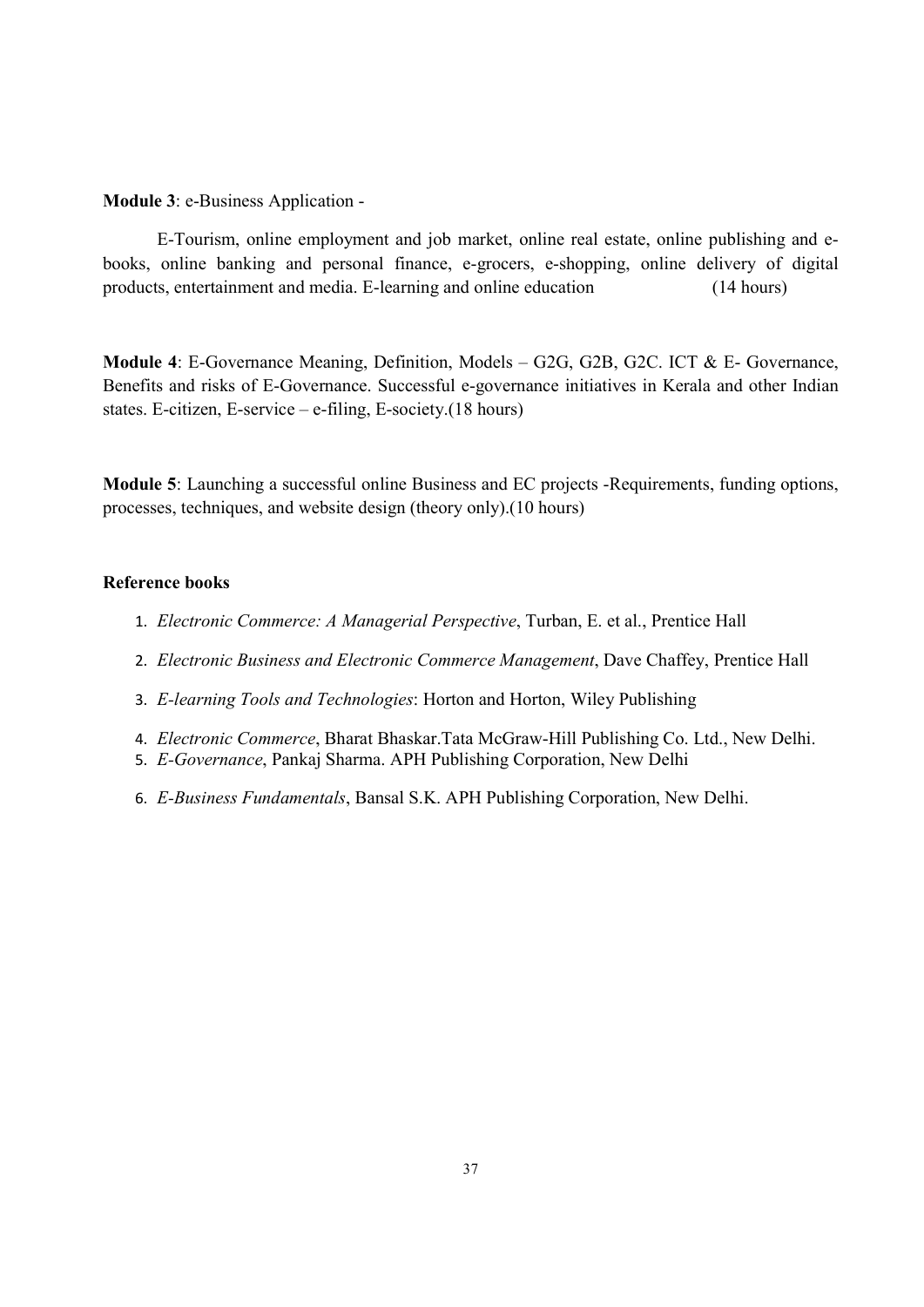**Module 3**: e-Business Application -

E-Tourism, online employment and job market, online real estate, online publishing and e-books, online banking and personal finance, e-grocers, e-shopping, online delivery of digital products, entertainment and media. E-learning and online education (14 hours)

**Module 4**: E-Governance Meaning, Definition, Models – G2G, G2B, G2C. ICT & E- Governance, Benefits and risks of E-Governance. Successful e-governance initiatives in Kerala and other Indian states. E-citizen, E-service – e-filing, E-society.(18 hours)

**Module 5**: Launching a successful online Business and EC projects -Requirements, funding options, processes, techniques, and website design (theory only).(10 hours)

**Reference books**

1. *Electronic Commerce: A Managerial Perspective*, Turban, E. et al., Prentice Hall
2. *Electronic Business and Electronic Commerce Management*, Dave Chaffey, Prentice Hall
3. *E-learning Tools and Technologies*: Horton and Horton, Wiley Publishing
4. *Electronic Commerce*, Bharat Bhaskar.Tata McGraw-Hill Publishing Co. Ltd., New Delhi.
5. *E-Governance*, Pankaj Sharma. APH Publishing Corporation, New Delhi
6. *E-Business Fundamentals*, Bansal S.K. APH Publishing Corporation, New Delhi.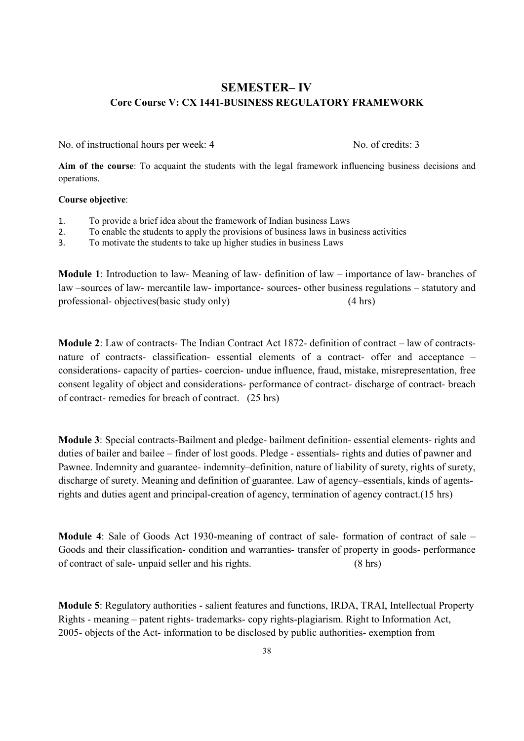## SEMESTER– IV

### Core Course V: CX 1441-BUSINESS REGULATORY FRAMEWORK

No. of instructional hours per week: 4 No. of credits: 3

**Aim of the course**: To acquaint the students with the legal framework influencing business decisions and operations.

**Course objective**:

1. To provide a brief idea about the framework of Indian business Laws
2. To enable the students to apply the provisions of business laws in business activities
3. To motivate the students to take up higher studies in business Laws

**Module 1**: Introduction to law- Meaning of law- definition of law – importance of law- branches of law –sources of law- mercantile law- importance- sources- other business regulations – statutory and professional- objectives(basic study only) (4 hrs)

**Module 2**: Law of contracts- The Indian Contract Act 1872- definition of contract – law of contracts- nature of contracts- classification- essential elements of a contract- offer and acceptance – considerations- capacity of parties- coercion- undue influence, fraud, mistake, misrepresentation, free consent legality of object and considerations- performance of contract- discharge of contract- breach of contract- remedies for breach of contract. (25 hrs)

**Module 3**: Special contracts-Bailment and pledge- bailment definition- essential elements- rights and duties of bailer and bailee – finder of lost goods. Pledge - essentials- rights and duties of pawner and Pawnee. Indemnity and guarantee- indemnity–definition, nature of liability of surety, rights of surety, discharge of surety. Meaning and definition of guarantee. Law of agency–essentials, kinds of agents- rights and duties agent and principal-creation of agency, termination of agency contract.(15 hrs)

**Module 4**: Sale of Goods Act 1930-meaning of contract of sale- formation of contract of sale – Goods and their classification- condition and warranties- transfer of property in goods- performance of contract of sale- unpaid seller and his rights. (8 hrs)

**Module 5**: Regulatory authorities - salient features and functions, IRDA, TRAI, Intellectual Property Rights - meaning – patent rights- trademarks- copy rights-plagiarism. Right to Information Act, 2005- objects of the Act- information to be disclosed by public authorities- exemption from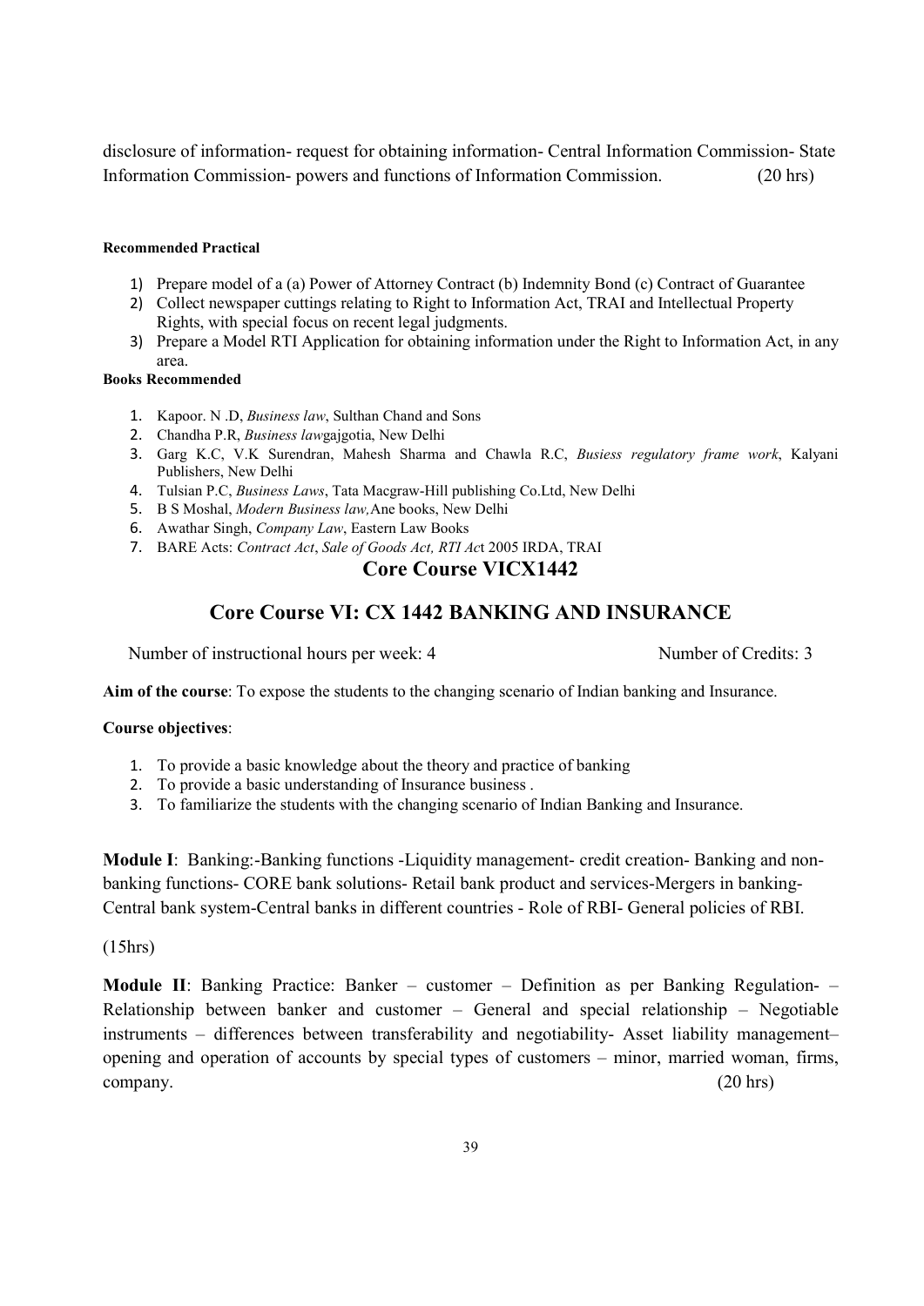disclosure of information- request for obtaining information- Central Information Commission- State Information Commission- powers and functions of Information Commission. (20 hrs)

**Recommended Practical**

1) Prepare model of a (a) Power of Attorney Contract (b) Indemnity Bond (c) Contract of Guarantee
2) Collect newspaper cuttings relating to Right to Information Act, TRAI and Intellectual Property Rights, with special focus on recent legal judgments.
3) Prepare a Model RTI Application for obtaining information under the Right to Information Act, in any area.

**Books Recommended**

1. Kapoor. N .D, *Business law*, Sulthan Chand and Sons
2. Chandha P.R, *Business law*gajgotia, New Delhi
3. Garg K.C, V.K Surendran, Mahesh Sharma and Chawla R.C, *Busiess regulatory frame work*, Kalyani Publishers, New Delhi
4. Tulsian P.C, *Business Laws*, Tata Macgraw-Hill publishing Co.Ltd, New Delhi
5. B S Moshal, *Modern Business law,*Ane books, New Delhi
6. Awathar Singh, *Company Law*, Eastern Law Books
7. BARE Acts: *Contract Act*, *Sale of Goods Act, RTI Ac*t 2005 IRDA, TRAI

## Core Course VICX1442

## Core Course VI: CX 1442 BANKING AND INSURANCE

Number of instructional hours per week: 4 Number of Credits: 3

**Aim of the course**: To expose the students to the changing scenario of Indian banking and Insurance.

**Course objectives**:

1. To provide a basic knowledge about the theory and practice of banking
2. To provide a basic understanding of Insurance business .
3. To familiarize the students with the changing scenario of Indian Banking and Insurance.

**Module I**: Banking:-Banking functions -Liquidity management- credit creation- Banking and non-banking functions- CORE bank solutions- Retail bank product and services-Mergers in banking-Central bank system-Central banks in different countries - Role of RBI- General policies of RBI.

(15hrs)

**Module II**: Banking Practice: Banker – customer – Definition as per Banking Regulation- – Relationship between banker and customer – General and special relationship – Negotiable instruments – differences between transferability and negotiability- Asset liability management– opening and operation of accounts by special types of customers – minor, married woman, firms, company. (20 hrs)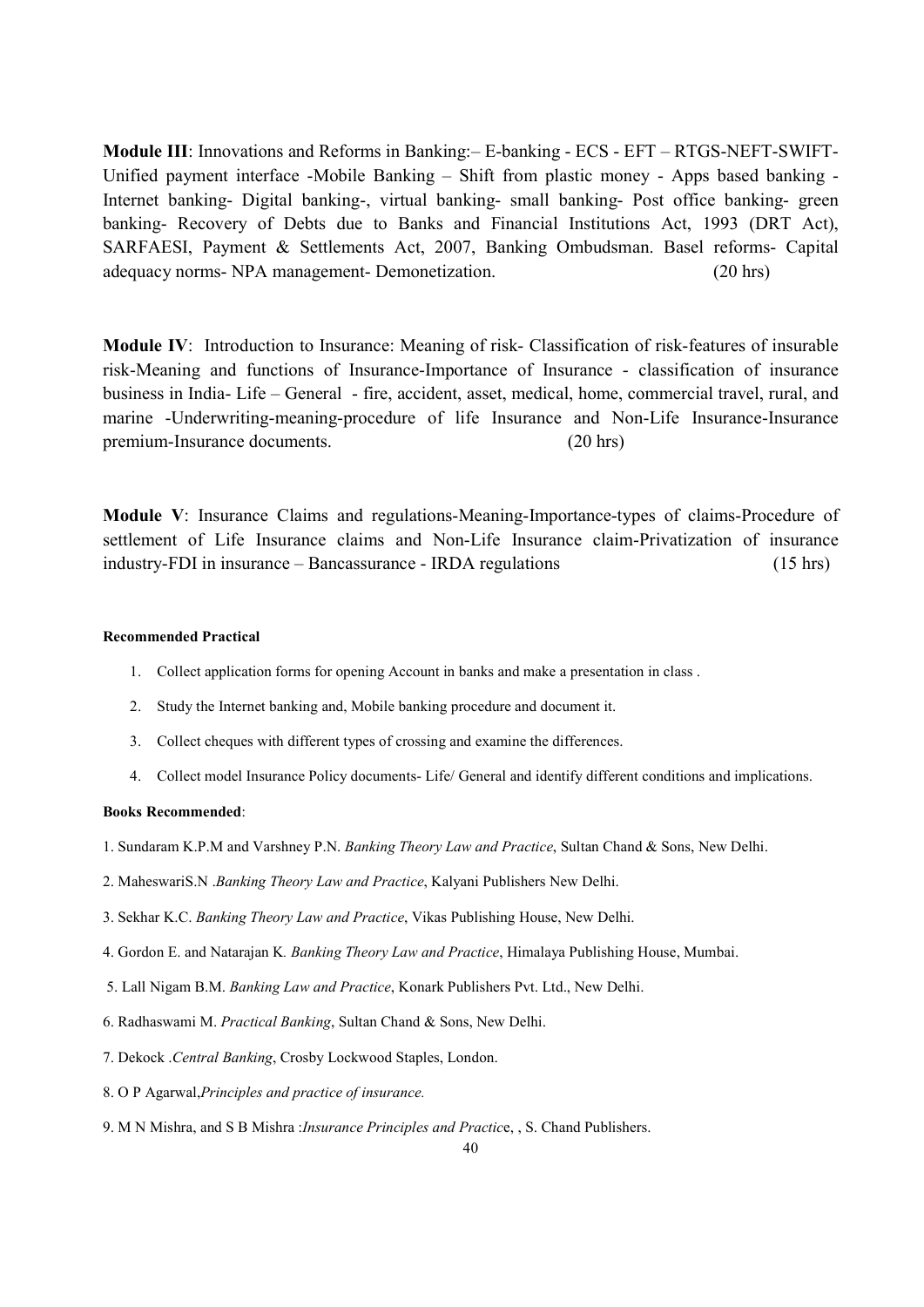**Module III**: Innovations and Reforms in Banking:– E-banking - ECS - EFT – RTGS-NEFT-SWIFT-Unified payment interface -Mobile Banking – Shift from plastic money - Apps based banking - Internet banking- Digital banking-, virtual banking- small banking- Post office banking- green banking- Recovery of Debts due to Banks and Financial Institutions Act, 1993 (DRT Act), SARFAESI, Payment & Settlements Act, 2007, Banking Ombudsman. Basel reforms- Capital adequacy norms- NPA management- Demonetization. (20 hrs)

**Module IV**: Introduction to Insurance: Meaning of risk- Classification of risk-features of insurable risk-Meaning and functions of Insurance-Importance of Insurance - classification of insurance business in India- Life – General - fire, accident, asset, medical, home, commercial travel, rural, and marine -Underwriting-meaning-procedure of life Insurance and Non-Life Insurance-Insurance premium-Insurance documents. (20 hrs)

**Module V**: Insurance Claims and regulations-Meaning-Importance-types of claims-Procedure of settlement of Life Insurance claims and Non-Life Insurance claim-Privatization of insurance industry-FDI in insurance – Bancassurance - IRDA regulations (15 hrs)

**Recommended Practical**

1. Collect application forms for opening Account in banks and make a presentation in class .
2. Study the Internet banking and, Mobile banking procedure and document it.
3. Collect cheques with different types of crossing and examine the differences.
4. Collect model Insurance Policy documents- Life/ General and identify different conditions and implications.

**Books Recommended**:

1. Sundaram K.P.M and Varshney P.N. *Banking Theory Law and Practice*, Sultan Chand & Sons, New Delhi.
2. MaheswariS.N .*Banking Theory Law and Practice*, Kalyani Publishers New Delhi.
3. Sekhar K.C. *Banking Theory Law and Practice*, Vikas Publishing House, New Delhi.
4. Gordon E. and Natarajan K. *Banking Theory Law and Practice*, Himalaya Publishing House, Mumbai.
5. Lall Nigam B.M. *Banking Law and Practice*, Konark Publishers Pvt. Ltd., New Delhi.
6. Radhaswami M. *Practical Banking*, Sultan Chand & Sons, New Delhi.
7. Dekock .*Central Banking*, Crosby Lockwood Staples, London.
8. O P Agarwal,*Principles and practice of insurance.*
9. M N Mishra, and S B Mishra :*Insurance Principles and Practic*e, , S. Chand Publishers.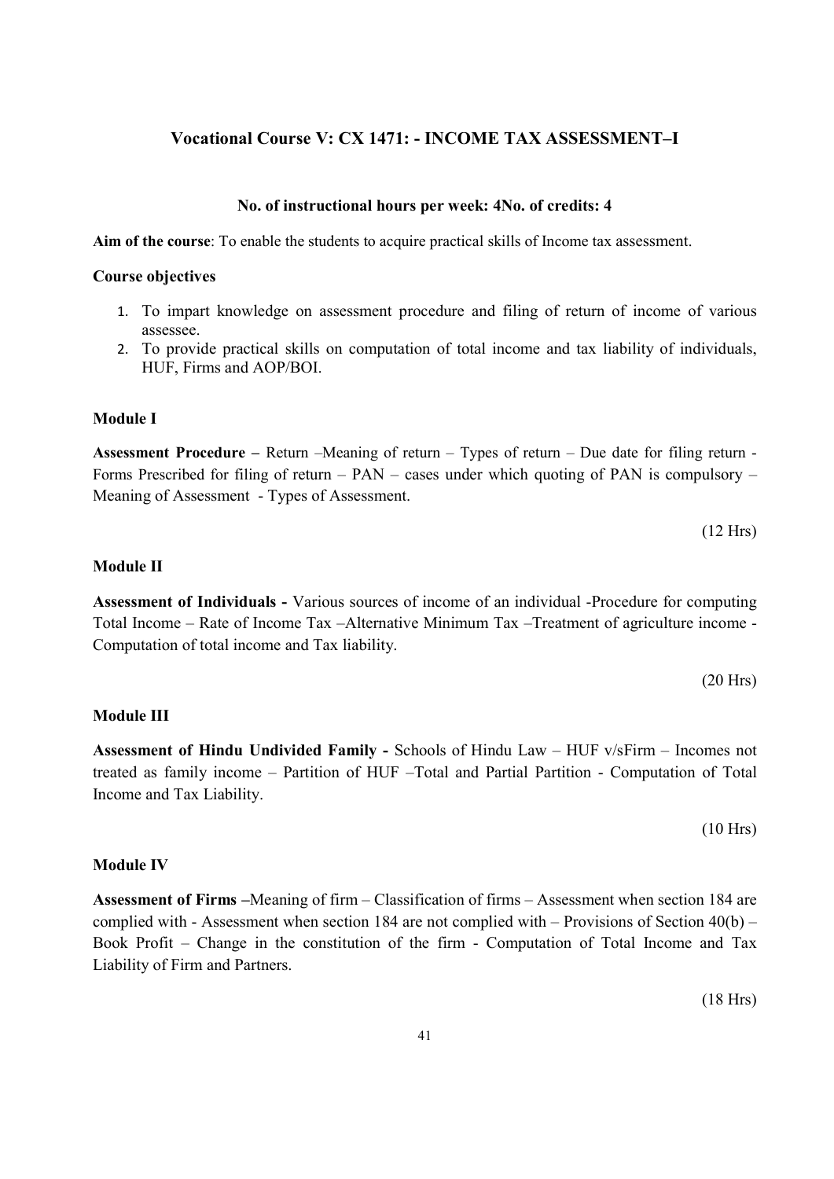## Vocational Course V: CX 1471: - INCOME TAX ASSESSMENT–I

**No. of instructional hours per week: 4No. of credits: 4**

**Aim of the course**: To enable the students to acquire practical skills of Income tax assessment.

**Course objectives**

1. To impart knowledge on assessment procedure and filing of return of income of various assessee.
2. To provide practical skills on computation of total income and tax liability of individuals, HUF, Firms and AOP/BOI.

**Module I**

**Assessment Procedure –** Return –Meaning of return – Types of return – Due date for filing return - Forms Prescribed for filing of return – PAN – cases under which quoting of PAN is compulsory – Meaning of Assessment - Types of Assessment.

(12 Hrs)

**Module II**

**Assessment of Individuals -** Various sources of income of an individual -Procedure for computing Total Income – Rate of Income Tax –Alternative Minimum Tax –Treatment of agriculture income - Computation of total income and Tax liability.

(20 Hrs)

**Module III**

**Assessment of Hindu Undivided Family -** Schools of Hindu Law – HUF v/sFirm – Incomes not treated as family income – Partition of HUF –Total and Partial Partition - Computation of Total Income and Tax Liability.

(10 Hrs)

**Module IV**

**Assessment of Firms –**Meaning of firm – Classification of firms – Assessment when section 184 are complied with - Assessment when section 184 are not complied with – Provisions of Section 40(b) – Book Profit – Change in the constitution of the firm - Computation of Total Income and Tax Liability of Firm and Partners.

(18 Hrs)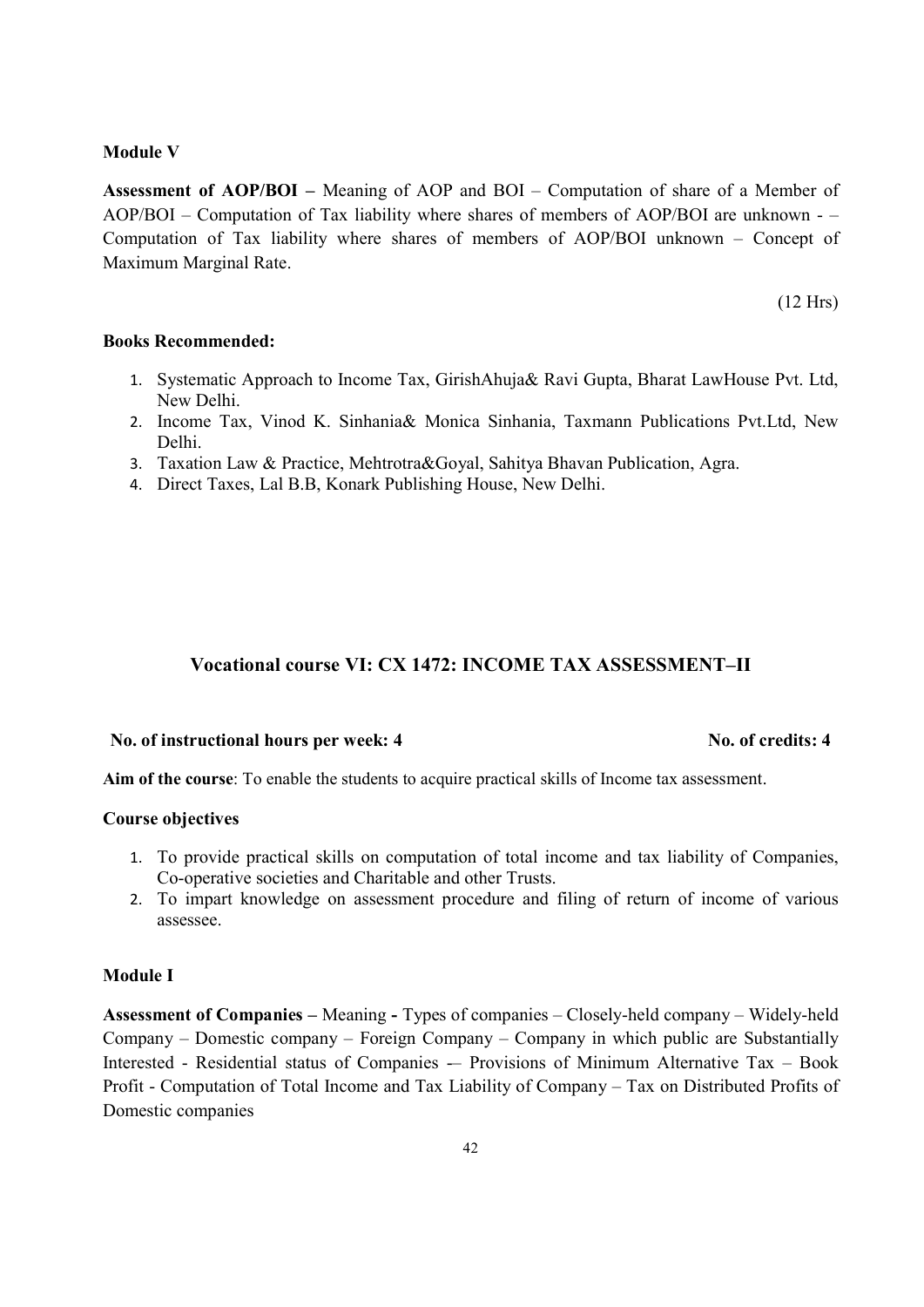**Module V**

**Assessment of AOP/BOI –** Meaning of AOP and BOI – Computation of share of a Member of AOP/BOI – Computation of Tax liability where shares of members of AOP/BOI are unknown - – Computation of Tax liability where shares of members of AOP/BOI unknown – Concept of Maximum Marginal Rate.

(12 Hrs)

**Books Recommended:**

1. Systematic Approach to Income Tax, GirishAhuja& Ravi Gupta, Bharat LawHouse Pvt. Ltd, New Delhi.
2. Income Tax, Vinod K. Sinhania& Monica Sinhania, Taxmann Publications Pvt.Ltd, New Delhi.
3. Taxation Law & Practice, Mehtrotra&Goyal, Sahitya Bhavan Publication, Agra.
4. Direct Taxes, Lal B.B, Konark Publishing House, New Delhi.

## Vocational course VI: CX 1472: INCOME TAX ASSESSMENT–II

**No. of instructional hours per week: 4** **No. of credits: 4**

**Aim of the course**: To enable the students to acquire practical skills of Income tax assessment.

**Course objectives**

1. To provide practical skills on computation of total income and tax liability of Companies, Co-operative societies and Charitable and other Trusts.
2. To impart knowledge on assessment procedure and filing of return of income of various assessee.

**Module I**

**Assessment of Companies –** Meaning **-** Types of companies – Closely-held company – Widely-held Company – Domestic company – Foreign Company – Company in which public are Substantially Interested - Residential status of Companies -– Provisions of Minimum Alternative Tax – Book Profit - Computation of Total Income and Tax Liability of Company – Tax on Distributed Profits of Domestic companies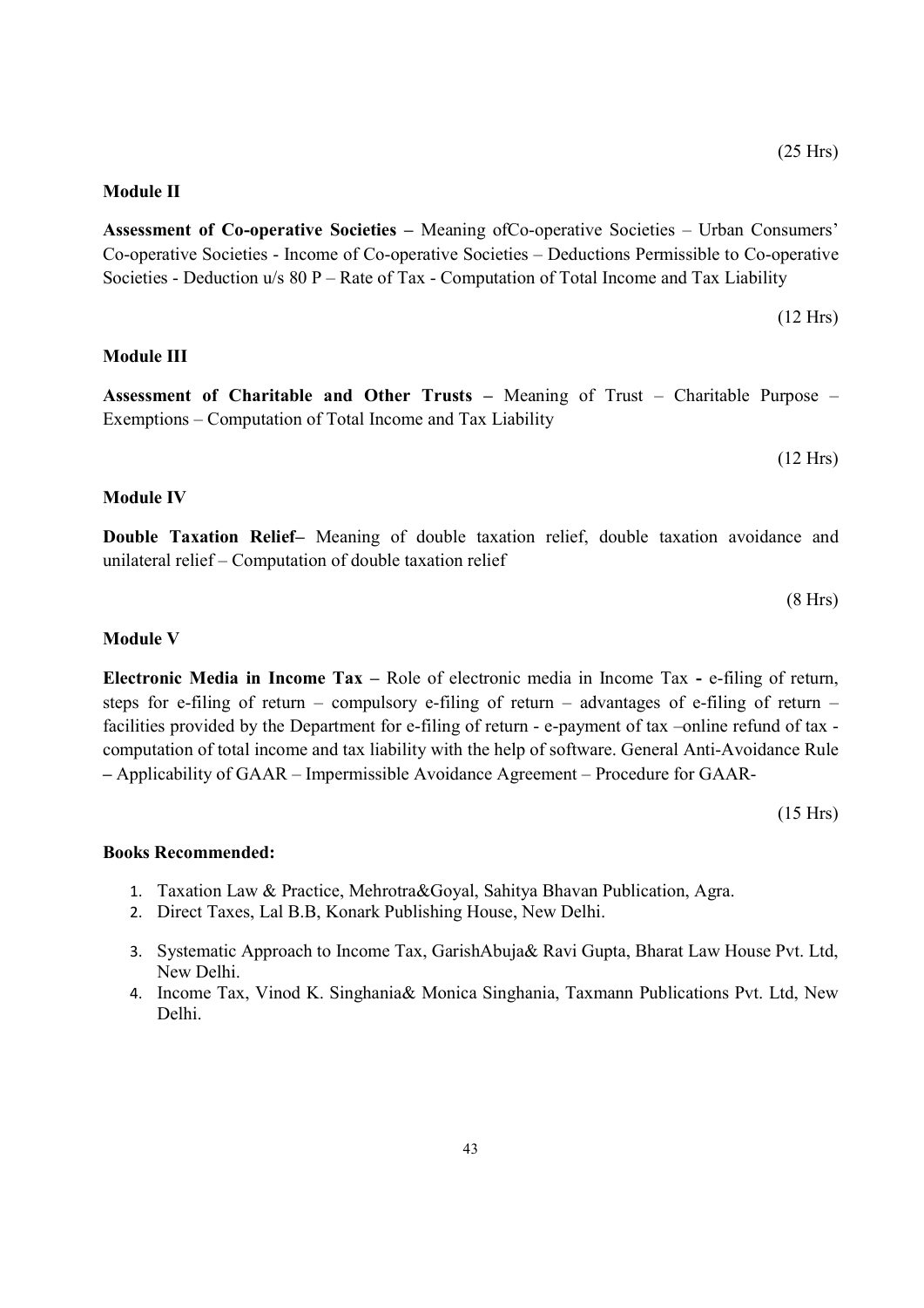(25 Hrs)

**Module II**

**Assessment of Co-operative Societies –** Meaning ofCo-operative Societies – Urban Consumers' Co-operative Societies - Income of Co-operative Societies – Deductions Permissible to Co-operative Societies - Deduction u/s 80 P – Rate of Tax - Computation of Total Income and Tax Liability

(12 Hrs)

**Module III**

**Assessment of Charitable and Other Trusts –** Meaning of Trust – Charitable Purpose – Exemptions – Computation of Total Income and Tax Liability

(12 Hrs)

**Module IV**

**Double Taxation Relief–** Meaning of double taxation relief, double taxation avoidance and unilateral relief – Computation of double taxation relief

(8 Hrs)

**Module V**

**Electronic Media in Income Tax –** Role of electronic media in Income Tax **-** e-filing of return, steps for e-filing of return – compulsory e-filing of return – advantages of e-filing of return – facilities provided by the Department for e-filing of return - e-payment of tax –online refund of tax - computation of total income and tax liability with the help of software. General Anti-Avoidance Rule **–** Applicability of GAAR – Impermissible Avoidance Agreement – Procedure for GAAR-

(15 Hrs)

**Books Recommended:**

1. Taxation Law & Practice, Mehrotra&Goyal, Sahitya Bhavan Publication, Agra.
2. Direct Taxes, Lal B.B, Konark Publishing House, New Delhi.
3. Systematic Approach to Income Tax, GarishAbuja& Ravi Gupta, Bharat Law House Pvt. Ltd, New Delhi.
4. Income Tax, Vinod K. Singhania& Monica Singhania, Taxmann Publications Pvt. Ltd, New Delhi.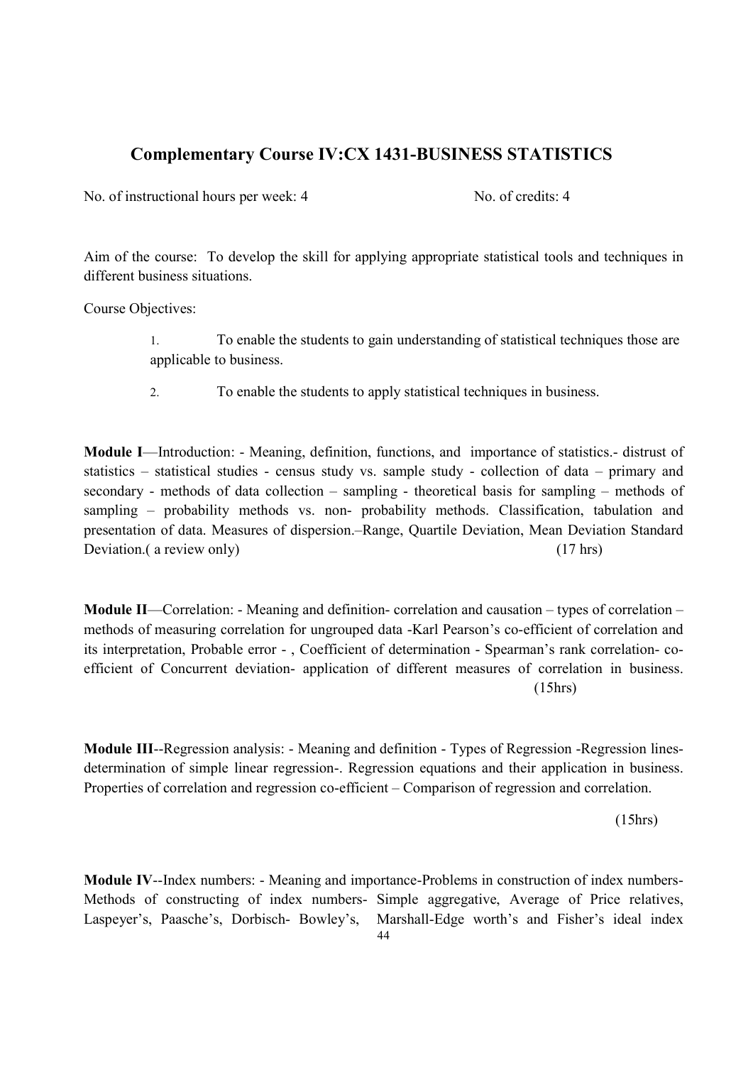## Complementary Course IV:CX 1431-BUSINESS STATISTICS

No. of instructional hours per week: 4 No. of credits: 4

Aim of the course: To develop the skill for applying appropriate statistical tools and techniques in different business situations.

Course Objectives:

1. To enable the students to gain understanding of statistical techniques those are applicable to business.
2. To enable the students to apply statistical techniques in business.

**Module I**—Introduction: - Meaning, definition, functions, and importance of statistics.- distrust of statistics – statistical studies - census study vs. sample study - collection of data – primary and secondary - methods of data collection – sampling - theoretical basis for sampling – methods of sampling – probability methods vs. non- probability methods. Classification, tabulation and presentation of data. Measures of dispersion.–Range, Quartile Deviation, Mean Deviation Standard Deviation.( a review only) (17 hrs)

**Module II**—Correlation: - Meaning and definition- correlation and causation – types of correlation – methods of measuring correlation for ungrouped data -Karl Pearson's co-efficient of correlation and its interpretation, Probable error - , Coefficient of determination - Spearman's rank correlation- co-efficient of Concurrent deviation- application of different measures of correlation in business. (15hrs)

**Module III**--Regression analysis: - Meaning and definition - Types of Regression -Regression lines- determination of simple linear regression-. Regression equations and their application in business. Properties of correlation and regression co-efficient – Comparison of regression and correlation.

(15hrs)

**Module IV**--Index numbers: - Meaning and importance-Problems in construction of index numbers- Methods of constructing of index numbers- Simple aggregative, Average of Price relatives, Laspeyer's, Paasche's, Dorbisch- Bowley's, Marshall-Edge worth's and Fisher's ideal index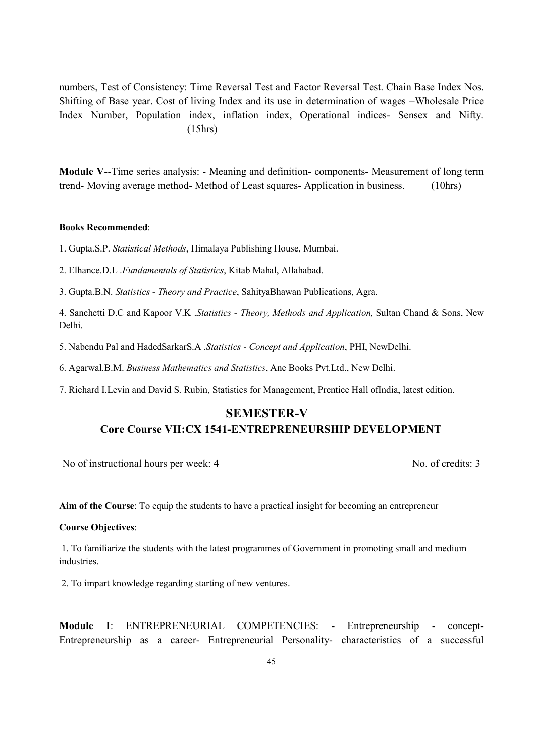numbers, Test of Consistency: Time Reversal Test and Factor Reversal Test. Chain Base Index Nos. Shifting of Base year. Cost of living Index and its use in determination of wages –Wholesale Price Index Number, Population index, inflation index, Operational indices- Sensex and Nifty. (15hrs)

**Module V**--Time series analysis: - Meaning and definition- components- Measurement of long term trend- Moving average method- Method of Least squares- Application in business. (10hrs)

**Books Recommended**:

1. Gupta.S.P. *Statistical Methods*, Himalaya Publishing House, Mumbai.

2. Elhance.D.L .*Fundamentals of Statistics*, Kitab Mahal, Allahabad.

3. Gupta.B.N. *Statistics - Theory and Practice*, SahityaBhawan Publications, Agra.

4. Sanchetti D.C and Kapoor V.K .*Statistics - Theory, Methods and Application,* Sultan Chand & Sons, New Delhi.

5. Nabendu Pal and HadedSarkarS.A .*Statistics - Concept and Application*, PHI, NewDelhi.

6. Agarwal.B.M. *Business Mathematics and Statistics*, Ane Books Pvt.Ltd., New Delhi.

7. Richard I.Levin and David S. Rubin, Statistics for Management, Prentice Hall ofIndia, latest edition.

## SEMESTER-V

### Core Course VII:CX 1541-ENTREPRENEURSHIP DEVELOPMENT

No of instructional hours per week: 4 No. of credits: 3

**Aim of the Course**: To equip the students to have a practical insight for becoming an entrepreneur

**Course Objectives**:

1. To familiarize the students with the latest programmes of Government in promoting small and medium industries.

2. To impart knowledge regarding starting of new ventures.

**Module I**: ENTREPRENEURIAL COMPETENCIES: - Entrepreneurship - concept- Entrepreneurship as a career- Entrepreneurial Personality- characteristics of a successful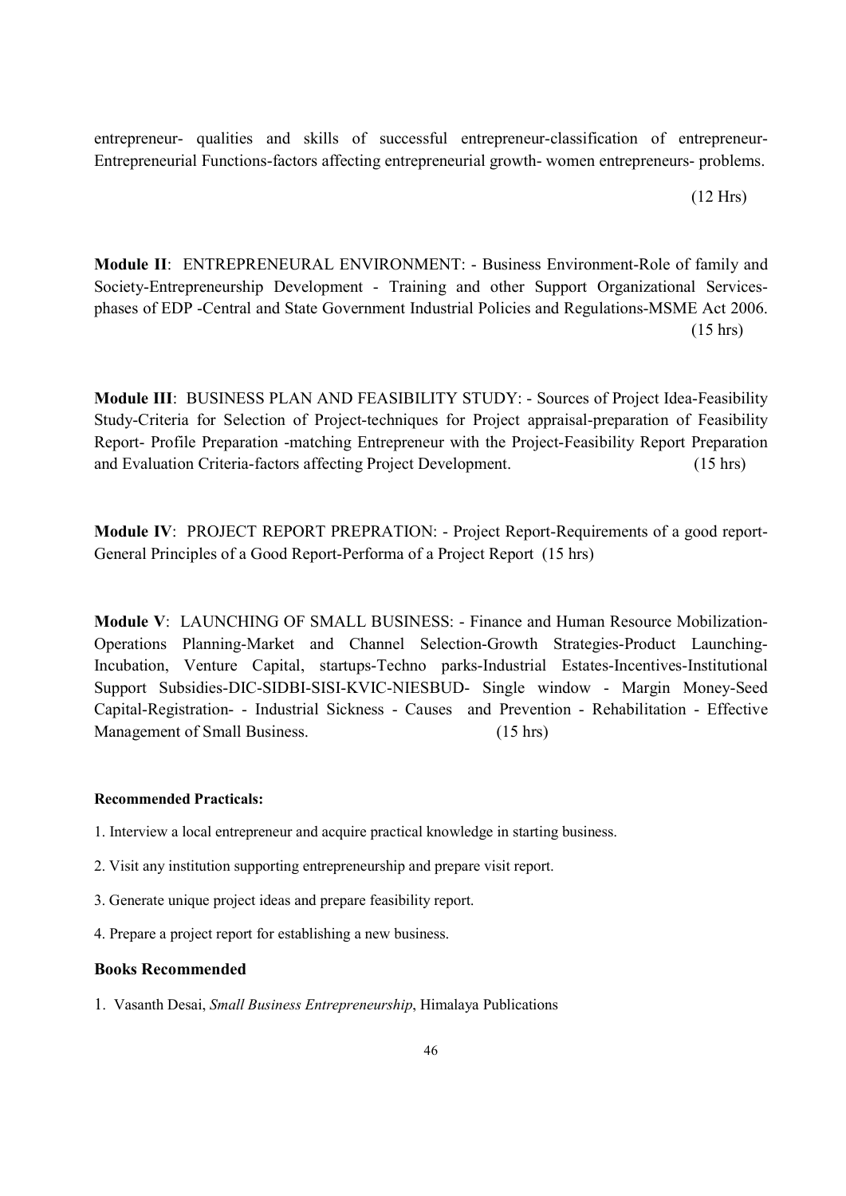entrepreneur- qualities and skills of successful entrepreneur-classification of entrepreneur-Entrepreneurial Functions-factors affecting entrepreneurial growth- women entrepreneurs- problems.

(12 Hrs)

**Module II**: ENTREPRENEURAL ENVIRONMENT: - Business Environment-Role of family and Society-Entrepreneurship Development - Training and other Support Organizational Services-phases of EDP -Central and State Government Industrial Policies and Regulations-MSME Act 2006. (15 hrs)

**Module III**: BUSINESS PLAN AND FEASIBILITY STUDY: - Sources of Project Idea-Feasibility Study-Criteria for Selection of Project-techniques for Project appraisal-preparation of Feasibility Report- Profile Preparation -matching Entrepreneur with the Project-Feasibility Report Preparation and Evaluation Criteria-factors affecting Project Development. (15 hrs)

**Module IV**: PROJECT REPORT PREPRATION: - Project Report-Requirements of a good report-General Principles of a Good Report-Performa of a Project Report (15 hrs)

**Module V**: LAUNCHING OF SMALL BUSINESS: - Finance and Human Resource Mobilization-Operations Planning-Market and Channel Selection-Growth Strategies-Product Launching-Incubation, Venture Capital, startups-Techno parks-Industrial Estates-Incentives-Institutional Support Subsidies-DIC-SIDBI-SISI-KVIC-NIESBUD- Single window - Margin Money-Seed Capital-Registration- - Industrial Sickness - Causes and Prevention - Rehabilitation - Effective Management of Small Business. (15 hrs)

**Recommended Practicals:**

1. Interview a local entrepreneur and acquire practical knowledge in starting business.
2. Visit any institution supporting entrepreneurship and prepare visit report.
3. Generate unique project ideas and prepare feasibility report.
4. Prepare a project report for establishing a new business.

**Books Recommended**

1. Vasanth Desai, *Small Business Entrepreneurship*, Himalaya Publications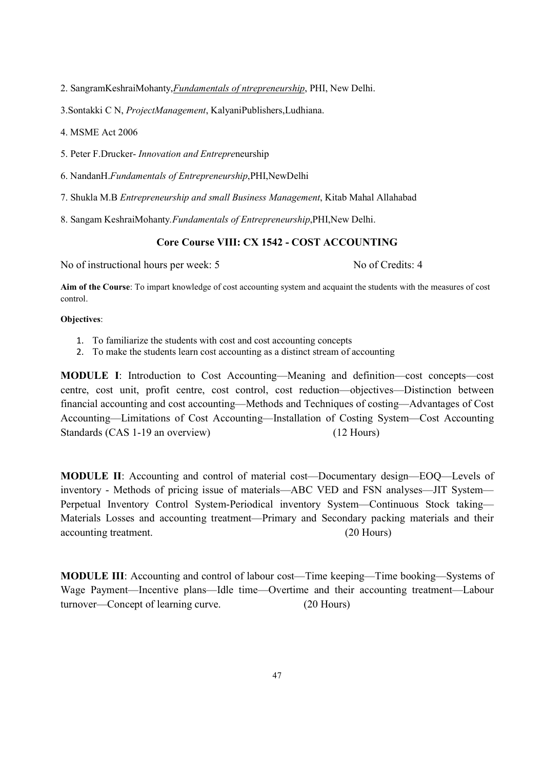2. SangramKeshraiMohanty,*Fundamentals of ntrepreneurship*, PHI, New Delhi.

3.Sontakki C N, *ProjectManagement*, KalyaniPublishers,Ludhiana.

4. MSME Act 2006

5. Peter F.Drucker- *Innovation and Entrepre*neurship

6. NandanH.*Fundamentals of Entrepreneurship*,PHI,NewDelhi

7. Shukla M.B *Entrepreneurship and small Business Management*, Kitab Mahal Allahabad

8. Sangam KeshraiMohanty.*Fundamentals of Entrepreneurship*,PHI,New Delhi.

## Core Course VIII: CX 1542 - COST ACCOUNTING

No of instructional hours per week: 5 No of Credits: 4

**Aim of the Course**: To impart knowledge of cost accounting system and acquaint the students with the measures of cost control.

**Objectives**:

1. To familiarize the students with cost and cost accounting concepts
2. To make the students learn cost accounting as a distinct stream of accounting

**MODULE I**: Introduction to Cost Accounting—Meaning and definition—cost concepts—cost centre, cost unit, profit centre, cost control, cost reduction—objectives—Distinction between financial accounting and cost accounting—Methods and Techniques of costing—Advantages of Cost Accounting—Limitations of Cost Accounting—Installation of Costing System—Cost Accounting Standards (CAS 1-19 an overview) (12 Hours)

**MODULE II**: Accounting and control of material cost—Documentary design—EOQ—Levels of inventory - Methods of pricing issue of materials—ABC VED and FSN analyses—JIT System—Perpetual Inventory Control System-Periodical inventory System—Continuous Stock taking—Materials Losses and accounting treatment—Primary and Secondary packing materials and their accounting treatment. (20 Hours)

**MODULE III**: Accounting and control of labour cost—Time keeping—Time booking—Systems of Wage Payment—Incentive plans—Idle time—Overtime and their accounting treatment—Labour turnover—Concept of learning curve. (20 Hours)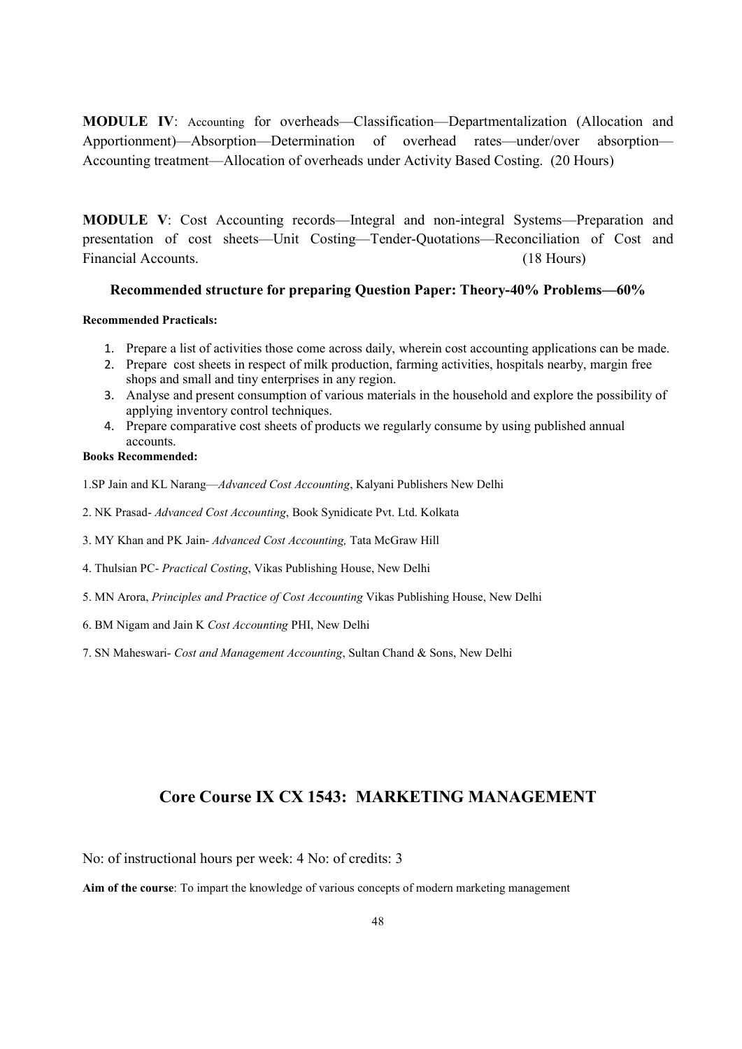**MODULE IV**: Accounting for overheads—Classification—Departmentalization (Allocation and Apportionment)—Absorption—Determination of overhead rates—under/over absorption—Accounting treatment—Allocation of overheads under Activity Based Costing. (20 Hours)

**MODULE V**: Cost Accounting records—Integral and non-integral Systems—Preparation and presentation of cost sheets—Unit Costing—Tender-Quotations—Reconciliation of Cost and Financial Accounts. (18 Hours)

**Recommended structure for preparing Question Paper: Theory-40% Problems—60%**

**Recommended Practicals:**

1. Prepare a list of activities those come across daily, wherein cost accounting applications can be made.
2. Prepare cost sheets in respect of milk production, farming activities, hospitals nearby, margin free shops and small and tiny enterprises in any region.
3. Analyse and present consumption of various materials in the household and explore the possibility of applying inventory control techniques.
4. Prepare comparative cost sheets of products we regularly consume by using published annual accounts.

**Books Recommended:**

1.SP Jain and KL Narang—*Advanced Cost Accounting*, Kalyani Publishers New Delhi

2. NK Prasad- *Advanced Cost Accounting*, Book Synidicate Pvt. Ltd. Kolkata

3. MY Khan and PK Jain- *Advanced Cost Accounting,* Tata McGraw Hill

4. Thulsian PC- *Practical Costing*, Vikas Publishing House, New Delhi

5. MN Arora, *Principles and Practice of Cost Accounting* Vikas Publishing House, New Delhi

6. BM Nigam and Jain K *Cost Accounting* PHI, New Delhi

7. SN Maheswari- *Cost and Management Accounting*, Sultan Chand & Sons, New Delhi

## Core Course IX CX 1543: MARKETING MANAGEMENT

No: of instructional hours per week: 4 No: of credits: 3

**Aim of the course**: To impart the knowledge of various concepts of modern marketing management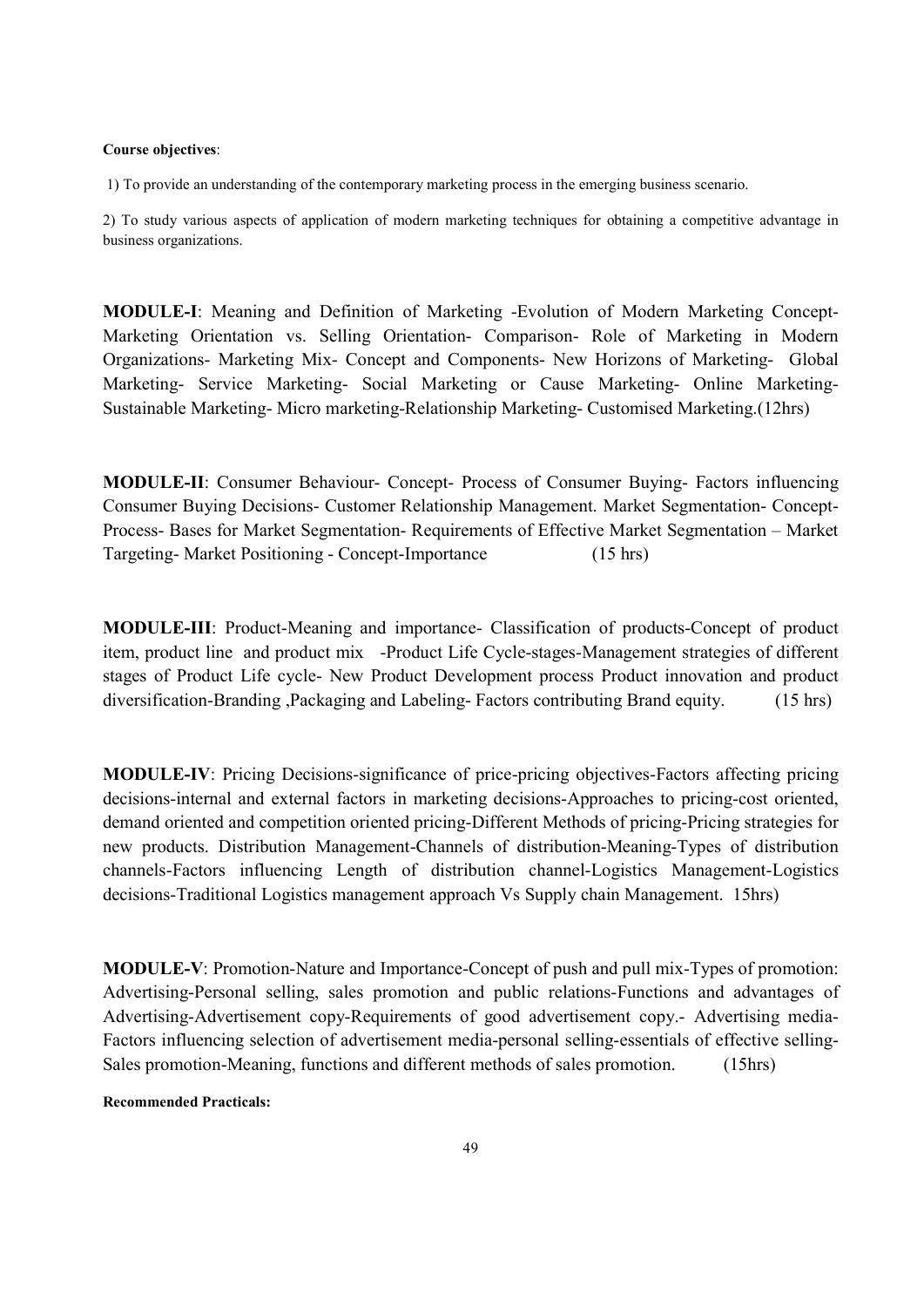**Course objectives**:

1) To provide an understanding of the contemporary marketing process in the emerging business scenario.

2) To study various aspects of application of modern marketing techniques for obtaining a competitive advantage in business organizations.

**MODULE-I**: Meaning and Definition of Marketing -Evolution of Modern Marketing Concept- Marketing Orientation vs. Selling Orientation- Comparison- Role of Marketing in Modern Organizations- Marketing Mix- Concept and Components- New Horizons of Marketing- Global Marketing- Service Marketing- Social Marketing or Cause Marketing- Online Marketing- Sustainable Marketing- Micro marketing-Relationship Marketing- Customised Marketing.(12hrs)

**MODULE-II**: Consumer Behaviour- Concept- Process of Consumer Buying- Factors influencing Consumer Buying Decisions- Customer Relationship Management. Market Segmentation- Concept- Process- Bases for Market Segmentation- Requirements of Effective Market Segmentation – Market Targeting- Market Positioning - Concept-Importance (15 hrs)

**MODULE-III**: Product-Meaning and importance- Classification of products-Concept of product item, product line and product mix -Product Life Cycle-stages-Management strategies of different stages of Product Life cycle- New Product Development process Product innovation and product diversification-Branding ,Packaging and Labeling- Factors contributing Brand equity. (15 hrs)

**MODULE-IV**: Pricing Decisions-significance of price-pricing objectives-Factors affecting pricing decisions-internal and external factors in marketing decisions-Approaches to pricing-cost oriented, demand oriented and competition oriented pricing-Different Methods of pricing-Pricing strategies for new products. Distribution Management-Channels of distribution-Meaning-Types of distribution channels-Factors influencing Length of distribution channel-Logistics Management-Logistics decisions-Traditional Logistics management approach Vs Supply chain Management. 15hrs)

**MODULE-V**: Promotion-Nature and Importance-Concept of push and pull mix-Types of promotion: Advertising-Personal selling, sales promotion and public relations-Functions and advantages of Advertising-Advertisement copy-Requirements of good advertisement copy.- Advertising media- Factors influencing selection of advertisement media-personal selling-essentials of effective selling- Sales promotion-Meaning, functions and different methods of sales promotion. (15hrs)

**Recommended Practicals:**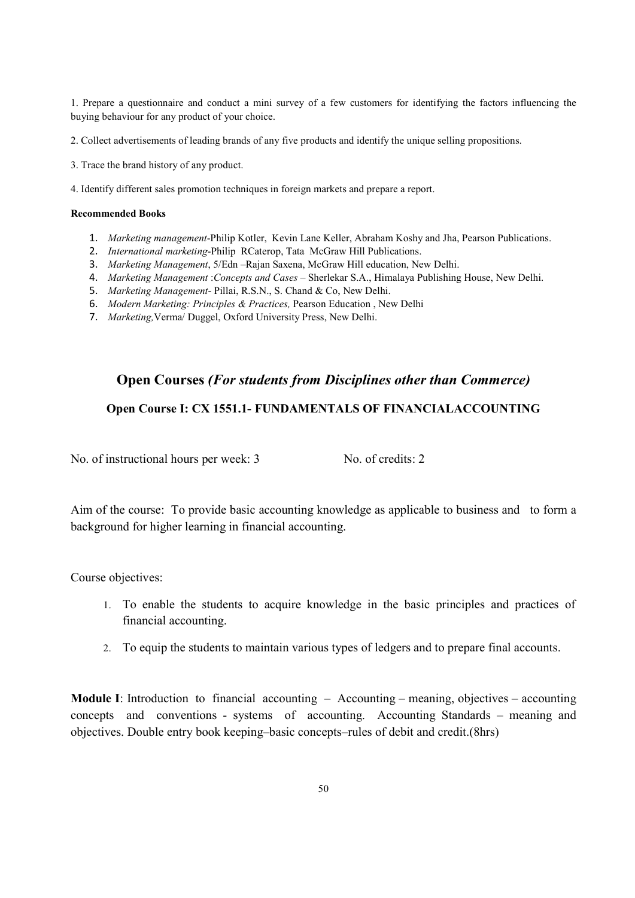1. Prepare a questionnaire and conduct a mini survey of a few customers for identifying the factors influencing the buying behaviour for any product of your choice.

2. Collect advertisements of leading brands of any five products and identify the unique selling propositions.

3. Trace the brand history of any product.

4. Identify different sales promotion techniques in foreign markets and prepare a report.

**Recommended Books**

1. *Marketing management*-Philip Kotler, Kevin Lane Keller, Abraham Koshy and Jha, Pearson Publications.
2. *International marketing*-Philip RCaterop, Tata McGraw Hill Publications.
3. *Marketing Management*, 5/Edn –Rajan Saxena, McGraw Hill education, New Delhi.
4. *Marketing Management* :*Concepts and Cases* – Sherlekar S.A., Himalaya Publishing House, New Delhi.
5. *Marketing Management*- Pillai, R.S.N., S. Chand & Co, New Delhi.
6. *Modern Marketing: Principles & Practices,* Pearson Education , New Delhi
7. *Marketing,*Verma/ Duggel, Oxford University Press, New Delhi.

## Open Courses *(For students from Disciplines other than Commerce)*

### Open Course I: CX 1551.1- FUNDAMENTALS OF FINANCIALACCOUNTING

No. of instructional hours per week: 3 No. of credits: 2

Aim of the course: To provide basic accounting knowledge as applicable to business and to form a background for higher learning in financial accounting.

Course objectives:

1. To enable the students to acquire knowledge in the basic principles and practices of financial accounting.
2. To equip the students to maintain various types of ledgers and to prepare final accounts.

**Module I**: Introduction to financial accounting – Accounting – meaning, objectives – accounting concepts and conventions - systems of accounting. Accounting Standards – meaning and objectives. Double entry book keeping–basic concepts–rules of debit and credit.(8hrs)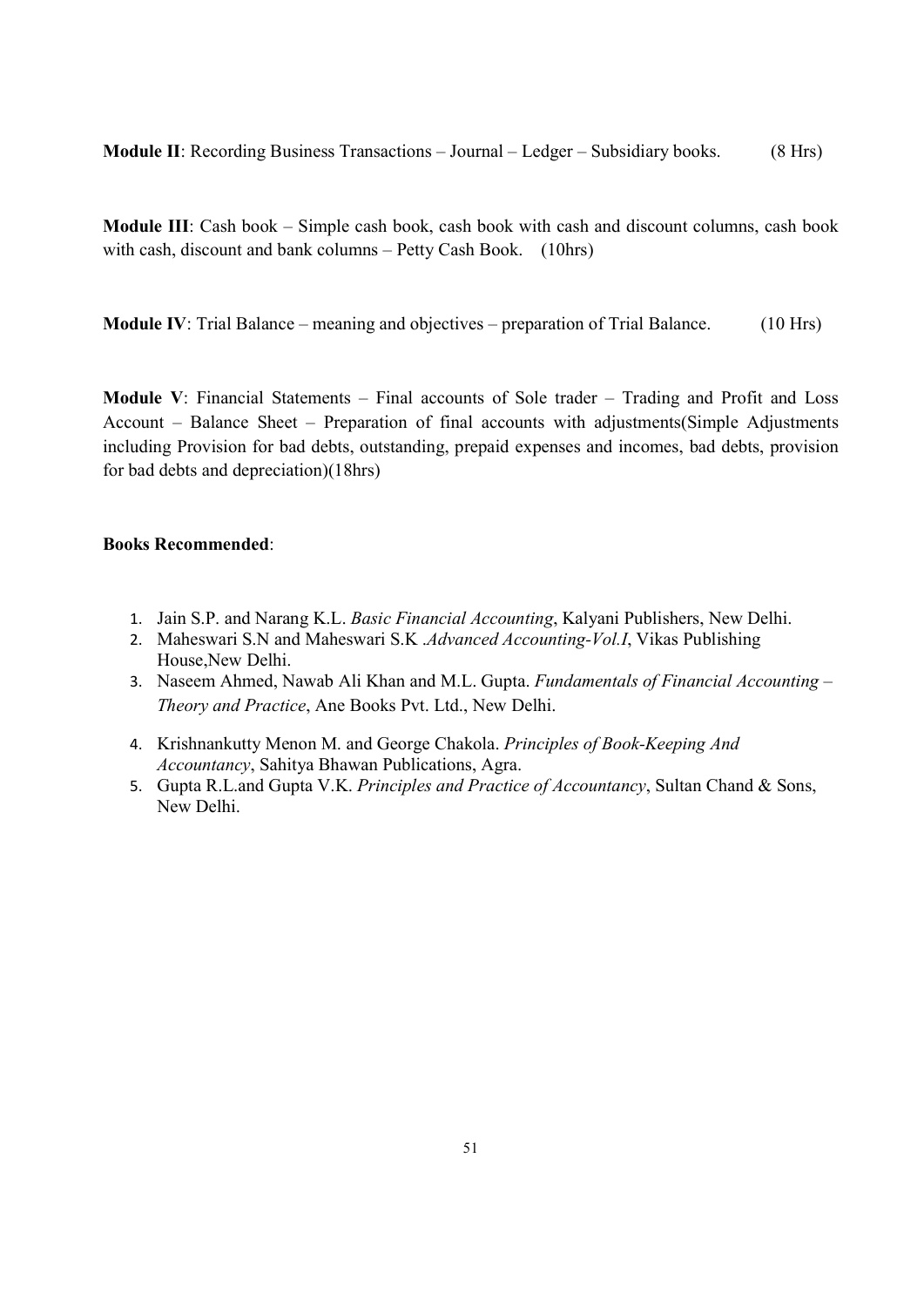**Module II**: Recording Business Transactions – Journal – Ledger – Subsidiary books. (8 Hrs)

**Module III**: Cash book – Simple cash book, cash book with cash and discount columns, cash book with cash, discount and bank columns – Petty Cash Book. (10hrs)

**Module IV**: Trial Balance – meaning and objectives – preparation of Trial Balance. (10 Hrs)

**Module V**: Financial Statements – Final accounts of Sole trader – Trading and Profit and Loss Account – Balance Sheet – Preparation of final accounts with adjustments(Simple Adjustments including Provision for bad debts, outstanding, prepaid expenses and incomes, bad debts, provision for bad debts and depreciation)(18hrs)

**Books Recommended**:

1. Jain S.P. and Narang K.L. *Basic Financial Accounting*, Kalyani Publishers, New Delhi.
2. Maheswari S.N and Maheswari S.K .*Advanced Accounting-Vol.I*, Vikas Publishing House,New Delhi.
3. Naseem Ahmed, Nawab Ali Khan and M.L. Gupta. *Fundamentals of Financial Accounting – Theory and Practice*, Ane Books Pvt. Ltd., New Delhi.
4. Krishnankutty Menon M. and George Chakola. *Principles of Book-Keeping And Accountancy*, Sahitya Bhawan Publications, Agra.
5. Gupta R.L.and Gupta V.K. *Principles and Practice of Accountancy*, Sultan Chand & Sons, New Delhi.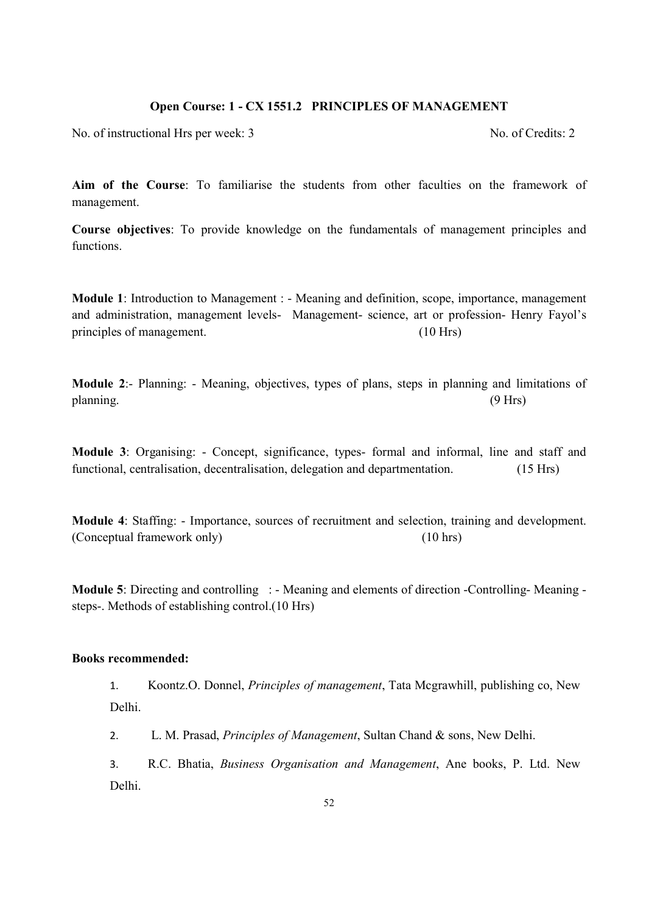## Open Course: 1 - CX 1551.2 PRINCIPLES OF MANAGEMENT

No. of instructional Hrs per week: 3 No. of Credits: 2

**Aim of the Course**: To familiarise the students from other faculties on the framework of management.

**Course objectives**: To provide knowledge on the fundamentals of management principles and functions.

**Module 1**: Introduction to Management : - Meaning and definition, scope, importance, management and administration, management levels- Management- science, art or profession- Henry Fayol's principles of management. (10 Hrs)

**Module 2**:- Planning: - Meaning, objectives, types of plans, steps in planning and limitations of planning. (9 Hrs)

**Module 3**: Organising: - Concept, significance, types- formal and informal, line and staff and functional, centralisation, decentralisation, delegation and departmentation. (15 Hrs)

**Module 4**: Staffing: - Importance, sources of recruitment and selection, training and development. (Conceptual framework only) (10 hrs)

**Module 5**: Directing and controlling : - Meaning and elements of direction -Controlling- Meaning - steps-. Methods of establishing control.(10 Hrs)

**Books recommended:**

1. Koontz.O. Donnel, *Principles of management*, Tata Mcgrawhill, publishing co, New Delhi.
2. L. M. Prasad, *Principles of Management*, Sultan Chand & sons, New Delhi.
3. R.C. Bhatia, *Business Organisation and Management*, Ane books, P. Ltd. New Delhi.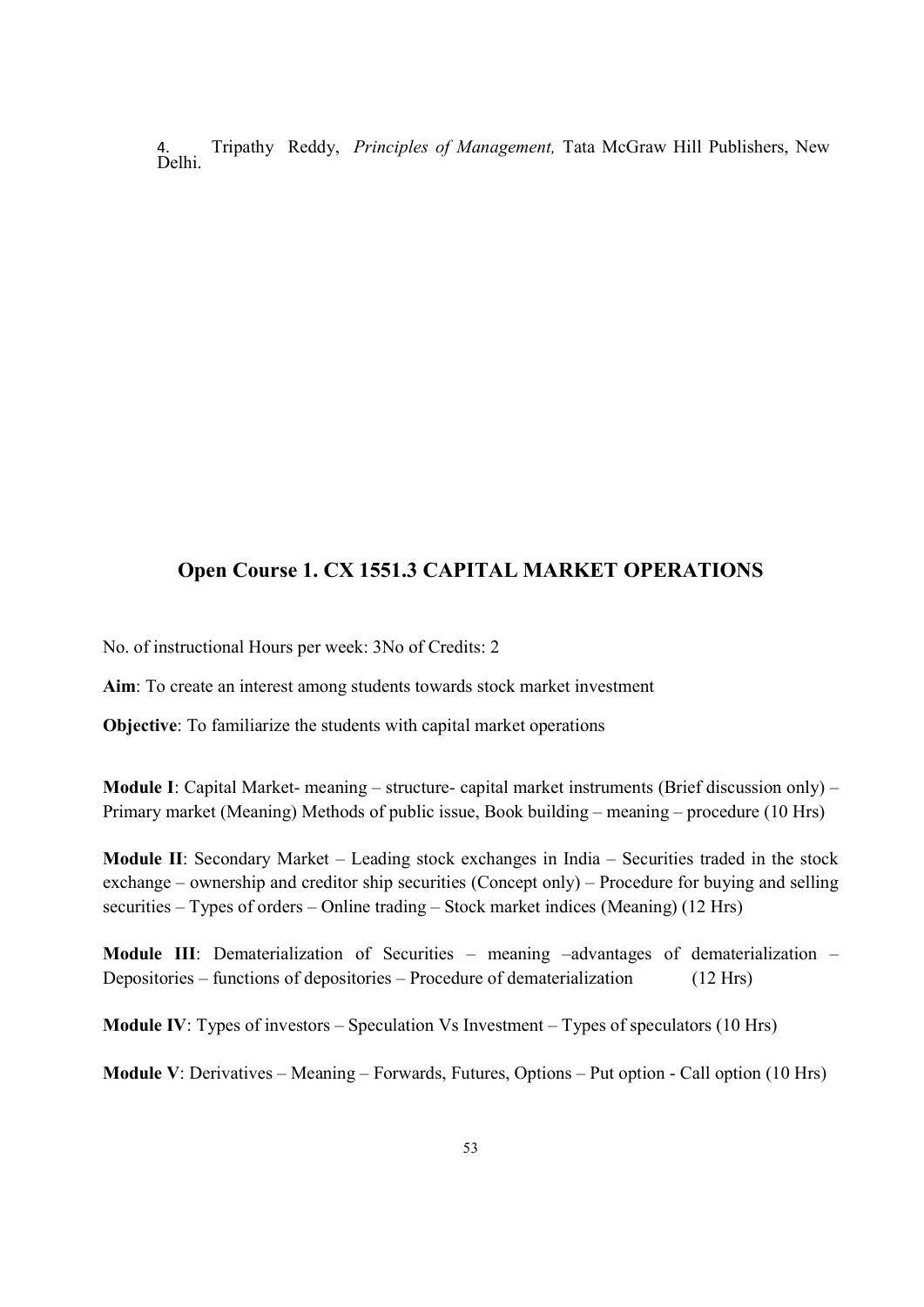4. Tripathy Reddy, *Principles of Management,* Tata McGraw Hill Publishers, New Delhi.

## Open Course 1. CX 1551.3 CAPITAL MARKET OPERATIONS

No. of instructional Hours per week: 3No of Credits: 2

**Aim**: To create an interest among students towards stock market investment

**Objective**: To familiarize the students with capital market operations

**Module I**: Capital Market- meaning – structure- capital market instruments (Brief discussion only) – Primary market (Meaning) Methods of public issue, Book building – meaning – procedure (10 Hrs)

**Module II**: Secondary Market – Leading stock exchanges in India – Securities traded in the stock exchange – ownership and creditor ship securities (Concept only) – Procedure for buying and selling securities – Types of orders – Online trading – Stock market indices (Meaning) (12 Hrs)

**Module III**: Dematerialization of Securities – meaning –advantages of dematerialization – Depositories – functions of depositories – Procedure of dematerialization (12 Hrs)

**Module IV**: Types of investors – Speculation Vs Investment – Types of speculators (10 Hrs)

**Module V**: Derivatives – Meaning – Forwards, Futures, Options – Put option - Call option (10 Hrs)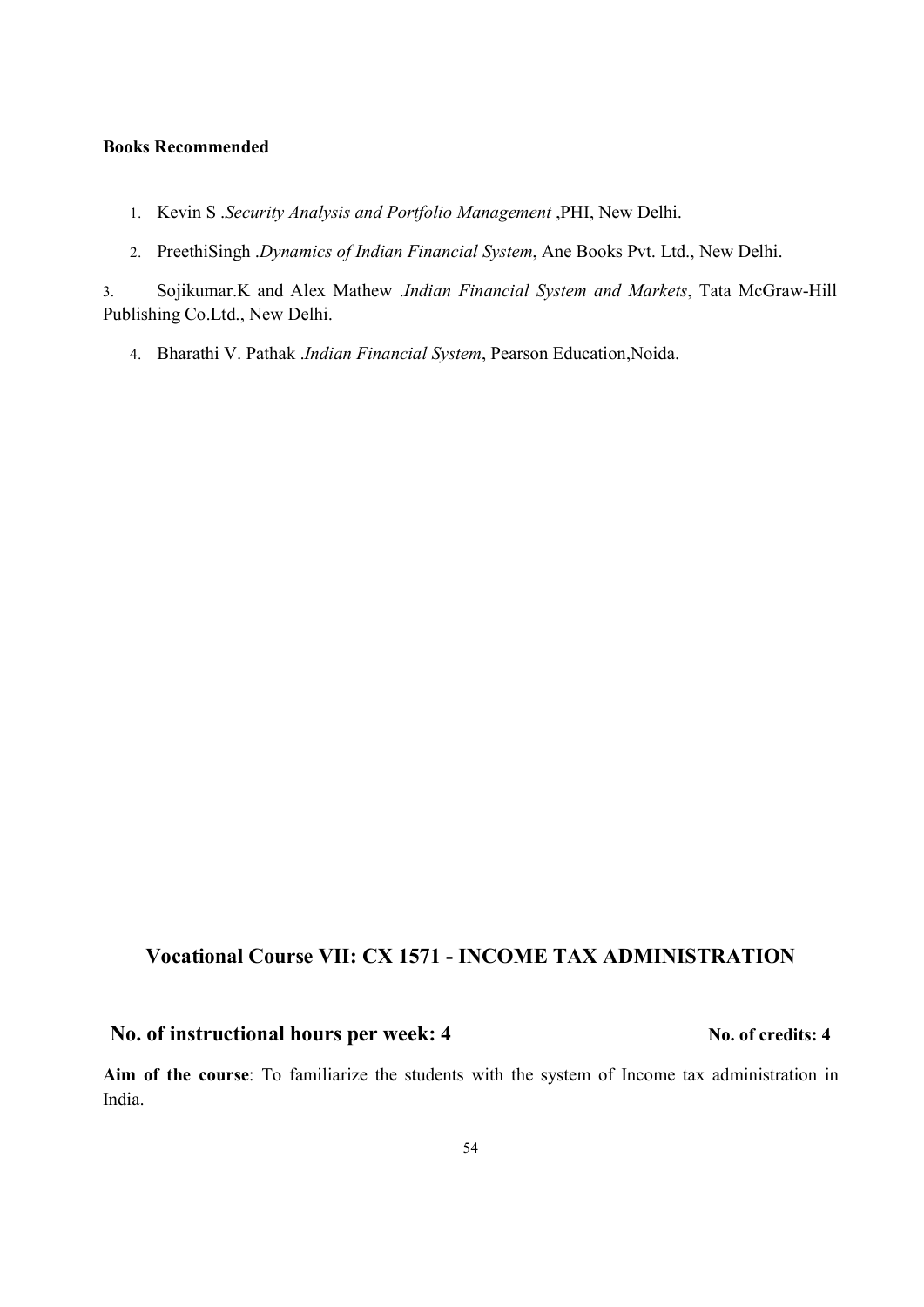**Books Recommended**

1. Kevin S .*Security Analysis and Portfolio Management* ,PHI, New Delhi.
2. PreethiSingh .*Dynamics of Indian Financial System*, Ane Books Pvt. Ltd., New Delhi.
3. Sojikumar.K and Alex Mathew .*Indian Financial System and Markets*, Tata McGraw-Hill Publishing Co.Ltd., New Delhi.
4. Bharathi V. Pathak .*Indian Financial System*, Pearson Education,Noida.

## Vocational Course VII: CX 1571 - INCOME TAX ADMINISTRATION

**No. of instructional hours per week: 4** **No. of credits: 4**

**Aim of the course**: To familiarize the students with the system of Income tax administration in India.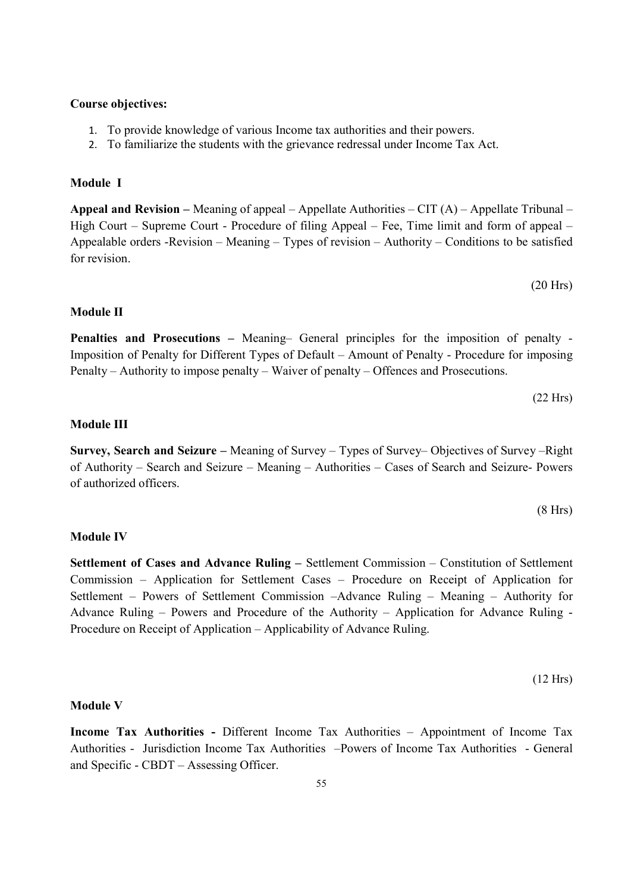**Course objectives:**

1. To provide knowledge of various Income tax authorities and their powers.
2. To familiarize the students with the grievance redressal under Income Tax Act.

**Module I**

**Appeal and Revision –** Meaning of appeal – Appellate Authorities – CIT (A) – Appellate Tribunal – High Court – Supreme Court - Procedure of filing Appeal – Fee, Time limit and form of appeal – Appealable orders -Revision – Meaning – Types of revision – Authority – Conditions to be satisfied for revision.

(20 Hrs)

**Module II**

**Penalties and Prosecutions –** Meaning– General principles for the imposition of penalty - Imposition of Penalty for Different Types of Default – Amount of Penalty - Procedure for imposing Penalty – Authority to impose penalty – Waiver of penalty – Offences and Prosecutions.

(22 Hrs)

**Module III**

**Survey, Search and Seizure –** Meaning of Survey – Types of Survey– Objectives of Survey –Right of Authority – Search and Seizure – Meaning – Authorities – Cases of Search and Seizure- Powers of authorized officers.

(8 Hrs)

**Module IV**

**Settlement of Cases and Advance Ruling –** Settlement Commission – Constitution of Settlement Commission – Application for Settlement Cases – Procedure on Receipt of Application for Settlement – Powers of Settlement Commission –Advance Ruling – Meaning – Authority for Advance Ruling – Powers and Procedure of the Authority – Application for Advance Ruling - Procedure on Receipt of Application – Applicability of Advance Ruling.

(12 Hrs)

**Module V**

**Income Tax Authorities -** Different Income Tax Authorities – Appointment of Income Tax Authorities - Jurisdiction Income Tax Authorities –Powers of Income Tax Authorities - General and Specific - CBDT – Assessing Officer.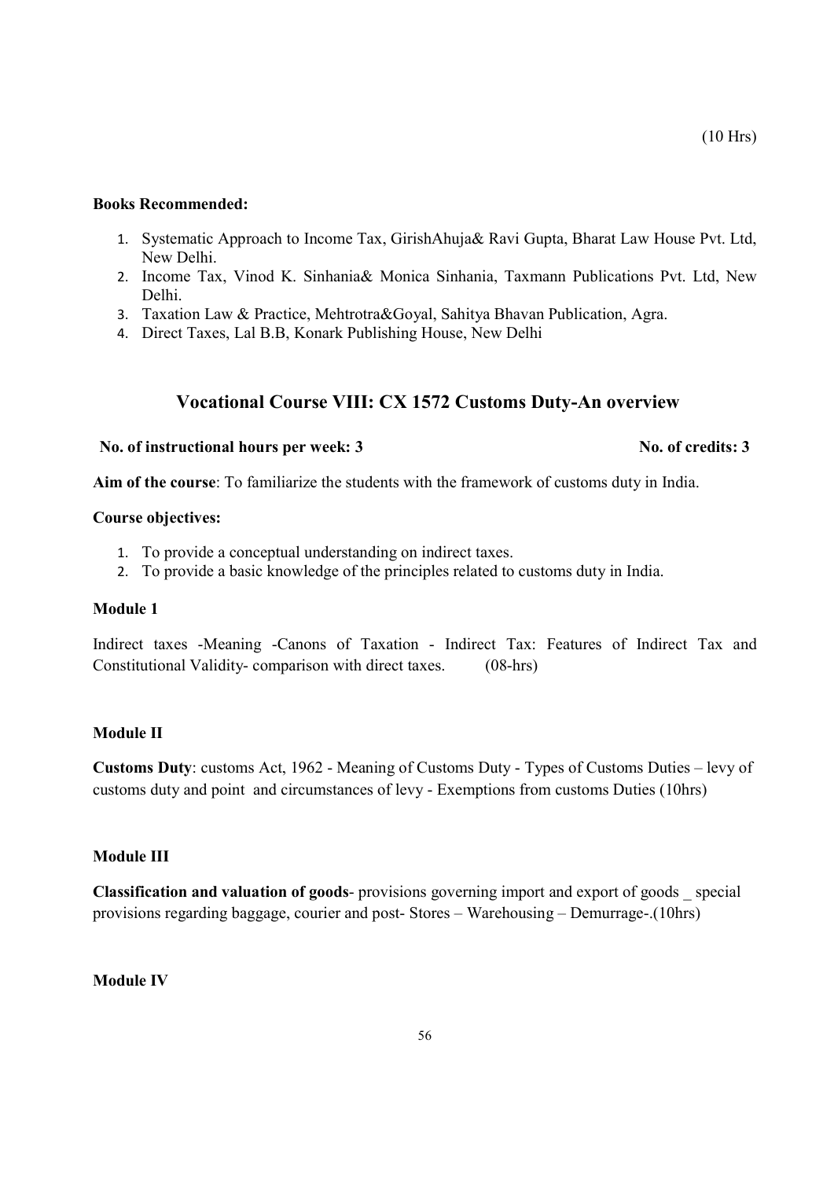(10 Hrs)

**Books Recommended:**

1. Systematic Approach to Income Tax, GirishAhuja& Ravi Gupta, Bharat Law House Pvt. Ltd, New Delhi.
2. Income Tax, Vinod K. Sinhania& Monica Sinhania, Taxmann Publications Pvt. Ltd, New Delhi.
3. Taxation Law & Practice, Mehtrotra&Goyal, Sahitya Bhavan Publication, Agra.
4. Direct Taxes, Lal B.B, Konark Publishing House, New Delhi

## Vocational Course VIII: CX 1572 Customs Duty-An overview

**No. of instructional hours per week: 3** **No. of credits: 3**

**Aim of the course**: To familiarize the students with the framework of customs duty in India.

**Course objectives:**

1. To provide a conceptual understanding on indirect taxes.
2. To provide a basic knowledge of the principles related to customs duty in India.

**Module 1**

Indirect taxes -Meaning -Canons of Taxation - Indirect Tax: Features of Indirect Tax and Constitutional Validity- comparison with direct taxes. (08-hrs)

**Module II**

**Customs Duty**: customs Act, 1962 - Meaning of Customs Duty - Types of Customs Duties – levy of customs duty and point and circumstances of levy - Exemptions from customs Duties (10hrs)

**Module III**

**Classification and valuation of goods**- provisions governing import and export of goods _ special provisions regarding baggage, courier and post- Stores – Warehousing – Demurrage-.(10hrs)

**Module IV**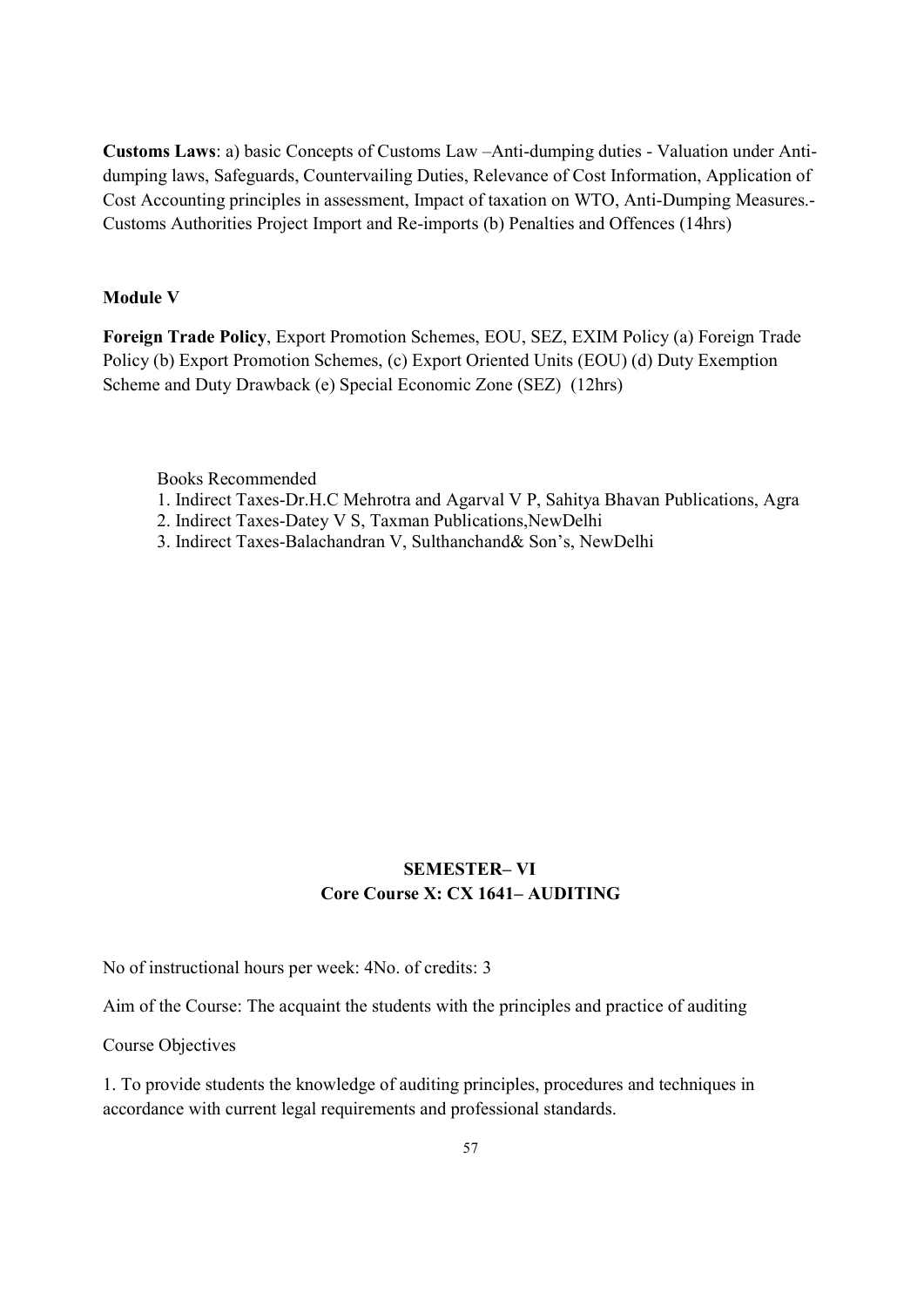**Customs Laws**: a) basic Concepts of Customs Law –Anti-dumping duties - Valuation under Anti-dumping laws, Safeguards, Countervailing Duties, Relevance of Cost Information, Application of Cost Accounting principles in assessment, Impact of taxation on WTO, Anti-Dumping Measures.- Customs Authorities Project Import and Re-imports (b) Penalties and Offences (14hrs)

**Module V**

**Foreign Trade Policy**, Export Promotion Schemes, EOU, SEZ, EXIM Policy (a) Foreign Trade Policy (b) Export Promotion Schemes, (c) Export Oriented Units (EOU) (d) Duty Exemption Scheme and Duty Drawback (e) Special Economic Zone (SEZ) (12hrs)

Books Recommended

1. Indirect Taxes-Dr.H.C Mehrotra and Agarval V P, Sahitya Bhavan Publications, Agra
2. Indirect Taxes-Datey V S, Taxman Publications,NewDelhi
3. Indirect Taxes-Balachandran V, Sulthanchand& Son's, NewDelhi

## SEMESTER– VI
## Core Course X: CX 1641– AUDITING

No of instructional hours per week: 4No. of credits: 3

Aim of the Course: The acquaint the students with the principles and practice of auditing

Course Objectives

1. To provide students the knowledge of auditing principles, procedures and techniques in accordance with current legal requirements and professional standards.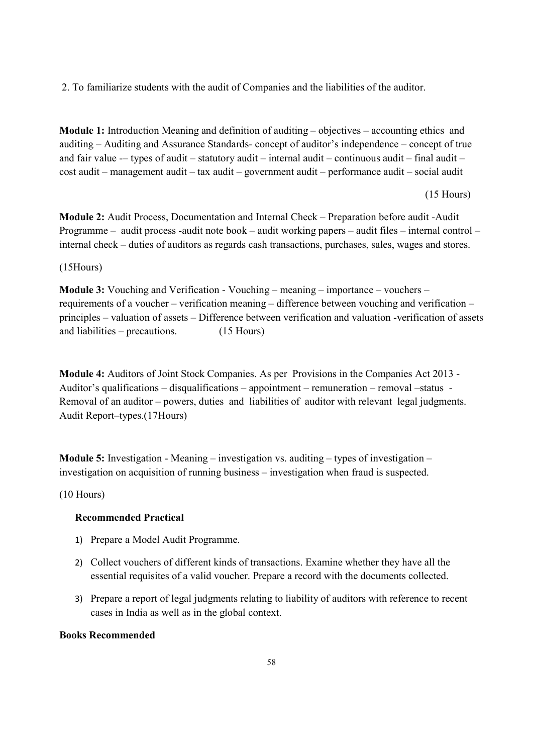2. To familiarize students with the audit of Companies and the liabilities of the auditor.

**Module 1:** Introduction Meaning and definition of auditing – objectives – accounting ethics and auditing – Auditing and Assurance Standards- concept of auditor's independence – concept of true and fair value -– types of audit – statutory audit – internal audit – continuous audit – final audit – cost audit – management audit – tax audit – government audit – performance audit – social audit

(15 Hours)

**Module 2:** Audit Process, Documentation and Internal Check – Preparation before audit -Audit Programme – audit process -audit note book – audit working papers – audit files – internal control – internal check – duties of auditors as regards cash transactions, purchases, sales, wages and stores.

(15Hours)

**Module 3:** Vouching and Verification - Vouching – meaning – importance – vouchers – requirements of a voucher – verification meaning – difference between vouching and verification – principles – valuation of assets – Difference between verification and valuation -verification of assets and liabilities – precautions. (15 Hours)

**Module 4:** Auditors of Joint Stock Companies. As per Provisions in the Companies Act 2013 - Auditor's qualifications – disqualifications – appointment – remuneration – removal –status - Removal of an auditor – powers, duties and liabilities of auditor with relevant legal judgments. Audit Report–types.(17Hours)

**Module 5:** Investigation - Meaning – investigation vs. auditing – types of investigation – investigation on acquisition of running business – investigation when fraud is suspected.

(10 Hours)

**Recommended Practical**

1) Prepare a Model Audit Programme.
2) Collect vouchers of different kinds of transactions. Examine whether they have all the essential requisites of a valid voucher. Prepare a record with the documents collected.
3) Prepare a report of legal judgments relating to liability of auditors with reference to recent cases in India as well as in the global context.

**Books Recommended**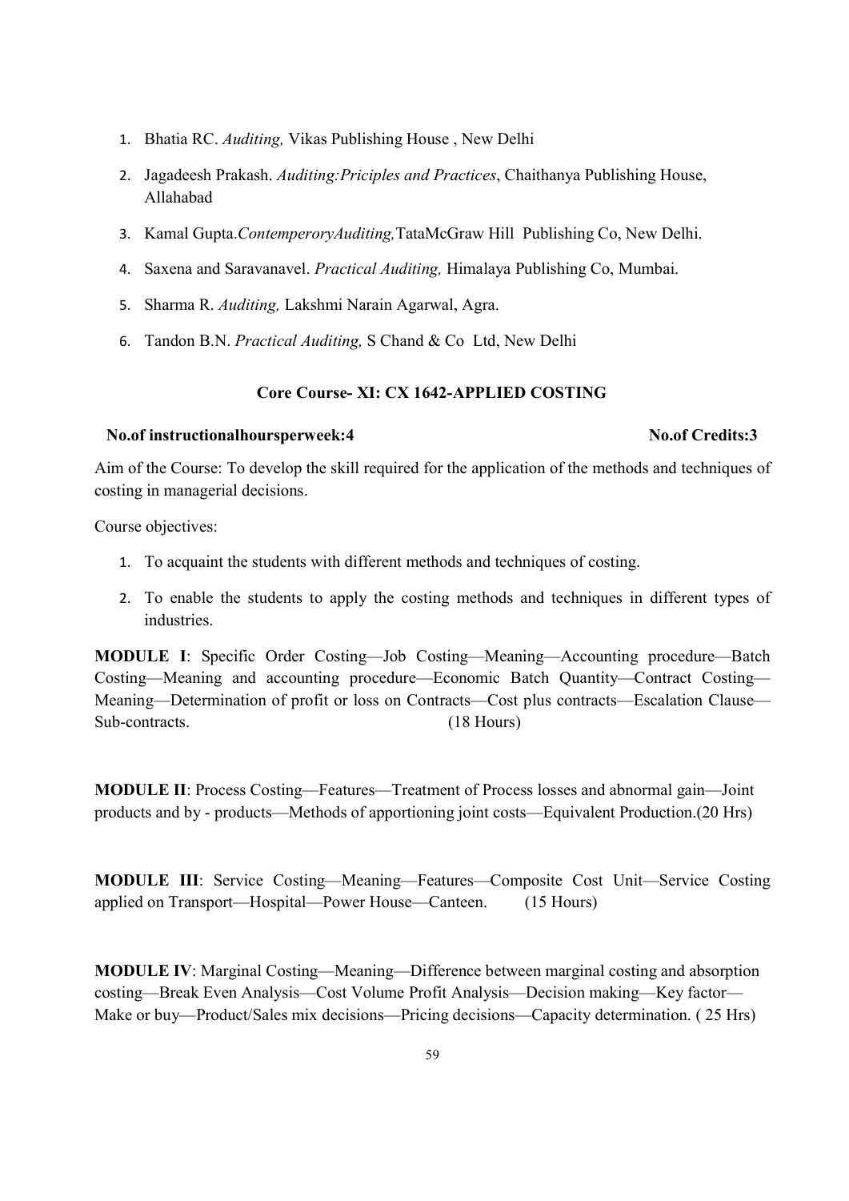1. Bhatia RC. *Auditing,* Vikas Publishing House , New Delhi
2. Jagadeesh Prakash. *Auditing:Priciples and Practices*, Chaithanya Publishing House, Allahabad
3. Kamal Gupta.*ContemperoryAuditing,*TataMcGraw Hill Publishing Co, New Delhi.
4. Saxena and Saravanavel. *Practical Auditing,* Himalaya Publishing Co, Mumbai.
5. Sharma R. *Auditing,* Lakshmi Narain Agarwal, Agra.
6. Tandon B.N. *Practical Auditing,* S Chand & Co Ltd, New Delhi

## Core Course- XI: CX 1642-APPLIED COSTING

**No.of instructionalhoursperweek:4** **No.of Credits:3**

Aim of the Course: To develop the skill required for the application of the methods and techniques of costing in managerial decisions.

Course objectives:

1. To acquaint the students with different methods and techniques of costing.
2. To enable the students to apply the costing methods and techniques in different types of industries.

**MODULE I**: Specific Order Costing—Job Costing—Meaning—Accounting procedure—Batch Costing—Meaning and accounting procedure—Economic Batch Quantity—Contract Costing—Meaning—Determination of profit or loss on Contracts—Cost plus contracts—Escalation Clause—Sub-contracts. (18 Hours)

**MODULE II**: Process Costing—Features—Treatment of Process losses and abnormal gain—Joint products and by - products—Methods of apportioning joint costs—Equivalent Production.(20 Hrs)

**MODULE III**: Service Costing—Meaning—Features—Composite Cost Unit—Service Costing applied on Transport—Hospital—Power House—Canteen. (15 Hours)

**MODULE IV**: Marginal Costing—Meaning—Difference between marginal costing and absorption costing—Break Even Analysis—Cost Volume Profit Analysis—Decision making—Key factor—Make or buy—Product/Sales mix decisions—Pricing decisions—Capacity determination. ( 25 Hrs)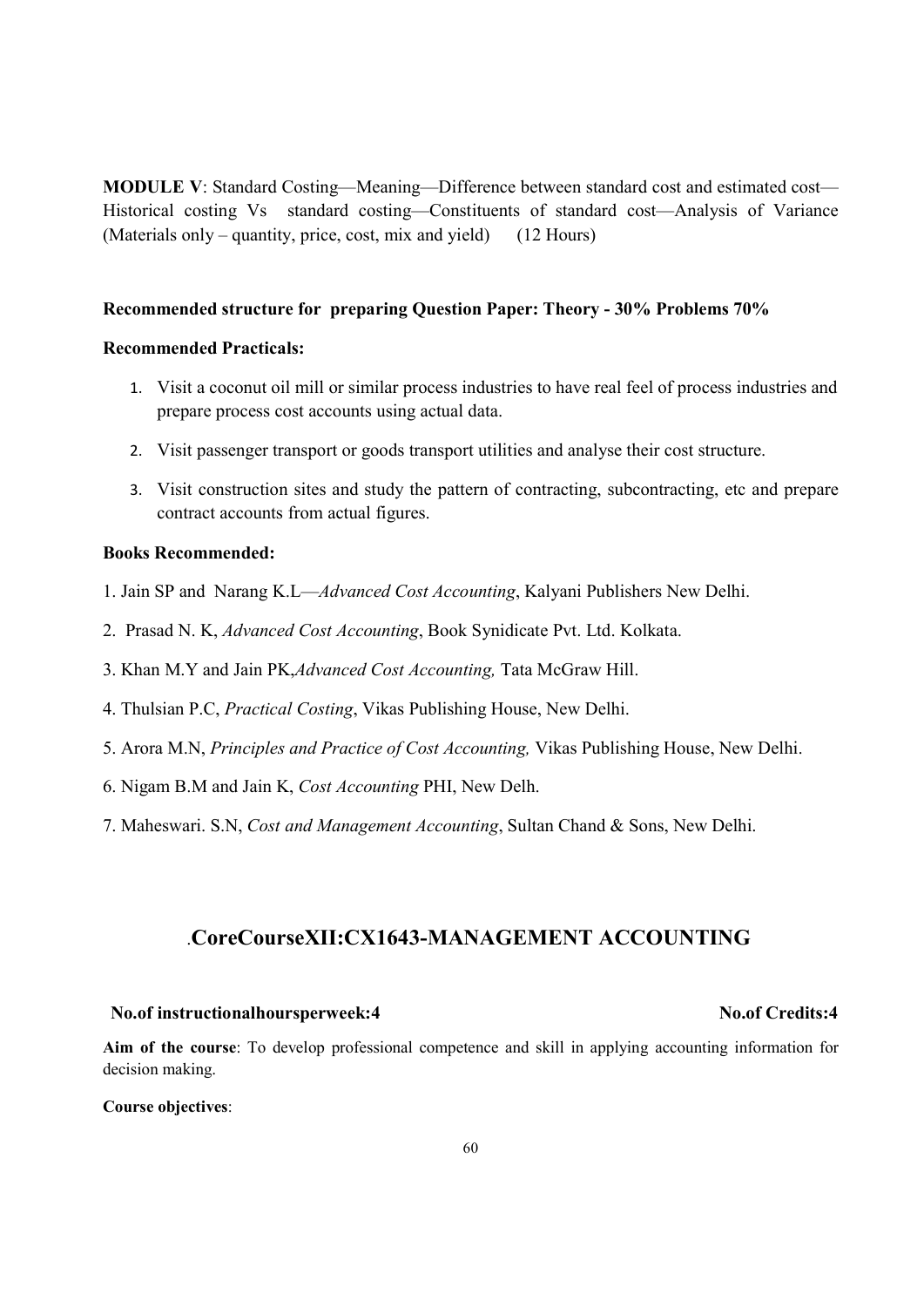**MODULE V**: Standard Costing—Meaning—Difference between standard cost and estimated cost—Historical costing Vs standard costing—Constituents of standard cost—Analysis of Variance (Materials only – quantity, price, cost, mix and yield) (12 Hours)

**Recommended structure for preparing Question Paper: Theory - 30% Problems 70%**

**Recommended Practicals:**

1. Visit a coconut oil mill or similar process industries to have real feel of process industries and prepare process cost accounts using actual data.
2. Visit passenger transport or goods transport utilities and analyse their cost structure.
3. Visit construction sites and study the pattern of contracting, subcontracting, etc and prepare contract accounts from actual figures.

**Books Recommended:**

1. Jain SP and Narang K.L—*Advanced Cost Accounting*, Kalyani Publishers New Delhi.
2. Prasad N. K, *Advanced Cost Accounting*, Book Synidicate Pvt. Ltd. Kolkata.
3. Khan M.Y and Jain PK,*Advanced Cost Accounting,* Tata McGraw Hill.
4. Thulsian P.C, *Practical Costing*, Vikas Publishing House, New Delhi.
5. Arora M.N, *Principles and Practice of Cost Accounting,* Vikas Publishing House, New Delhi.
6. Nigam B.M and Jain K, *Cost Accounting* PHI, New Delh.
7. Maheswari. S.N, *Cost and Management Accounting*, Sultan Chand & Sons, New Delhi.

## .CoreCourseXII:CX1643-MANAGEMENT ACCOUNTING

**No.of instructionalhoursperweek:4** **No.of Credits:4**

**Aim of the course**: To develop professional competence and skill in applying accounting information for decision making.

**Course objectives**: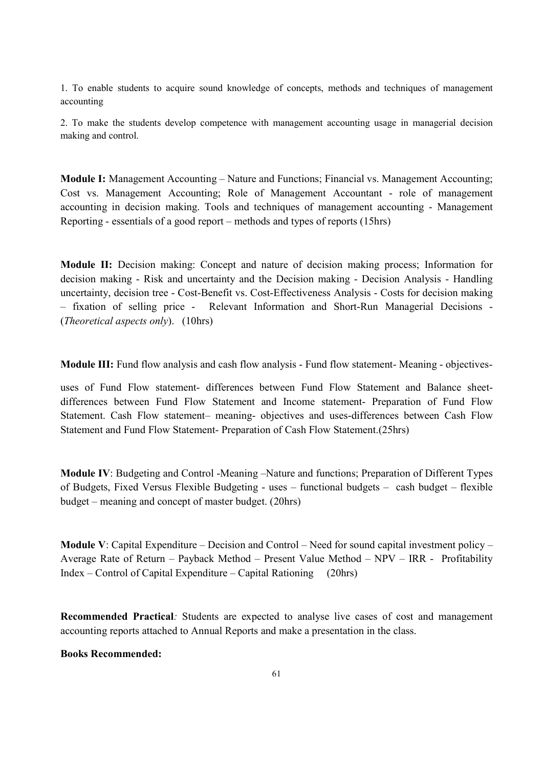1. To enable students to acquire sound knowledge of concepts, methods and techniques of management accounting

2. To make the students develop competence with management accounting usage in managerial decision making and control.

**Module I:** Management Accounting – Nature and Functions; Financial vs. Management Accounting; Cost vs. Management Accounting; Role of Management Accountant - role of management accounting in decision making. Tools and techniques of management accounting - Management Reporting - essentials of a good report – methods and types of reports (15hrs)

**Module II:** Decision making: Concept and nature of decision making process; Information for decision making - Risk and uncertainty and the Decision making - Decision Analysis - Handling uncertainty, decision tree - Cost-Benefit vs. Cost-Effectiveness Analysis - Costs for decision making – fixation of selling price - Relevant Information and Short-Run Managerial Decisions - (*Theoretical aspects only*). (10hrs)

**Module III:** Fund flow analysis and cash flow analysis - Fund flow statement- Meaning - objectives-

uses of Fund Flow statement- differences between Fund Flow Statement and Balance sheet-differences between Fund Flow Statement and Income statement- Preparation of Fund Flow Statement. Cash Flow statement– meaning- objectives and uses-differences between Cash Flow Statement and Fund Flow Statement- Preparation of Cash Flow Statement.(25hrs)

**Module IV**: Budgeting and Control -Meaning –Nature and functions; Preparation of Different Types of Budgets, Fixed Versus Flexible Budgeting - uses – functional budgets – cash budget – flexible budget – meaning and concept of master budget. (20hrs)

**Module V**: Capital Expenditure – Decision and Control – Need for sound capital investment policy – Average Rate of Return – Payback Method – Present Value Method – NPV – IRR - Profitability Index – Control of Capital Expenditure – Capital Rationing (20hrs)

**Recommended Practical***:* Students are expected to analyse live cases of cost and management accounting reports attached to Annual Reports and make a presentation in the class.

**Books Recommended:**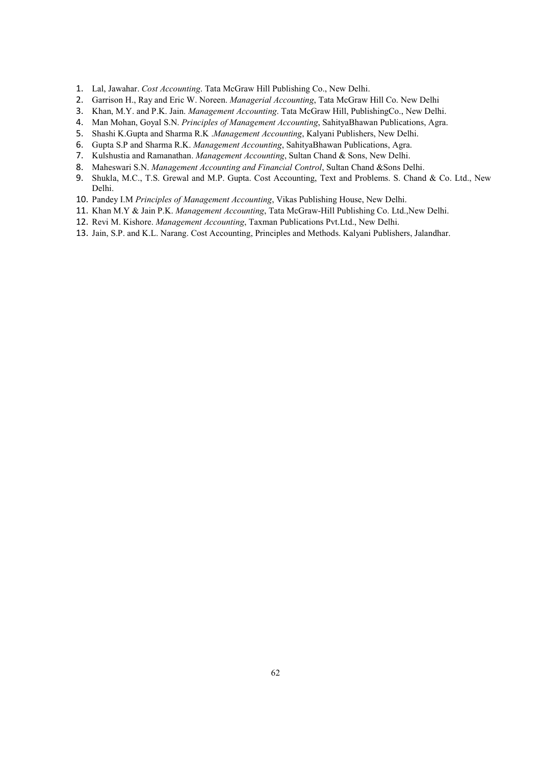1. Lal, Jawahar. *Cost Accounting*. Tata McGraw Hill Publishing Co., New Delhi.
2. Garrison H., Ray and Eric W. Noreen. *Managerial Accounting*, Tata McGraw Hill Co. New Delhi
3. Khan, M.Y. and P.K. Jain. *Management Accounting*. Tata McGraw Hill, PublishingCo., New Delhi.
4. Man Mohan, Goyal S.N. *Principles of Management Accounting*, SahityaBhawan Publications, Agra.
5. Shashi K.Gupta and Sharma R.K .*Management Accounting*, Kalyani Publishers, New Delhi.
6. Gupta S.P and Sharma R.K. *Management Accounting*, SahityaBhawan Publications, Agra.
7. Kulshustia and Ramanathan. *Management Accounting*, Sultan Chand & Sons, New Delhi.
8. Maheswari S.N. *Management Accounting and Financial Control*, Sultan Chand &Sons Delhi.
9. Shukla, M.C., T.S. Grewal and M.P. Gupta. Cost Accounting, Text and Problems. S. Chand & Co. Ltd., New Delhi.
10. Pandey I.M *Principles of Management Accounting*, Vikas Publishing House, New Delhi.
11. Khan M.Y & Jain P.K. *Management Accounting*, Tata McGraw-Hill Publishing Co. Ltd.,New Delhi.
12. Revi M. Kishore. *Management Accounting*, Taxman Publications Pvt.Ltd., New Delhi.
13. Jain, S.P. and K.L. Narang. Cost Accounting, Principles and Methods. Kalyani Publishers, Jalandhar.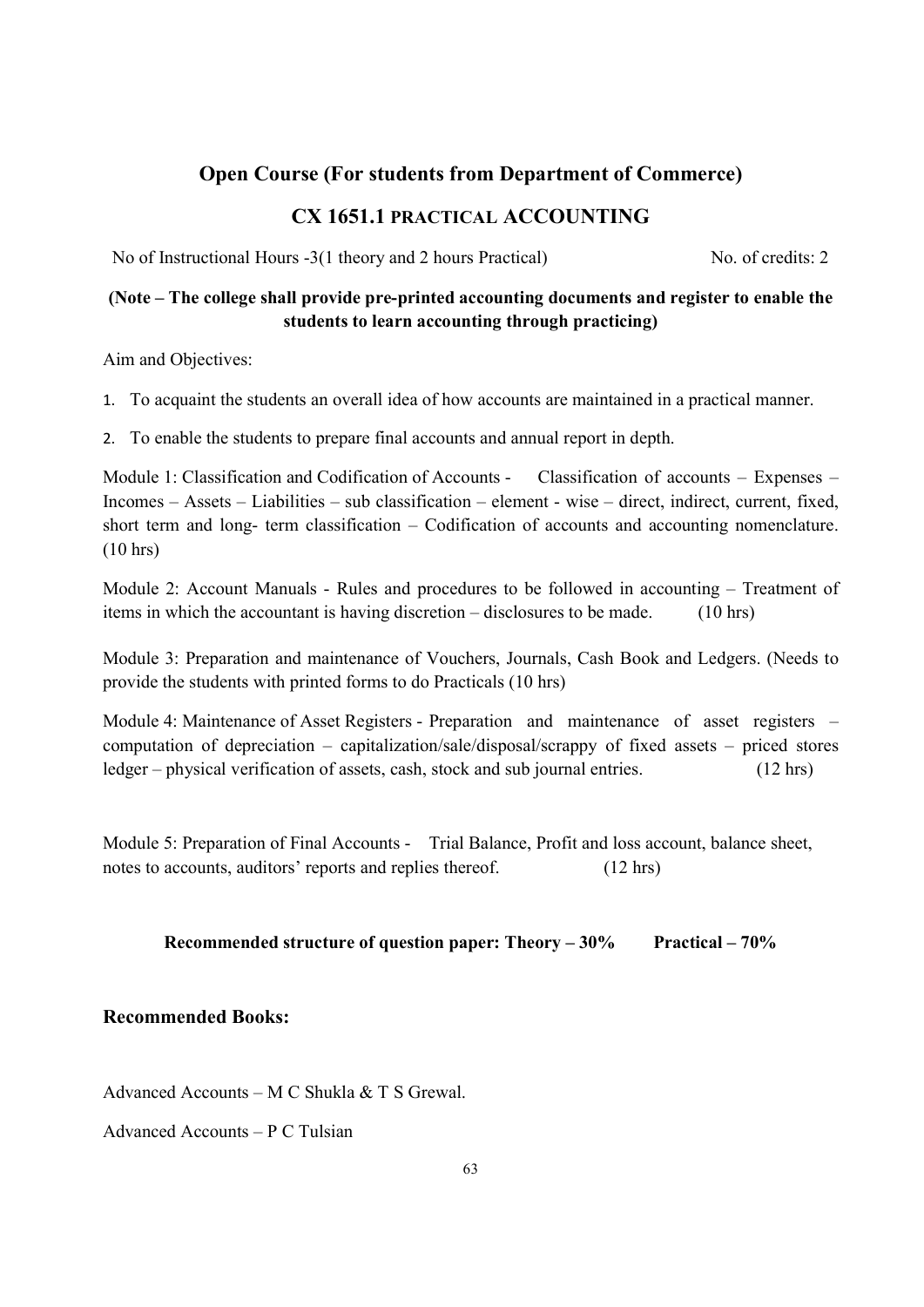## Open Course (For students from Department of Commerce)

## CX 1651.1 PRACTICAL ACCOUNTING

No of Instructional Hours -3(1 theory and 2 hours Practical)  No. of credits: 2

**(Note – The college shall provide pre-printed accounting documents and register to enable the students to learn accounting through practicing)**

Aim and Objectives:

1. To acquaint the students an overall idea of how accounts are maintained in a practical manner.
2. To enable the students to prepare final accounts and annual report in depth.

Module 1: Classification and Codification of Accounts - Classification of accounts – Expenses – Incomes – Assets – Liabilities – sub classification – element - wise – direct, indirect, current, fixed, short term and long- term classification – Codification of accounts and accounting nomenclature. (10 hrs)

Module 2: Account Manuals - Rules and procedures to be followed in accounting – Treatment of items in which the accountant is having discretion – disclosures to be made. (10 hrs)

Module 3: Preparation and maintenance of Vouchers, Journals, Cash Book and Ledgers. (Needs to provide the students with printed forms to do Practicals (10 hrs)

Module 4: Maintenance of Asset Registers - Preparation and maintenance of asset registers – computation of depreciation – capitalization/sale/disposal/scrappy of fixed assets – priced stores ledger – physical verification of assets, cash, stock and sub journal entries. (12 hrs)

Module 5: Preparation of Final Accounts - Trial Balance, Profit and loss account, balance sheet, notes to accounts, auditors' reports and replies thereof. (12 hrs)

**Recommended structure of question paper: Theory – 30%  Practical – 70%**

### Recommended Books:

Advanced Accounts – M C Shukla & T S Grewal.

Advanced Accounts – P C Tulsian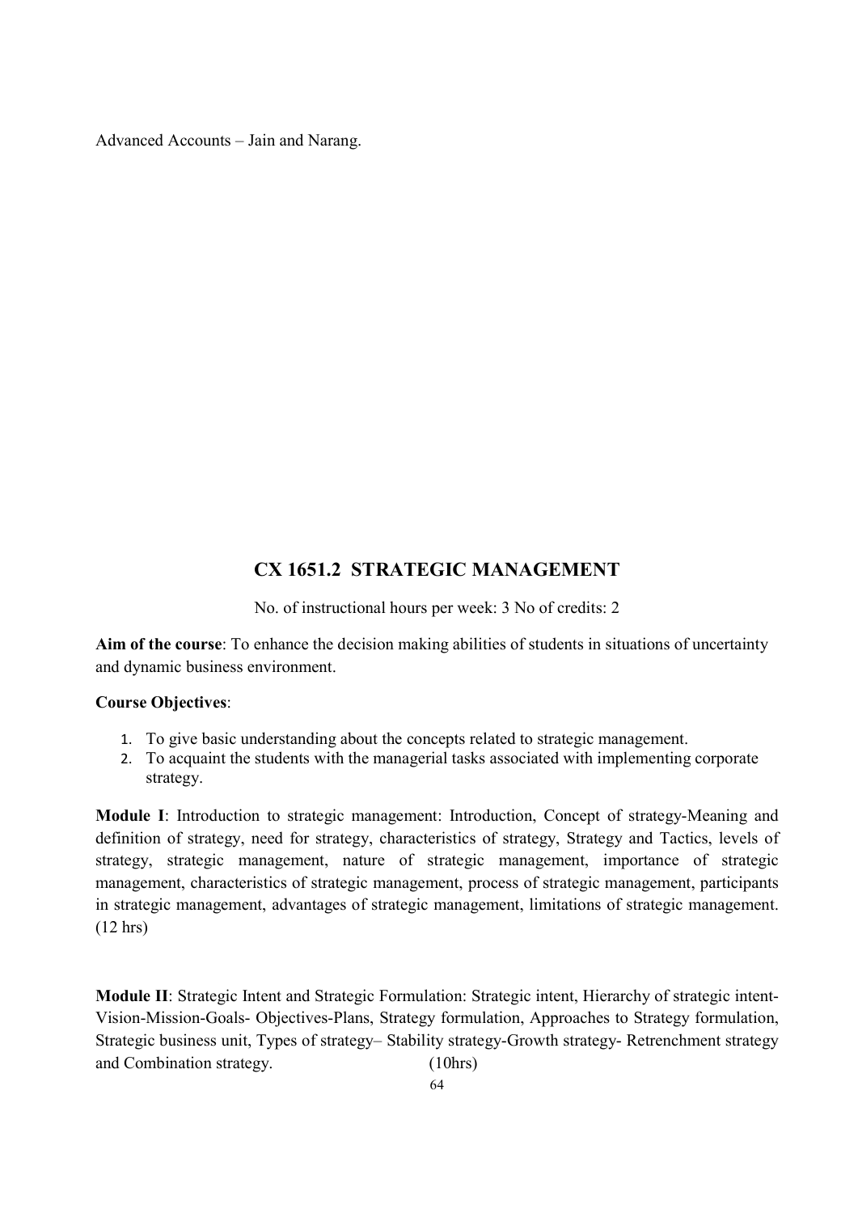Advanced Accounts – Jain and Narang.

## CX 1651.2 STRATEGIC MANAGEMENT

No. of instructional hours per week: 3 No of credits: 2

**Aim of the course**: To enhance the decision making abilities of students in situations of uncertainty and dynamic business environment.

**Course Objectives**:

1. To give basic understanding about the concepts related to strategic management.
2. To acquaint the students with the managerial tasks associated with implementing corporate strategy.

**Module I**: Introduction to strategic management: Introduction, Concept of strategy-Meaning and definition of strategy, need for strategy, characteristics of strategy, Strategy and Tactics, levels of strategy, strategic management, nature of strategic management, importance of strategic management, characteristics of strategic management, process of strategic management, participants in strategic management, advantages of strategic management, limitations of strategic management. (12 hrs)

**Module II**: Strategic Intent and Strategic Formulation: Strategic intent, Hierarchy of strategic intent-Vision-Mission-Goals- Objectives-Plans, Strategy formulation, Approaches to Strategy formulation, Strategic business unit, Types of strategy– Stability strategy-Growth strategy- Retrenchment strategy and Combination strategy. (10hrs)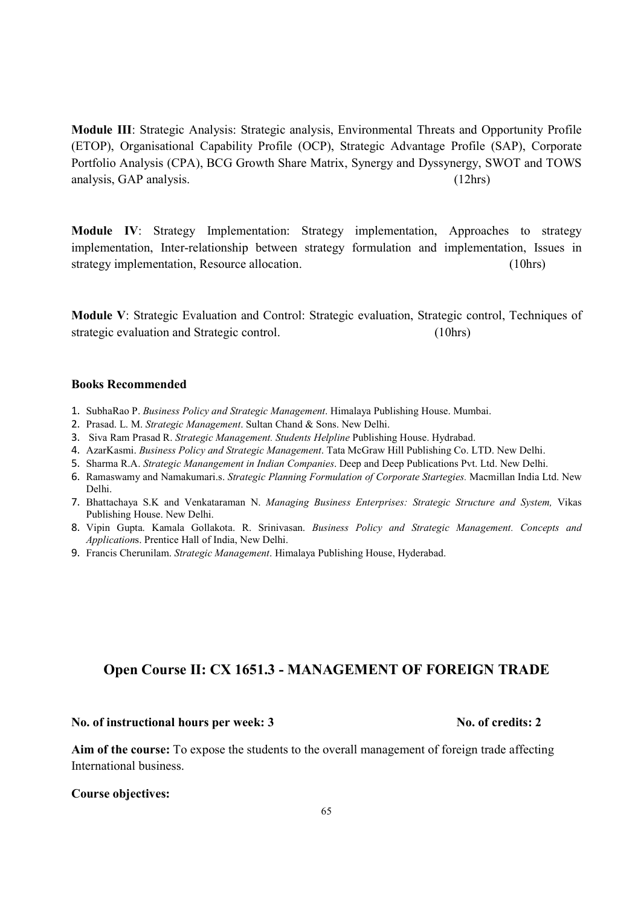**Module III**: Strategic Analysis: Strategic analysis, Environmental Threats and Opportunity Profile (ETOP), Organisational Capability Profile (OCP), Strategic Advantage Profile (SAP), Corporate Portfolio Analysis (CPA), BCG Growth Share Matrix, Synergy and Dyssynergy, SWOT and TOWS analysis, GAP analysis. (12hrs)

**Module IV**: Strategy Implementation: Strategy implementation, Approaches to strategy implementation, Inter-relationship between strategy formulation and implementation, Issues in strategy implementation, Resource allocation. (10hrs)

**Module V**: Strategic Evaluation and Control: Strategic evaluation, Strategic control, Techniques of strategic evaluation and Strategic control. (10hrs)

**Books Recommended**

1. SubhaRao P. *Business Policy and Strategic Management*. Himalaya Publishing House. Mumbai.
2. Prasad. L. M. *Strategic Management*. Sultan Chand & Sons. New Delhi.
3. Siva Ram Prasad R. *Strategic Management. Students Helpline* Publishing House. Hydrabad.
4. AzarKasmi. *Business Policy and Strategic Management*. Tata McGraw Hill Publishing Co. LTD. New Delhi.
5. Sharma R.A. *Strategic Manangement in Indian Companies*. Deep and Deep Publications Pvt. Ltd. New Delhi.
6. Ramaswamy and Namakumari.s. *Strategic Planning Formulation of Corporate Startegies.* Macmillan India Ltd. New Delhi.
7. Bhattachaya S.K and Venkataraman N. *Managing Business Enterprises: Strategic Structure and System,* Vikas Publishing House. New Delhi.
8. Vipin Gupta. Kamala Gollakota. R. Srinivasan. *Business Policy and Strategic Management. Concepts and Application*s. Prentice Hall of India, New Delhi.
9. Francis Cherunilam. *Strategic Management*. Himalaya Publishing House, Hyderabad.

## Open Course II: CX 1651.3 - MANAGEMENT OF FOREIGN TRADE

**No. of instructional hours per week: 3** **No. of credits: 2**

**Aim of the course:** To expose the students to the overall management of foreign trade affecting International business.

**Course objectives:**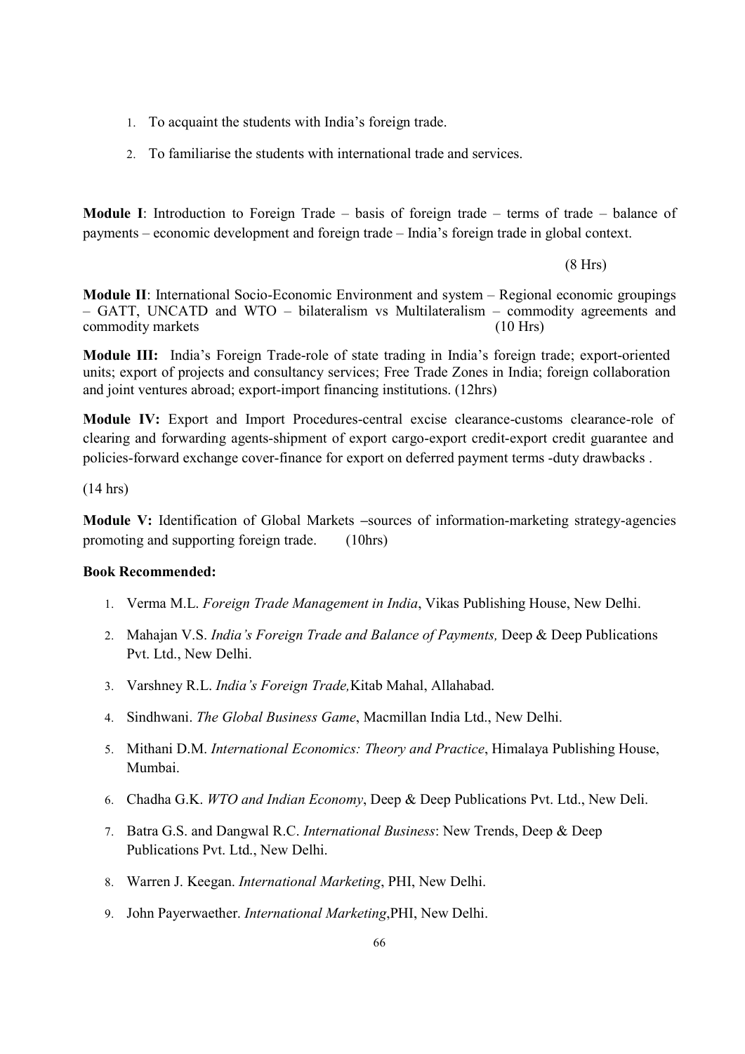1. To acquaint the students with India's foreign trade.
2. To familiarise the students with international trade and services.

**Module I**: Introduction to Foreign Trade – basis of foreign trade – terms of trade – balance of payments – economic development and foreign trade – India's foreign trade in global context.

(8 Hrs)

**Module II**: International Socio-Economic Environment and system – Regional economic groupings – GATT, UNCATD and WTO – bilateralism vs Multilateralism – commodity agreements and commodity markets (10 Hrs)

**Module III:** India's Foreign Trade-role of state trading in India's foreign trade; export-oriented units; export of projects and consultancy services; Free Trade Zones in India; foreign collaboration and joint ventures abroad; export-import financing institutions. (12hrs)

**Module IV:** Export and Import Procedures-central excise clearance-customs clearance-role of clearing and forwarding agents-shipment of export cargo-export credit-export credit guarantee and policies-forward exchange cover-finance for export on deferred payment terms -duty drawbacks .

(14 hrs)

**Module V:** Identification of Global Markets –sources of information-marketing strategy-agencies promoting and supporting foreign trade. (10hrs)

**Book Recommended:**

1. Verma M.L. *Foreign Trade Management in India*, Vikas Publishing House, New Delhi.
2. Mahajan V.S. *India's Foreign Trade and Balance of Payments,* Deep & Deep Publications Pvt. Ltd., New Delhi.
3. Varshney R.L. *India's Foreign Trade,*Kitab Mahal, Allahabad.
4. Sindhwani. *The Global Business Game*, Macmillan India Ltd., New Delhi.
5. Mithani D.M. *International Economics: Theory and Practice*, Himalaya Publishing House, Mumbai.
6. Chadha G.K. *WTO and Indian Economy*, Deep & Deep Publications Pvt. Ltd., New Deli.
7. Batra G.S. and Dangwal R.C. *International Business*: New Trends, Deep & Deep Publications Pvt. Ltd., New Delhi.
8. Warren J. Keegan. *International Marketing*, PHI, New Delhi.
9. John Payerwaether. *International Marketing*,PHI, New Delhi.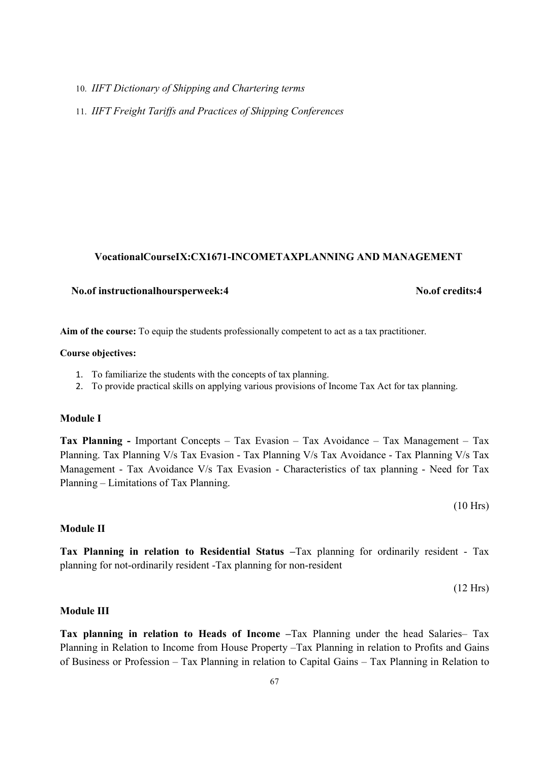10. *IIFT Dictionary of Shipping and Chartering terms*
11. *IIFT Freight Tariffs and Practices of Shipping Conferences*

## VocationalCourseIX:CX1671-INCOMETAXPLANNING AND MANAGEMENT

**No.of instructionalhoursperweek:4** **No.of credits:4**

**Aim of the course:** To equip the students professionally competent to act as a tax practitioner.

**Course objectives:**

1. To familiarize the students with the concepts of tax planning.
2. To provide practical skills on applying various provisions of Income Tax Act for tax planning.

### Module I

**Tax Planning -** Important Concepts – Tax Evasion – Tax Avoidance – Tax Management – Tax Planning. Tax Planning V/s Tax Evasion - Tax Planning V/s Tax Avoidance - Tax Planning V/s Tax Management - Tax Avoidance V/s Tax Evasion - Characteristics of tax planning - Need for Tax Planning – Limitations of Tax Planning.

(10 Hrs)

### Module II

**Tax Planning in relation to Residential Status –**Tax planning for ordinarily resident - Tax planning for not-ordinarily resident -Tax planning for non-resident

(12 Hrs)

### Module III

**Tax planning in relation to Heads of Income –**Tax Planning under the head Salaries– Tax Planning in Relation to Income from House Property –Tax Planning in relation to Profits and Gains of Business or Profession – Tax Planning in relation to Capital Gains – Tax Planning in Relation to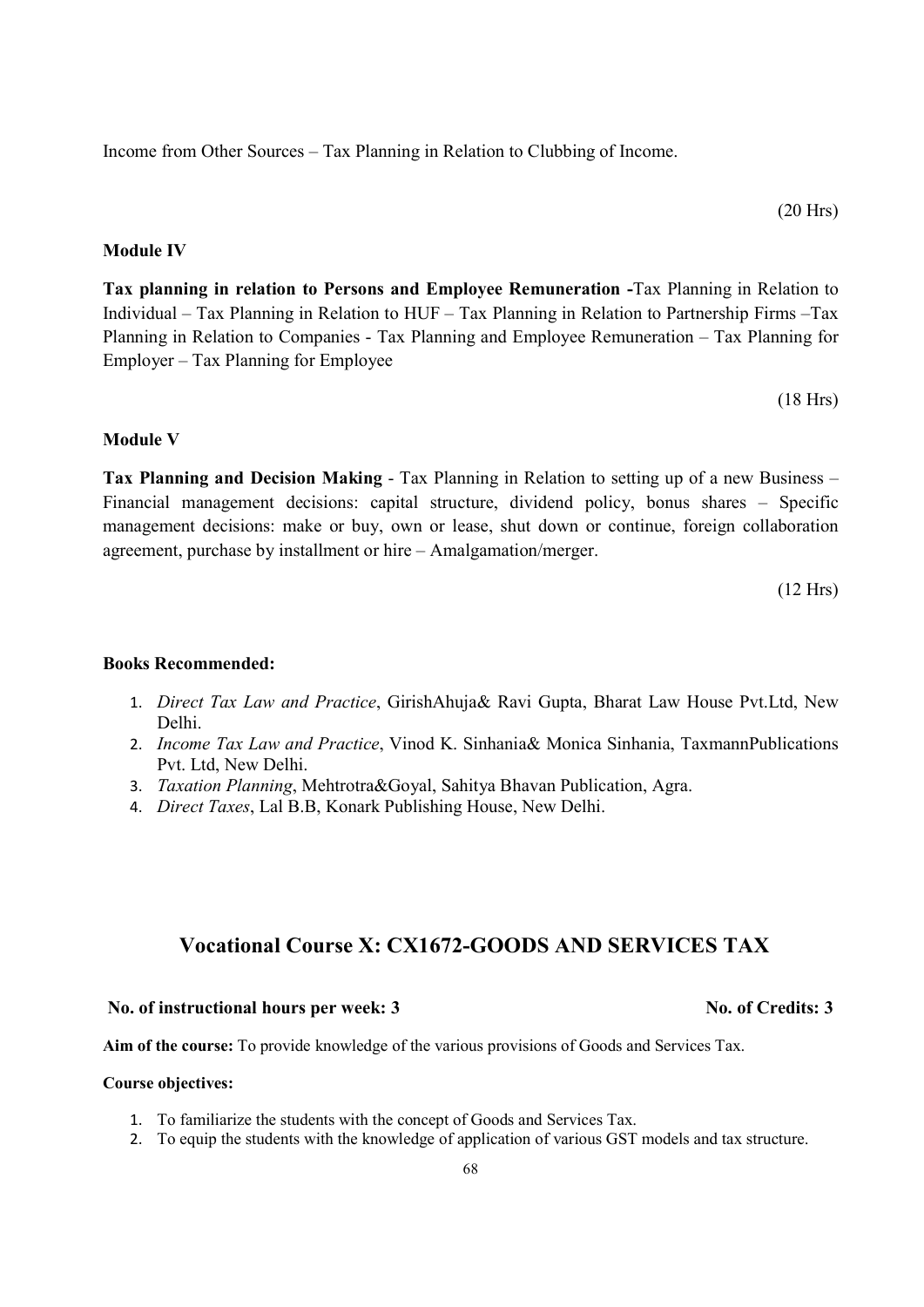Income from Other Sources – Tax Planning in Relation to Clubbing of Income.

(20 Hrs)

**Module IV**

**Tax planning in relation to Persons and Employee Remuneration -**Tax Planning in Relation to Individual – Tax Planning in Relation to HUF – Tax Planning in Relation to Partnership Firms –Tax Planning in Relation to Companies - Tax Planning and Employee Remuneration – Tax Planning for Employer – Tax Planning for Employee

(18 Hrs)

**Module V**

**Tax Planning and Decision Making** - Tax Planning in Relation to setting up of a new Business – Financial management decisions: capital structure, dividend policy, bonus shares – Specific management decisions: make or buy, own or lease, shut down or continue, foreign collaboration agreement, purchase by installment or hire – Amalgamation/merger.

(12 Hrs)

**Books Recommended:**

1. *Direct Tax Law and Practice*, GirishAhuja& Ravi Gupta, Bharat Law House Pvt.Ltd, New Delhi.
2. *Income Tax Law and Practice*, Vinod K. Sinhania& Monica Sinhania, TaxmannPublications Pvt. Ltd, New Delhi.
3. *Taxation Planning*, Mehtrotra&Goyal, Sahitya Bhavan Publication, Agra.
4. *Direct Taxes*, Lal B.B, Konark Publishing House, New Delhi.

## Vocational Course X: CX1672-GOODS AND SERVICES TAX

**No. of instructional hours per week: 3** **No. of Credits: 3**

**Aim of the course:** To provide knowledge of the various provisions of Goods and Services Tax.

**Course objectives:**

1. To familiarize the students with the concept of Goods and Services Tax.
2. To equip the students with the knowledge of application of various GST models and tax structure.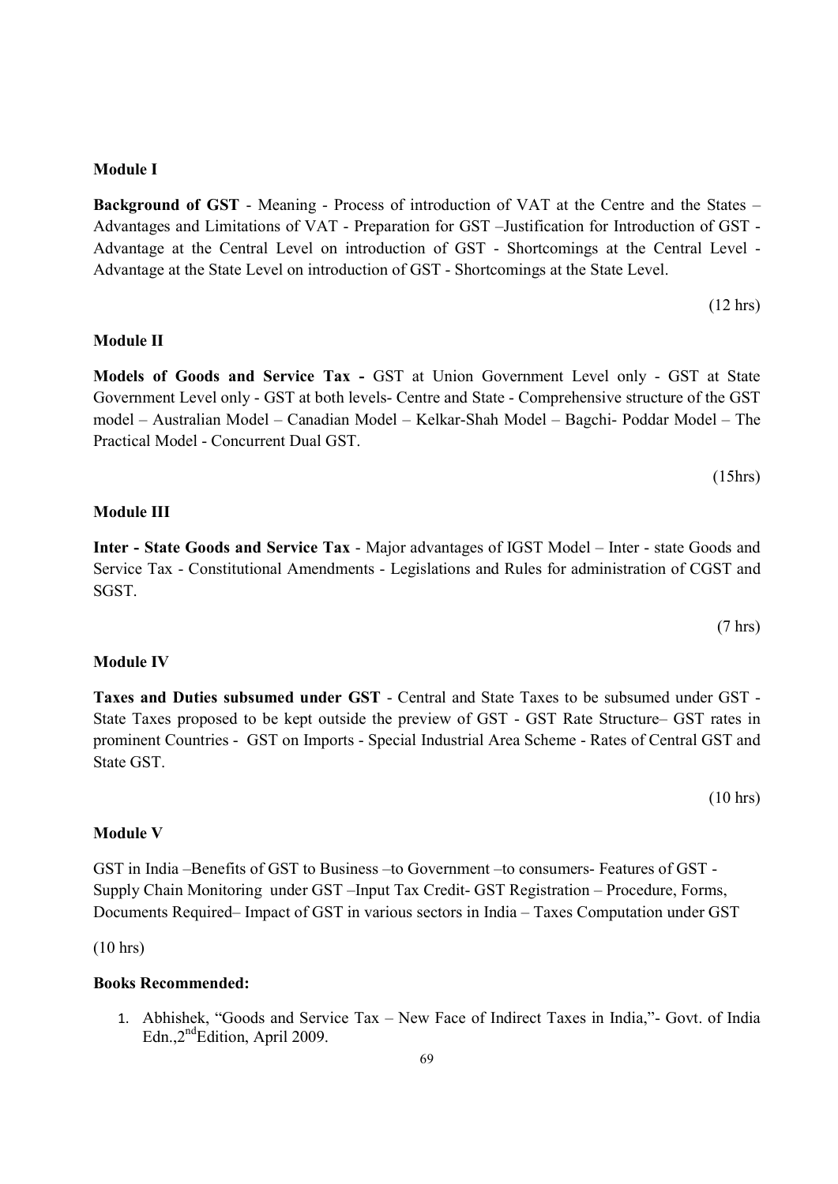**Module I**

**Background of GST** - Meaning - Process of introduction of VAT at the Centre and the States – Advantages and Limitations of VAT - Preparation for GST –Justification for Introduction of GST - Advantage at the Central Level on introduction of GST - Shortcomings at the Central Level - Advantage at the State Level on introduction of GST - Shortcomings at the State Level.

(12 hrs)

**Module II**

**Models of Goods and Service Tax -** GST at Union Government Level only - GST at State Government Level only - GST at both levels- Centre and State - Comprehensive structure of the GST model – Australian Model – Canadian Model – Kelkar-Shah Model – Bagchi- Poddar Model – The Practical Model - Concurrent Dual GST.

(15hrs)

**Module III**

**Inter - State Goods and Service Tax** - Major advantages of IGST Model – Inter - state Goods and Service Tax - Constitutional Amendments - Legislations and Rules for administration of CGST and SGST.

(7 hrs)

**Module IV**

**Taxes and Duties subsumed under GST** - Central and State Taxes to be subsumed under GST - State Taxes proposed to be kept outside the preview of GST - GST Rate Structure– GST rates in prominent Countries - GST on Imports - Special Industrial Area Scheme - Rates of Central GST and State GST.

(10 hrs)

**Module V**

GST in India –Benefits of GST to Business –to Government –to consumers- Features of GST - Supply Chain Monitoring under GST –Input Tax Credit- GST Registration – Procedure, Forms, Documents Required– Impact of GST in various sectors in India – Taxes Computation under GST

(10 hrs)

**Books Recommended:**

1. Abhishek, "Goods and Service Tax – New Face of Indirect Taxes in India,"- Govt. of India Edn., 2nd Edition, April 2009.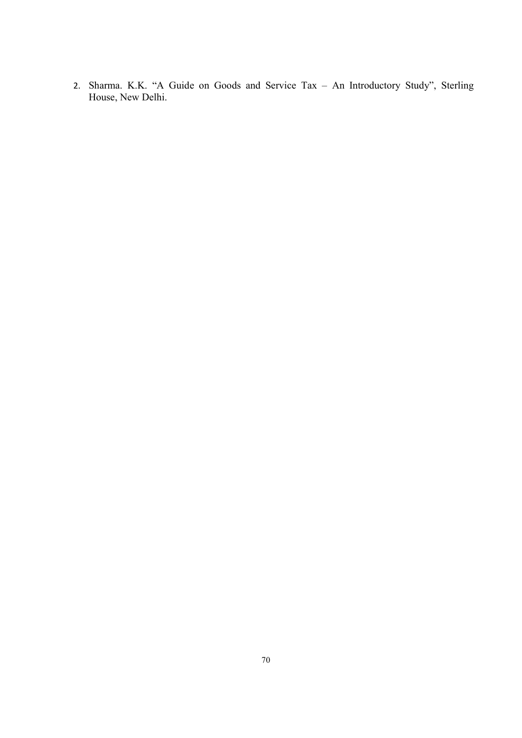2. Sharma. K.K. "A Guide on Goods and Service Tax – An Introductory Study", Sterling House, New Delhi.